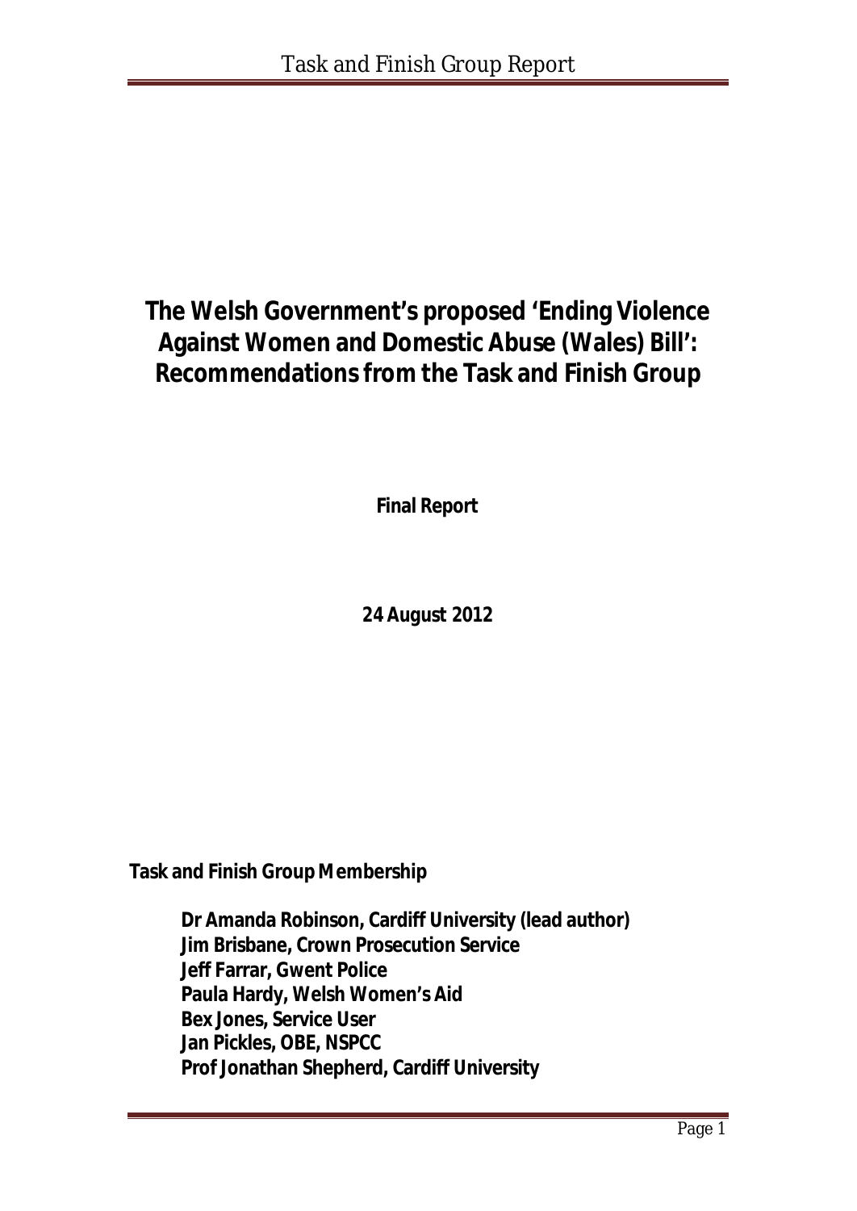# The Welsh Government's proposed 'Ending Violence Against Women and Domestic Abuse (Wales) Bill': Recommendations from the Task and Finish Group

**Final Report**

**24 August 2012**

**Task and Finish Group Membership**

**Dr Amanda Robinson, Cardiff University (lead author)**
**Jim Brisbane, Crown Prosecution Service**
**Jeff Farrar, Gwent Police**
**Paula Hardy, Welsh Women's Aid**
**Bex Jones, Service User**
**Jan Pickles, OBE, NSPCC**
**Prof Jonathan Shepherd, Cardiff University**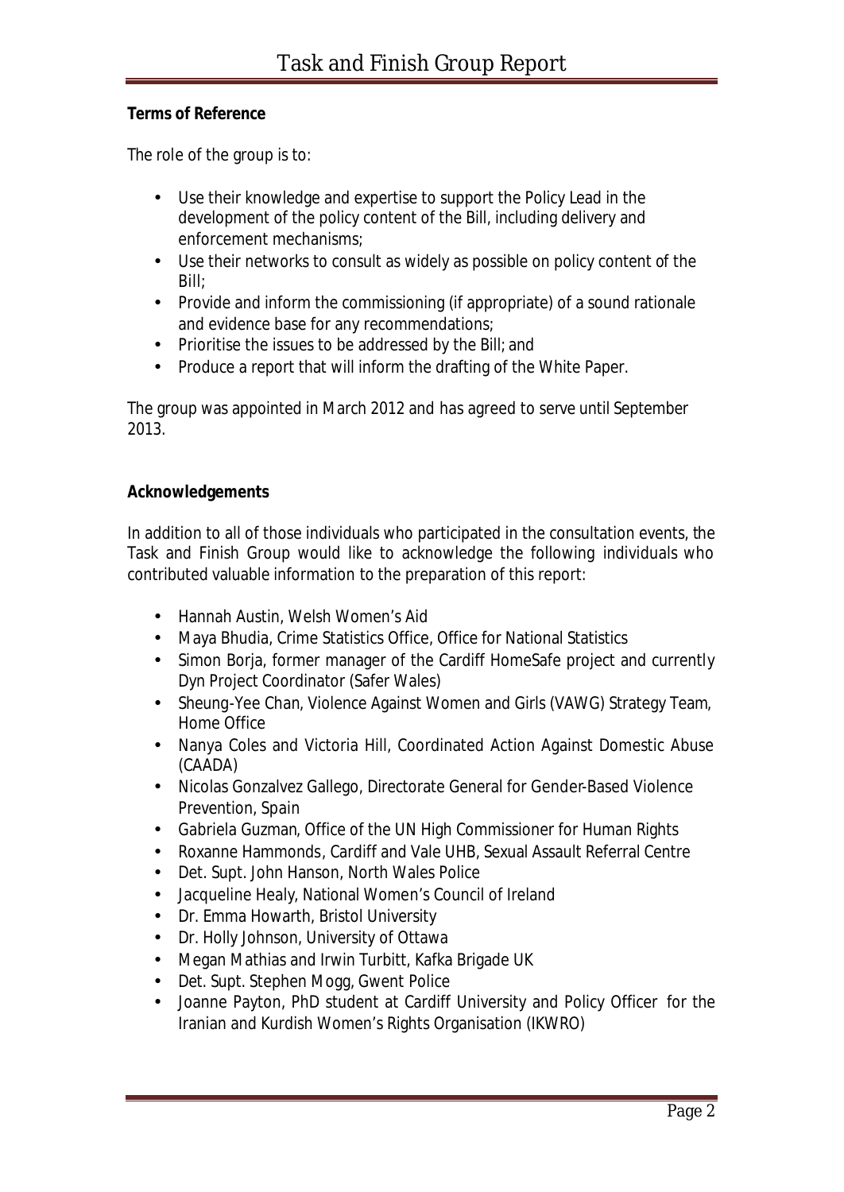**Terms of Reference**

The role of the group is to:

- Use their knowledge and expertise to support the Policy Lead in the development of the policy content of the Bill, including delivery and enforcement mechanisms;
- Use their networks to consult as widely as possible on policy content of the Bill;
- Provide and inform the commissioning (if appropriate) of a sound rationale and evidence base for any recommendations;
- Prioritise the issues to be addressed by the Bill; and
- Produce a report that will inform the drafting of the White Paper.

The group was appointed in March 2012 and has agreed to serve until September 2013.

**Acknowledgements**

In addition to all of those individuals who participated in the consultation events, the Task and Finish Group would like to acknowledge the following individuals who contributed valuable information to the preparation of this report:

- Hannah Austin, Welsh Women's Aid
- Maya Bhudia, Crime Statistics Office, Office for National Statistics
- Simon Borja, former manager of the Cardiff HomeSafe project and currently Dyn Project Coordinator (Safer Wales)
- Sheung-Yee Chan, Violence Against Women and Girls (VAWG) Strategy Team, Home Office
- Nanya Coles and Victoria Hill, Coordinated Action Against Domestic Abuse (CAADA)
- Nicolas Gonzalvez Gallego, Directorate General for Gender-Based Violence Prevention, Spain
- Gabriela Guzman, Office of the UN High Commissioner for Human Rights
- Roxanne Hammonds, Cardiff and Vale UHB, Sexual Assault Referral Centre
- Det. Supt. John Hanson, North Wales Police
- Jacqueline Healy, National Women's Council of Ireland
- Dr. Emma Howarth, Bristol University
- Dr. Holly Johnson, University of Ottawa
- Megan Mathias and Irwin Turbitt, Kafka Brigade UK
- Det. Supt. Stephen Mogg, Gwent Police
- Joanne Payton, PhD student at Cardiff University and Policy Officer for the Iranian and Kurdish Women's Rights Organisation (IKWRO)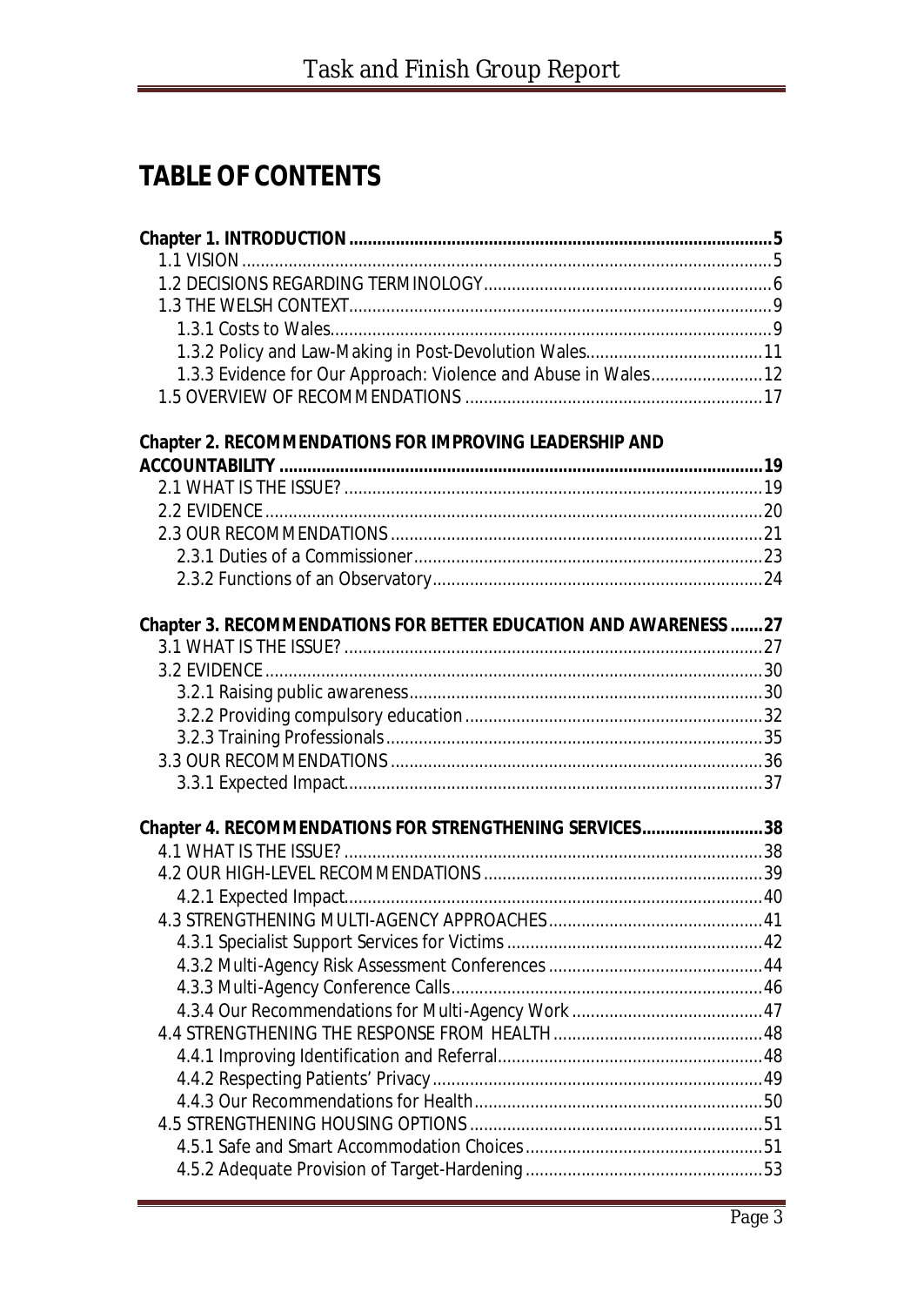# TABLE OF CONTENTS

**Chapter 1. INTRODUCTION .......... 5**

- 1.1 VISION .......... 5
- 1.2 DECISIONS REGARDING TERMINOLOGY .......... 6
- 1.3 THE WELSH CONTEXT .......... 9
  - 1.3.1 Costs to Wales .......... 9
  - 1.3.2 Policy and Law-Making in Post-Devolution Wales .......... 11
  - 1.3.3 Evidence for Our Approach: Violence and Abuse in Wales .......... 12
- 1.5 OVERVIEW OF RECOMMENDATIONS .......... 17

**Chapter 2. RECOMMENDATIONS FOR IMPROVING LEADERSHIP AND ACCOUNTABILITY .......... 19**

- 2.1 WHAT IS THE ISSUE? .......... 19
- 2.2 EVIDENCE .......... 20
- 2.3 OUR RECOMMENDATIONS .......... 21
  - 2.3.1 Duties of a Commissioner .......... 23
  - 2.3.2 Functions of an Observatory .......... 24

**Chapter 3. RECOMMENDATIONS FOR BETTER EDUCATION AND AWARENESS .......... 27**

- 3.1 WHAT IS THE ISSUE? .......... 27
- 3.2 EVIDENCE .......... 30
  - 3.2.1 Raising public awareness .......... 30
  - 3.2.2 Providing compulsory education .......... 32
  - 3.2.3 Training Professionals .......... 35
- 3.3 OUR RECOMMENDATIONS .......... 36
  - 3.3.1 Expected Impact .......... 37

**Chapter 4. RECOMMENDATIONS FOR STRENGTHENING SERVICES .......... 38**

- 4.1 WHAT IS THE ISSUE? .......... 38
- 4.2 OUR HIGH-LEVEL RECOMMENDATIONS .......... 39
  - 4.2.1 Expected Impact .......... 40
- 4.3 STRENGTHENING MULTI-AGENCY APPROACHES .......... 41
  - 4.3.1 Specialist Support Services for Victims .......... 42
  - 4.3.2 Multi-Agency Risk Assessment Conferences .......... 44
  - 4.3.3 Multi-Agency Conference Calls .......... 46
  - 4.3.4 Our Recommendations for Multi-Agency Work .......... 47
- 4.4 STRENGTHENING THE RESPONSE FROM HEALTH .......... 48
  - 4.4.1 Improving Identification and Referral .......... 48
  - 4.4.2 Respecting Patients' Privacy .......... 49
  - 4.4.3 Our Recommendations for Health .......... 50
- 4.5 STRENGTHENING HOUSING OPTIONS .......... 51
  - 4.5.1 Safe and Smart Accommodation Choices .......... 51
  - 4.5.2 Adequate Provision of Target-Hardening .......... 53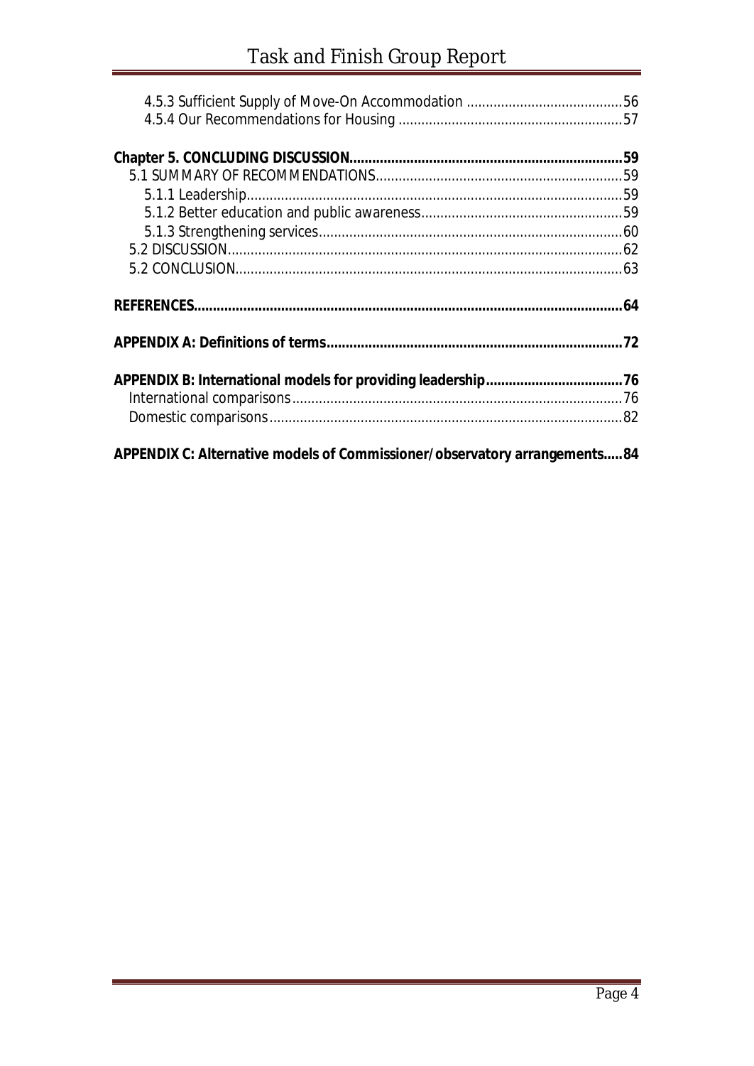4.5.3 Sufficient Supply of Move-On Accommodation ........................................56
4.5.4 Our Recommendations for Housing ..........................................................57

**Chapter 5. CONCLUDING DISCUSSION......................................................................59**

5.1 SUMMARY OF RECOMMENDATIONS................................................................59
5.1.1 Leadership.................................................................................................59
5.1.2 Better education and public awareness.....................................................59
5.1.3 Strengthening services...............................................................................60
5.2 DISCUSSION......................................................................................................62
5.2 CONCLUSION....................................................................................................63

**REFERENCES..............................................................................................................64**

**APPENDIX A: Definitions of terms............................................................................72**

**APPENDIX B: International models for providing leadership...................................76**

International comparisons......................................................................................76
Domestic comparisons............................................................................................82

**APPENDIX C: Alternative models of Commissioner/observatory arrangements.....84**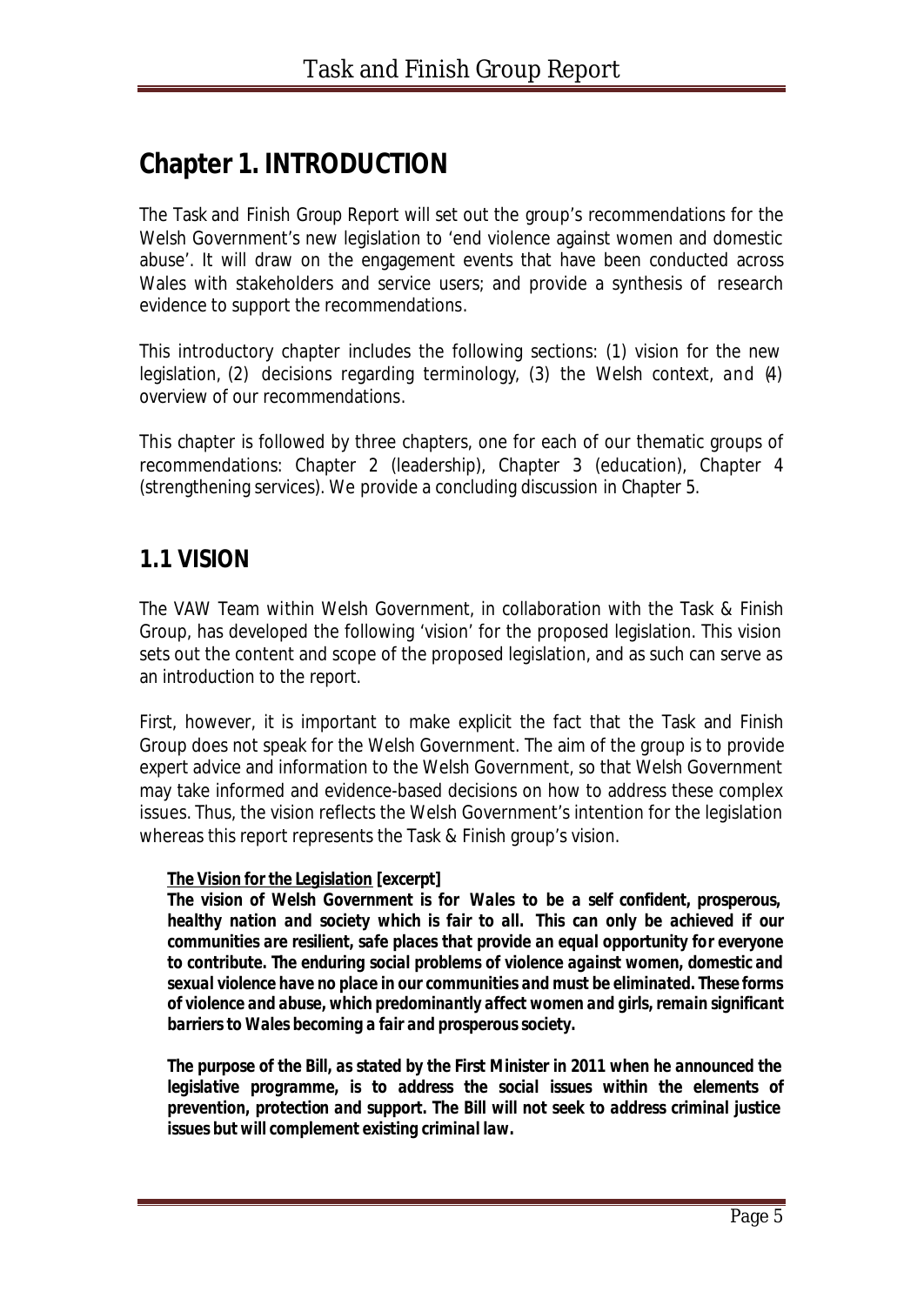# Chapter 1. INTRODUCTION

The Task and Finish Group Report will set out the group's recommendations for the Welsh Government's new legislation to 'end violence against women and domestic abuse'. It will draw on the engagement events that have been conducted across Wales with stakeholders and service users; and provide a synthesis of research evidence to support the recommendations.

This introductory chapter includes the following sections: (1) vision for the new legislation, (2) decisions regarding terminology, (3) the Welsh context, and (4) overview of our recommendations.

This chapter is followed by three chapters, one for each of our thematic groups of recommendations: Chapter 2 (leadership), Chapter 3 (education), Chapter 4 (strengthening services). We provide a concluding discussion in Chapter 5.

## 1.1 VISION

The VAW Team within Welsh Government, in collaboration with the Task & Finish Group, has developed the following 'vision' for the proposed legislation. This vision sets out the content and scope of the proposed legislation, and as such can serve as an introduction to the report.

First, however, it is important to make explicit the fact that the Task and Finish Group does not speak for the Welsh Government. The aim of the group is to provide expert advice and information to the Welsh Government, so that Welsh Government may take informed and evidence-based decisions on how to address these complex issues. Thus, the vision reflects the Welsh Government's intention for the legislation whereas this report represents the Task & Finish group's vision.

> ***The Vision for the Legislation* [excerpt]**
>
> ***The vision of Welsh Government is for Wales to be a self confident, prosperous, healthy nation and society which is fair to all. This can only be achieved if our communities are resilient, safe places that provide an equal opportunity for everyone to contribute. The enduring social problems of violence against women, domestic and sexual violence have no place in our communities and must be eliminated. These forms of violence and abuse, which predominantly affect women and girls, remain significant barriers to Wales becoming a fair and prosperous society.***
>
> ***The purpose of the Bill, as stated by the First Minister in 2011 when he announced the legislative programme, is to address the social issues within the elements of prevention, protection and support. The Bill will not seek to address criminal justice issues but will complement existing criminal law.***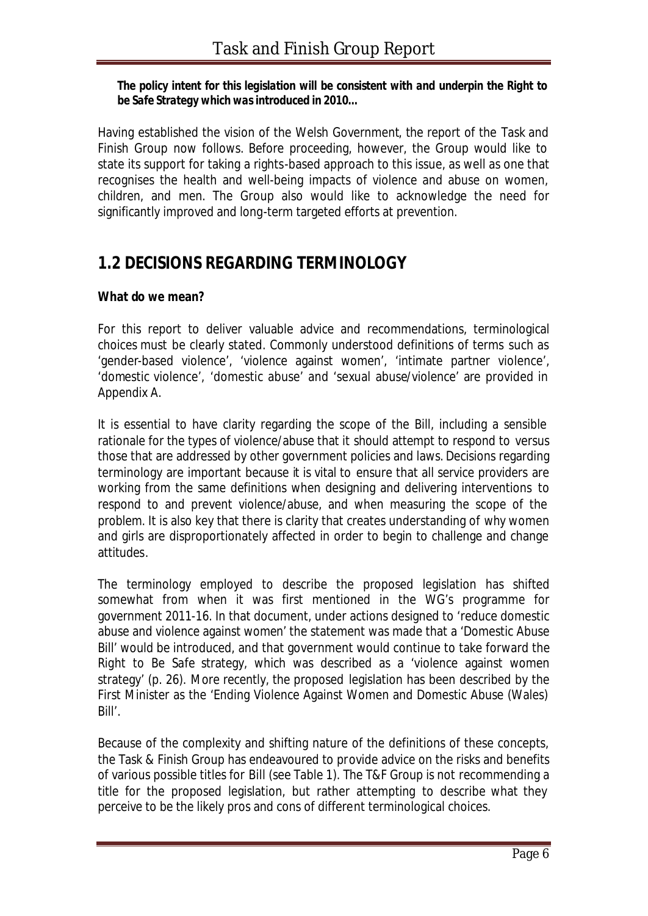***The policy intent for this legislation will be consistent with and underpin the Right to be Safe Strategy which was introduced in 2010...***

Having established the vision of the Welsh Government, the report of the Task and Finish Group now follows. Before proceeding, however, the Group would like to state its support for taking a rights-based approach to this issue, as well as one that recognises the health and well-being impacts of violence and abuse on women, children, and men. The Group also would like to acknowledge the need for significantly improved and long-term targeted efforts at prevention.

## 1.2 DECISIONS REGARDING TERMINOLOGY

**What do we mean?**

For this report to deliver valuable advice and recommendations, terminological choices must be clearly stated. Commonly understood definitions of terms such as 'gender-based violence', 'violence against women', 'intimate partner violence', 'domestic violence', 'domestic abuse' and 'sexual abuse/violence' are provided in Appendix A.

It is essential to have clarity regarding the scope of the Bill, including a sensible rationale for the types of violence/abuse that it should attempt to respond to versus those that are addressed by other government policies and laws. Decisions regarding terminology are important because it is vital to ensure that all service providers are working from the same definitions when designing and delivering interventions to respond to and prevent violence/abuse, and when measuring the scope of the problem. It is also key that there is clarity that creates understanding of why women and girls are disproportionately affected in order to begin to challenge and change attitudes.

The terminology employed to describe the proposed legislation has shifted somewhat from when it was first mentioned in the WG's programme for government 2011-16. In that document, under actions designed to 'reduce domestic abuse and violence against women' the statement was made that a 'Domestic Abuse Bill' would be introduced, and that government would continue to take forward the Right to Be Safe strategy, which was described as a 'violence against women strategy' (p. 26). More recently, the proposed legislation has been described by the First Minister as the 'Ending Violence Against Women and Domestic Abuse (Wales) Bill'.

Because of the complexity and shifting nature of the definitions of these concepts, the Task & Finish Group has endeavoured to provide advice on the risks and benefits of various possible titles for Bill (see Table 1). The T&F Group is not recommending a title for the proposed legislation, but rather attempting to describe what they perceive to be the likely pros and cons of different terminological choices.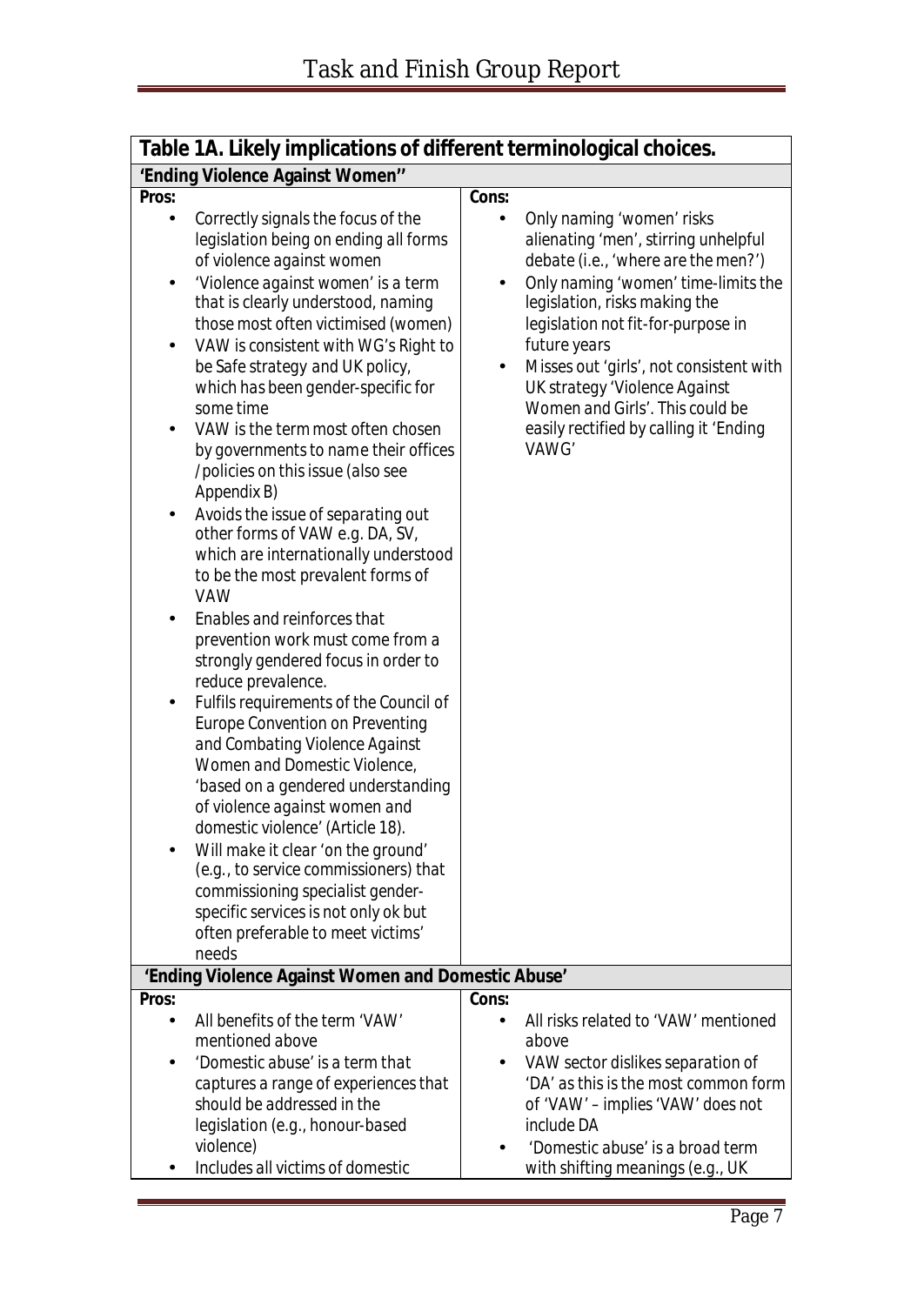| Table 1A. Likely implications of different terminological choices. | |
|---|---|
| **'Ending Violence Against Women''** | |
| **Pros:**<br>• Correctly signals the focus of the legislation being on ending all forms of violence against women<br>• 'Violence against women' is a term that is clearly understood, naming those most often victimised (women)<br>• VAW is consistent with WG's Right to be Safe strategy and UK policy, which has been gender-specific for some time<br>• VAW is the term most often chosen by governments to name their offices /policies on this issue (also see Appendix B)<br>• Avoids the issue of separating out other forms of VAW e.g. DA, SV, which are internationally understood to be the most prevalent forms of VAW<br>• Enables and reinforces that prevention work must come from a strongly gendered focus in order to reduce prevalence.<br>• Fulfils requirements of the Council of Europe Convention on Preventing and Combating Violence Against Women and Domestic Violence, 'based on a gendered understanding of violence against women and domestic violence' (Article 18).<br>• Will make it clear 'on the ground' (e.g., to service commissioners) that commissioning specialist gender-specific services is not only ok but often preferable to meet victims' needs | **Cons:**<br>• Only naming 'women' risks alienating 'men', stirring unhelpful debate (i.e., 'where are the men?')<br>• Only naming 'women' time-limits the legislation, risks making the legislation not fit-for-purpose in future years<br>• Misses out 'girls', not consistent with UK strategy 'Violence Against Women and Girls'. This could be easily rectified by calling it 'Ending VAWG' |
| **'Ending Violence Against Women and Domestic Abuse'** | |
| **Pros:**<br>• All benefits of the term 'VAW' mentioned above<br>• 'Domestic abuse' is a term that captures a range of experiences that should be addressed in the legislation (e.g., honour-based violence)<br>• Includes all victims of domestic | **Cons:**<br>• All risks related to 'VAW' mentioned above<br>• VAW sector dislikes separation of 'DA' as this is the most common form of 'VAW' – implies 'VAW' does not include DA<br>• 'Domestic abuse' is a broad term with shifting meanings (e.g., UK |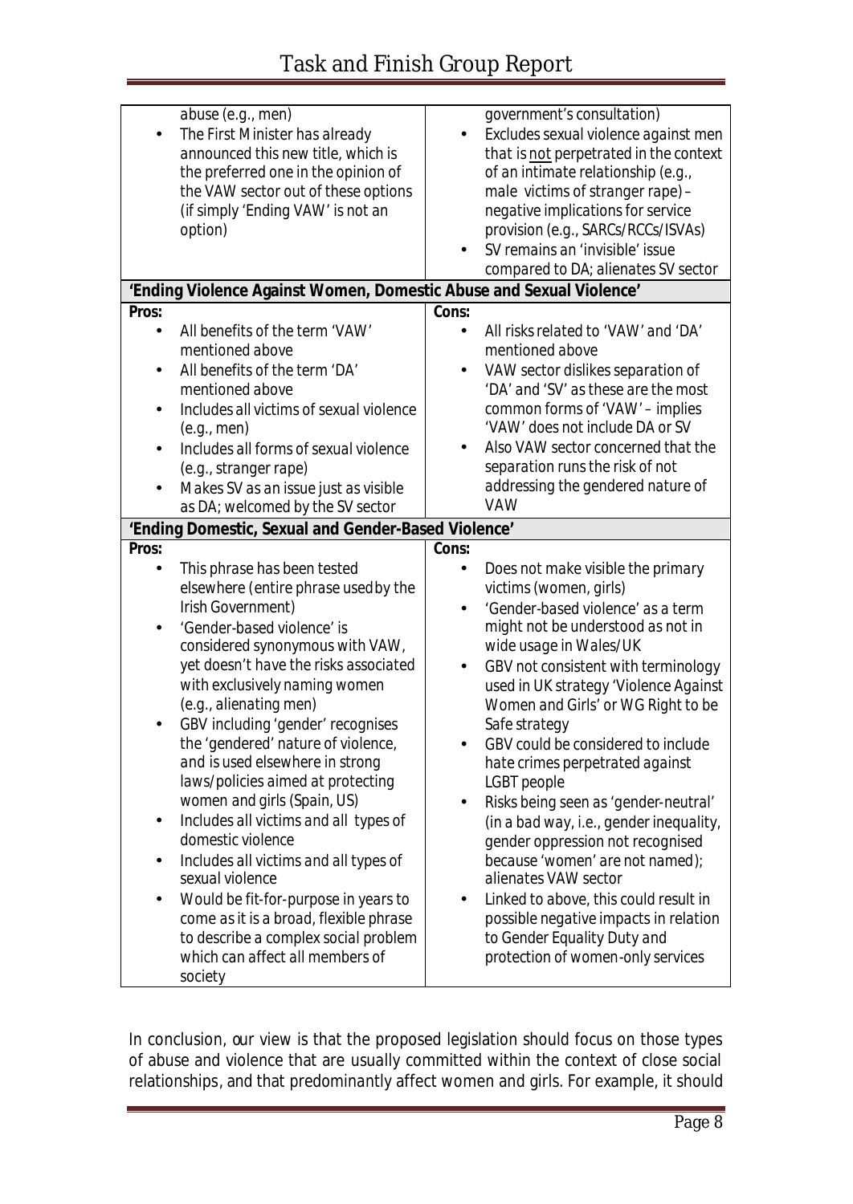| | |
|---|---|
| abuse (e.g., men)<br>• The First Minister has already announced this new title, which is the preferred one in the opinion of the VAW sector out of these options (if simply 'Ending VAW' is not an option) | government's consultation)<br>• Excludes sexual violence against men that is not perpetrated in the context of an intimate relationship (e.g., male victims of stranger rape) – negative implications for service provision (e.g., SARCs/RCCs/ISVAs)<br>• SV remains an 'invisible' issue compared to DA; alienates SV sector |
| **'Ending Violence Against Women, Domestic Abuse and Sexual Violence'** | |
| **Pros:** | **Cons:** |
| • All benefits of the term 'VAW' mentioned above<br>• All benefits of the term 'DA' mentioned above<br>• Includes all victims of sexual violence (e.g., men)<br>• Includes all forms of sexual violence (e.g., stranger rape)<br>• Makes SV as an issue just as visible as DA; welcomed by the SV sector | • All risks related to 'VAW' and 'DA' mentioned above<br>• VAW sector dislikes separation of 'DA' and 'SV' as these are the most common forms of 'VAW' – implies 'VAW' does not include DA or SV<br>• Also VAW sector concerned that the separation runs the risk of not addressing the gendered nature of VAW |
| **'Ending Domestic, Sexual and Gender-Based Violence'** | |
| **Pros:** | **Cons:** |
| • This phrase has been tested elsewhere (entire phrase used by the Irish Government)<br>• 'Gender-based violence' is considered synonymous with VAW, yet doesn't have the risks associated with exclusively naming women (e.g., alienating men)<br>• GBV including 'gender' recognises the 'gendered' nature of violence, and is used elsewhere in strong laws/policies aimed at protecting women and girls (Spain, US)<br>• Includes all victims and all types of domestic violence<br>• Includes all victims and all types of sexual violence<br>• Would be fit-for-purpose in years to come as it is a broad, flexible phrase to describe a complex social problem which can affect all members of society | • Does not make visible the primary victims (women, girls)<br>• 'Gender-based violence' as a term might not be understood as not in wide usage in Wales/UK<br>• GBV not consistent with terminology used in UK strategy 'Violence Against Women and Girls' or WG Right to be Safe strategy<br>• GBV could be considered to include hate crimes perpetrated against LGBT people<br>• Risks being seen as 'gender-neutral' (in a bad way, i.e., gender inequality, gender oppression not recognised because 'women' are not named); alienates VAW sector<br>• Linked to above, this could result in possible negative impacts in relation to Gender Equality Duty and protection of women-only services |

In conclusion, our view is that the proposed legislation should focus on those types of abuse and violence that are usually committed within the context of close social relationships, and that predominantly affect women and girls. For example, it should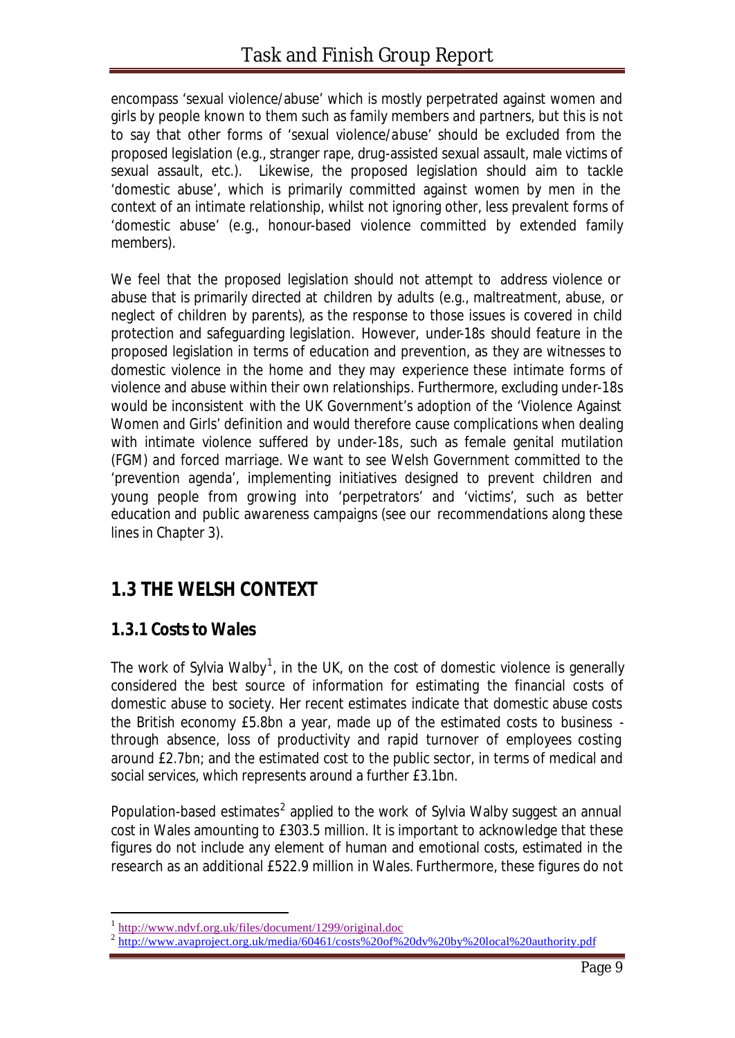encompass 'sexual violence/abuse' which is mostly perpetrated against women and girls by people known to them such as family members and partners, but this is not to say that other forms of 'sexual violence/abuse' should be excluded from the proposed legislation (e.g., stranger rape, drug-assisted sexual assault, male victims of sexual assault, etc.). Likewise, the proposed legislation should aim to tackle 'domestic abuse', which is primarily committed against women by men in the context of an intimate relationship, whilst not ignoring other, less prevalent forms of 'domestic abuse' (e.g., honour-based violence committed by extended family members).

We feel that the proposed legislation should not attempt to address violence or abuse that is primarily directed at children by adults (e.g., maltreatment, abuse, or neglect of children by parents), as the response to those issues is covered in child protection and safeguarding legislation. However, under-18s should feature in the proposed legislation in terms of education and prevention, as they are witnesses to domestic violence in the home and they may experience these intimate forms of violence and abuse within their own relationships. Furthermore, excluding under-18s would be inconsistent with the UK Government's adoption of the 'Violence Against Women and Girls' definition and would therefore cause complications when dealing with intimate violence suffered by under-18s, such as female genital mutilation (FGM) and forced marriage. We want to see Welsh Government committed to the 'prevention agenda', implementing initiatives designed to prevent children and young people from growing into 'perpetrators' and 'victims', such as better education and public awareness campaigns (see our recommendations along these lines in Chapter 3).

## 1.3 THE WELSH CONTEXT

### 1.3.1 Costs to Wales

The work of Sylvia Walby[1], in the UK, on the cost of domestic violence is generally considered the best source of information for estimating the financial costs of domestic abuse to society. Her recent estimates indicate that domestic abuse costs the British economy £5.8bn a year, made up of the estimated costs to business - through absence, loss of productivity and rapid turnover of employees costing around £2.7bn; and the estimated cost to the public sector, in terms of medical and social services, which represents around a further £3.1bn.

Population-based estimates[2] applied to the work of Sylvia Walby suggest an annual cost in Wales amounting to £303.5 million. It is important to acknowledge that these figures do not include any element of human and emotional costs, estimated in the research as an additional £522.9 million in Wales. Furthermore, these figures do not

[1] http://www.ndvf.org.uk/files/document/1299/original.doc

[2] http://www.avaproject.org.uk/media/60461/costs%20of%20dv%20by%20local%20authority.pdf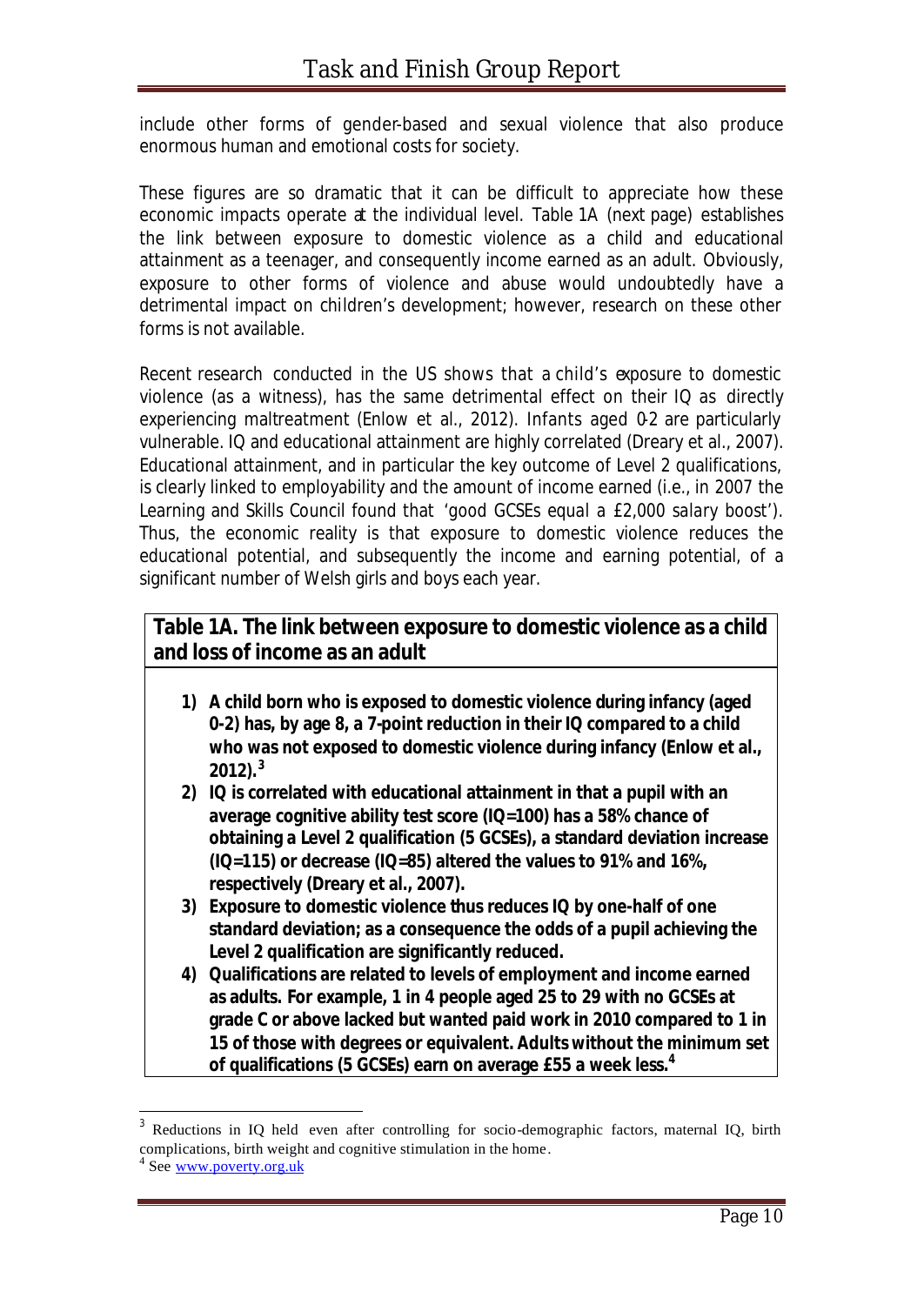include other forms of gender-based and sexual violence that also produce enormous human and emotional costs for society.

These figures are so dramatic that it can be difficult to appreciate how these economic impacts operate at the individual level. Table 1A (next page) establishes the link between exposure to domestic violence as a child and educational attainment as a teenager, and consequently income earned as an adult. Obviously, exposure to other forms of violence and abuse would undoubtedly have a detrimental impact on children's development; however, research on these other forms is not available.

Recent research conducted in the US shows that a child's exposure to domestic violence (as a witness), has the same detrimental effect on their IQ as directly experiencing maltreatment (Enlow et al., 2012). Infants aged 0-2 are particularly vulnerable. IQ and educational attainment are highly correlated (Dreary et al., 2007). Educational attainment, and in particular the key outcome of Level 2 qualifications, is clearly linked to employability and the amount of income earned (i.e., in 2007 the Learning and Skills Council found that 'good GCSEs equal a £2,000 salary boost'). Thus, the economic reality is that exposure to domestic violence reduces the educational potential, and subsequently the income and earning potential, of a significant number of Welsh girls and boys each year.

**Table 1A. The link between exposure to domestic violence as a child and loss of income as an adult**

1) **A child born who is exposed to domestic violence during infancy (aged 0-2) has, by age 8, a 7-point reduction in their IQ compared to a child who was not exposed to domestic violence during infancy (Enlow et al., 2012).[3]**
2) **IQ is correlated with educational attainment in that a pupil with an average cognitive ability test score (IQ=100) has a 58% chance of obtaining a Level 2 qualification (5 GCSEs), a standard deviation increase (IQ=115) or decrease (IQ=85) altered the values to 91% and 16%, respectively (Dreary et al., 2007).**
3) **Exposure to domestic violence thus reduces IQ by one-half of one standard deviation; as a consequence the odds of a pupil achieving the Level 2 qualification are significantly reduced.**
4) **Qualifications are related to levels of employment and income earned as adults. For example, 1 in 4 people aged 25 to 29 with no GCSEs at grade C or above lacked but wanted paid work in 2010 compared to 1 in 15 of those with degrees or equivalent. Adults without the minimum set of qualifications (5 GCSEs) earn on average £55 a week less.[4]**

[3] Reductions in IQ held even after controlling for socio-demographic factors, maternal IQ, birth complications, birth weight and cognitive stimulation in the home.

[4] See www.poverty.org.uk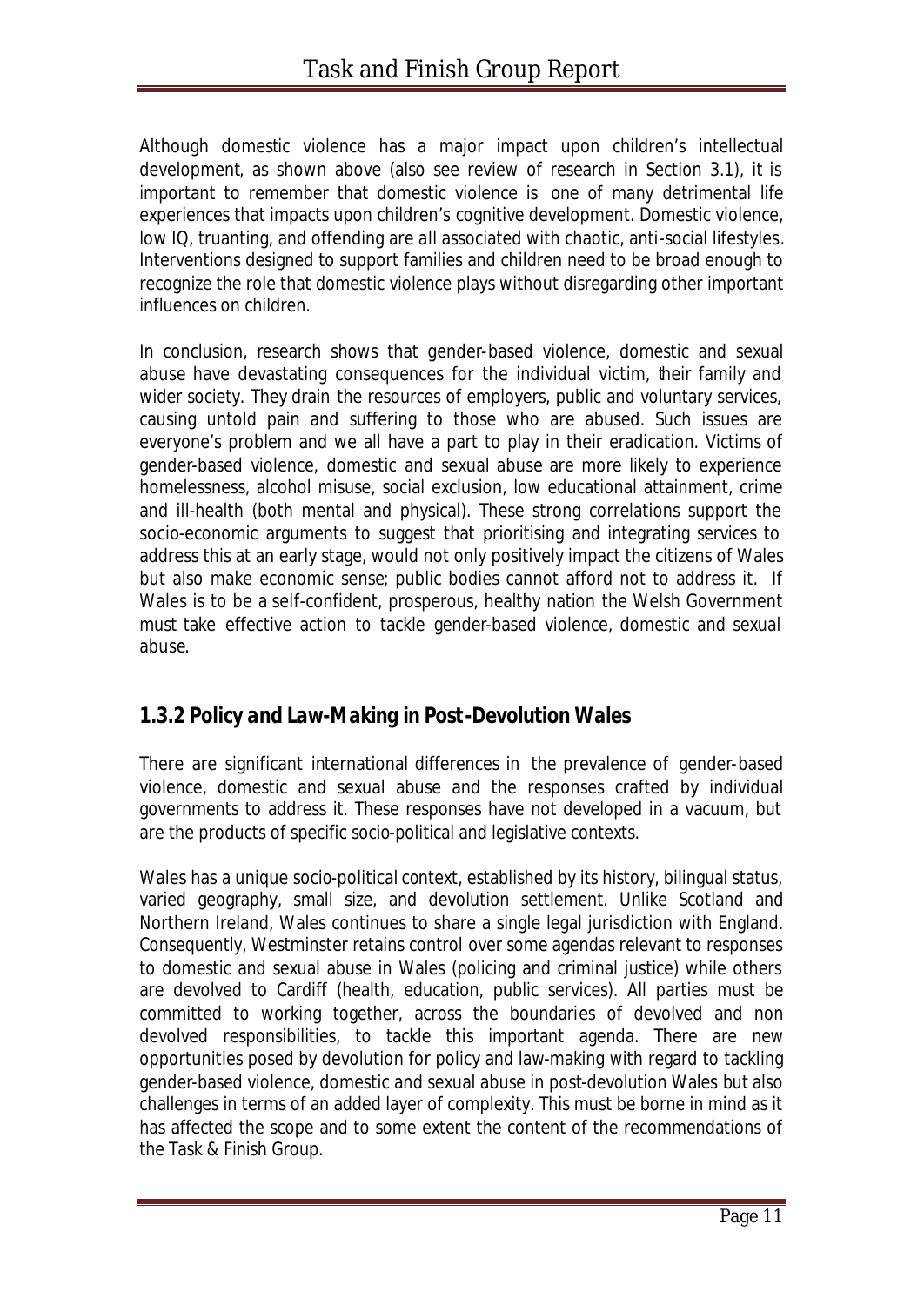Although domestic violence has a major impact upon children's intellectual development, as shown above (also see review of research in Section 3.1), it is important to remember that domestic violence is one of many detrimental life experiences that impacts upon children's cognitive development. Domestic violence, low IQ, truanting, and offending are all associated with chaotic, anti-social lifestyles. Interventions designed to support families and children need to be broad enough to recognize the role that domestic violence plays without disregarding other important influences on children.

In conclusion, research shows that gender-based violence, domestic and sexual abuse have devastating consequences for the individual victim, their family and wider society. They drain the resources of employers, public and voluntary services, causing untold pain and suffering to those who are abused. Such issues are everyone's problem and we all have a part to play in their eradication. Victims of gender-based violence, domestic and sexual abuse are more likely to experience homelessness, alcohol misuse, social exclusion, low educational attainment, crime and ill-health (both mental and physical). These strong correlations support the socio-economic arguments to suggest that prioritising and integrating services to address this at an early stage, would not only positively impact the citizens of Wales but also make economic sense; public bodies cannot afford not to address it. If Wales is to be a self-confident, prosperous, healthy nation the Welsh Government must take effective action to tackle gender-based violence, domestic and sexual abuse.

### 1.3.2 Policy and Law-Making in Post-Devolution Wales

There are significant international differences in the prevalence of gender-based violence, domestic and sexual abuse and the responses crafted by individual governments to address it. These responses have not developed in a vacuum, but are the products of specific socio-political and legislative contexts.

Wales has a unique socio-political context, established by its history, bilingual status, varied geography, small size, and devolution settlement. Unlike Scotland and Northern Ireland, Wales continues to share a single legal jurisdiction with England. Consequently, Westminster retains control over some agendas relevant to responses to domestic and sexual abuse in Wales (policing and criminal justice) while others are devolved to Cardiff (health, education, public services). All parties must be committed to working together, across the boundaries of devolved and non devolved responsibilities, to tackle this important agenda. There are new opportunities posed by devolution for policy and law-making with regard to tackling gender-based violence, domestic and sexual abuse in post-devolution Wales but also challenges in terms of an added layer of complexity. This must be borne in mind as it has affected the scope and to some extent the content of the recommendations of the Task & Finish Group.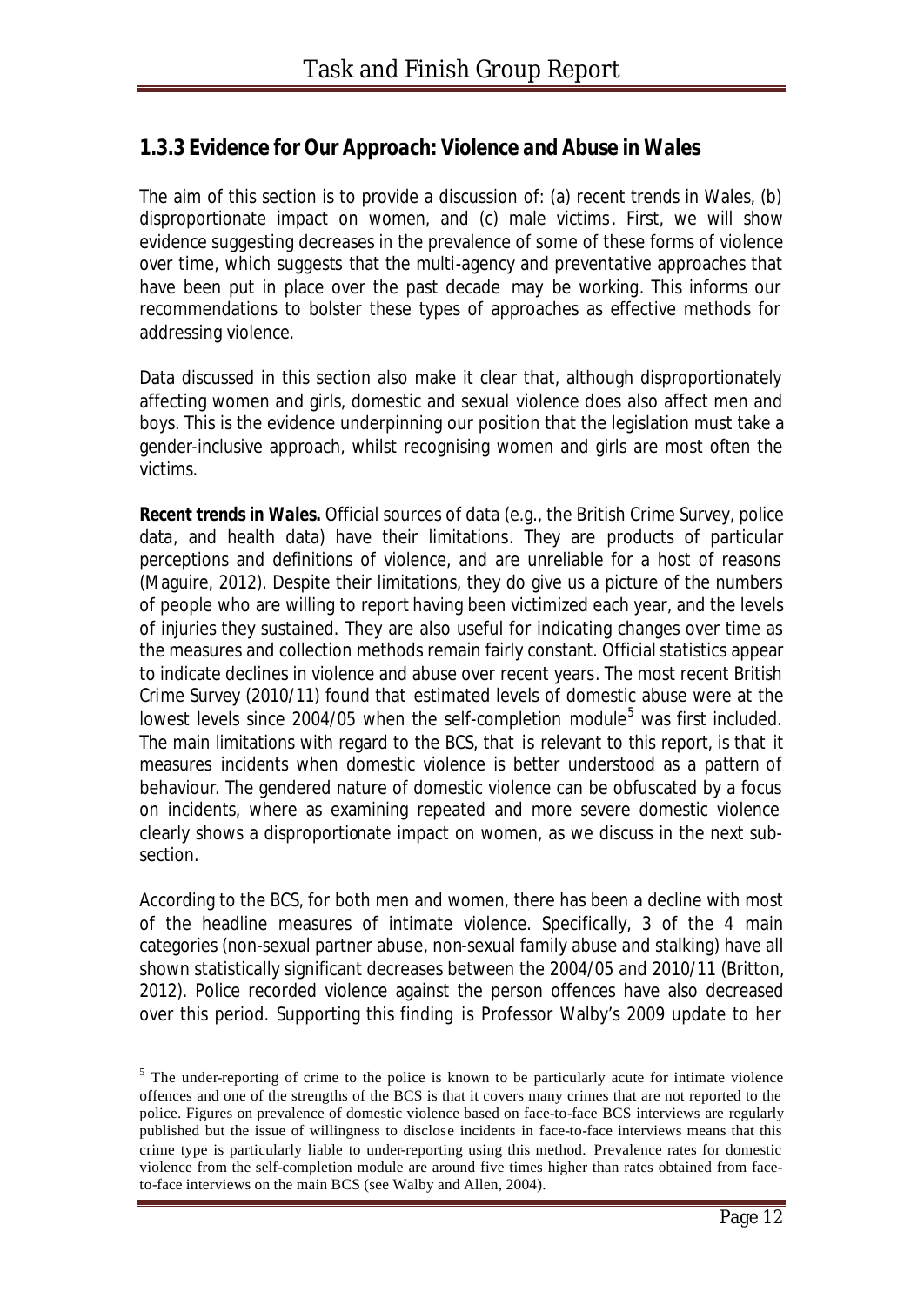### 1.3.3 Evidence for Our Approach: Violence and Abuse in Wales

The aim of this section is to provide a discussion of: (a) recent trends in Wales, (b) disproportionate impact on women, and (c) male victims. First, we will show evidence suggesting decreases in the prevalence of some of these forms of violence over time, which suggests that the multi-agency and preventative approaches that have been put in place over the past decade may be working. This informs our recommendations to bolster these types of approaches as effective methods for addressing violence.

Data discussed in this section also make it clear that, although disproportionately affecting women and girls, domestic and sexual violence does also affect men and boys. This is the evidence underpinning our position that the legislation must take a gender-inclusive approach, whilst recognising women and girls are most often the victims.

**Recent trends in Wales.** Official sources of data (e.g., the British Crime Survey, police data, and health data) have their limitations. They are products of particular perceptions and definitions of violence, and are unreliable for a host of reasons (Maguire, 2012). Despite their limitations, they do give us a picture of the numbers of people who are willing to report having been victimized each year, and the levels of injuries they sustained. They are also useful for indicating changes over time as the measures and collection methods remain fairly constant. Official statistics appear to indicate declines in violence and abuse over recent years. The most recent British Crime Survey (2010/11) found that estimated levels of domestic abuse were at the lowest levels since 2004/05 when the self-completion module[5] was first included. The main limitations with regard to the BCS, that is relevant to this report, is that it measures incidents when domestic violence is better understood as a pattern of behaviour. The gendered nature of domestic violence can be obfuscated by a focus on incidents, where as examining repeated and more severe domestic violence clearly shows a disproportionate impact on women, as we discuss in the next sub-section.

According to the BCS, for both men and women, there has been a decline with most of the headline measures of intimate violence. Specifically, 3 of the 4 main categories (non-sexual partner abuse, non-sexual family abuse and stalking) have all shown statistically significant decreases between the 2004/05 and 2010/11 (Britton, 2012). Police recorded violence against the person offences have also decreased over this period. Supporting this finding is Professor Walby's 2009 update to her

[5] The under-reporting of crime to the police is known to be particularly acute for intimate violence offences and one of the strengths of the BCS is that it covers many crimes that are not reported to the police. Figures on prevalence of domestic violence based on face-to-face BCS interviews are regularly published but the issue of willingness to disclose incidents in face-to-face interviews means that this crime type is particularly liable to under-reporting using this method. Prevalence rates for domestic violence from the self-completion module are around five times higher than rates obtained from face-to-face interviews on the main BCS (see Walby and Allen, 2004).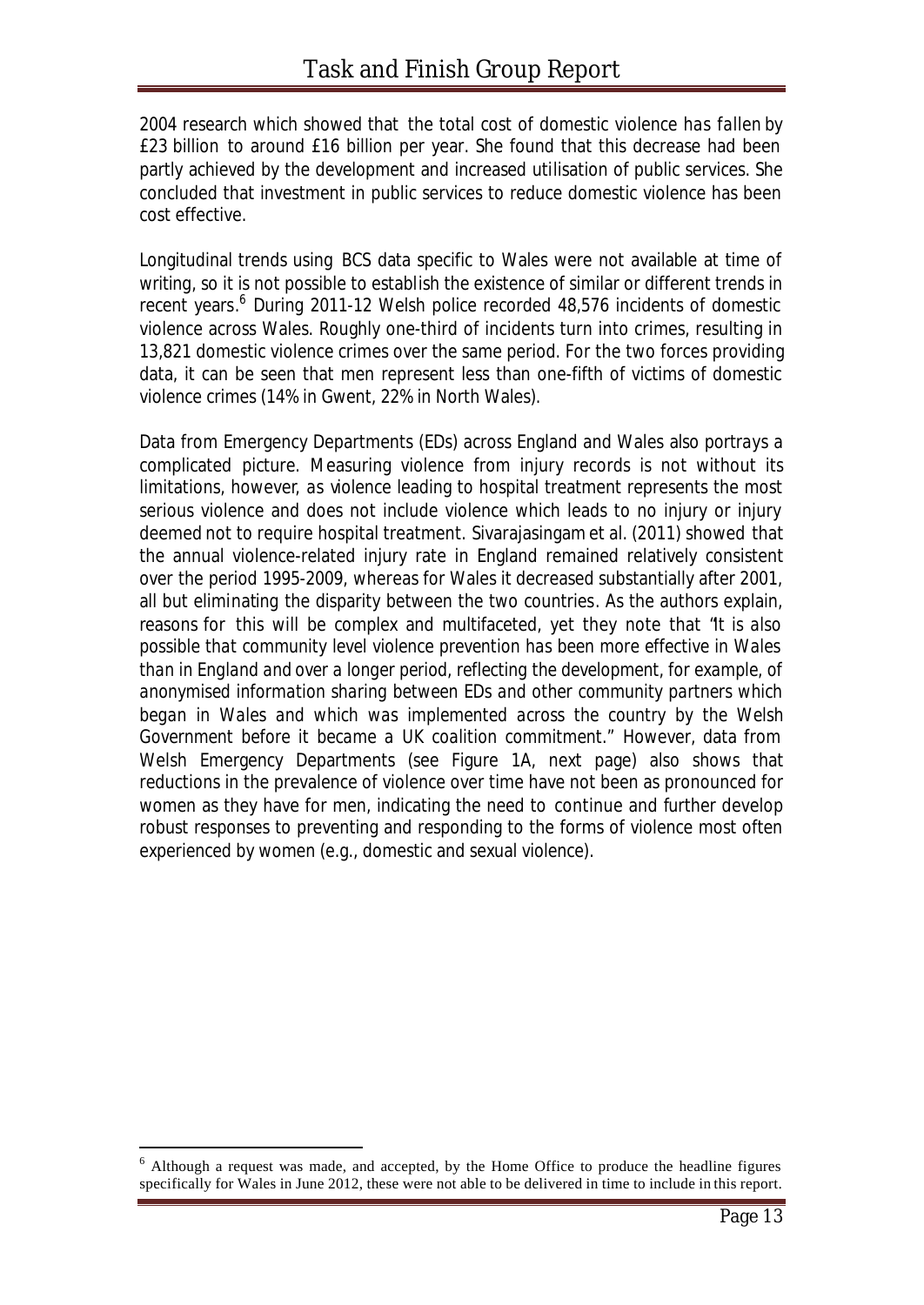2004 research which showed that the total cost of domestic violence *has fallen* by £23 billion to around £16 billion per year. She found that this decrease had been partly achieved by the development and increased utilisation of public services. She concluded that investment in public services to reduce domestic violence has been cost effective.

Longitudinal trends using BCS data specific to Wales were not available at time of writing, so it is not possible to establish the existence of similar or different trends in recent years.[6] During 2011-12 Welsh police recorded 48,576 incidents of domestic violence across Wales. Roughly one-third of incidents turn into crimes, resulting in 13,821 domestic violence crimes over the same period. For the two forces providing data, it can be seen that men represent less than one-fifth of victims of domestic violence crimes (14% in Gwent, 22% in North Wales).

Data from Emergency Departments (EDs) across England and Wales also portrays a complicated picture. Measuring violence from injury records is not without its limitations, however, as violence leading to hospital treatment represents the most serious violence and does not include violence which leads to no injury or injury deemed not to require hospital treatment. Sivarajasingam et al. (2011) showed that the annual violence-related injury rate in England remained relatively consistent over the period 1995-2009, whereas for Wales it decreased substantially after 2001, all but eliminating the disparity between the two countries. As the authors explain, reasons for this will be complex and multifaceted, yet they note that "*It is also possible that community level violence prevention has been more effective in Wales than in England and over a longer period, reflecting the development, for example, of anonymised information sharing between EDs and other community partners which began in Wales and which was implemented across the country by the Welsh Government before it became a UK coalition commitment.*" However, data from Welsh Emergency Departments (see Figure 1A, next page) also shows that reductions in the prevalence of violence over time have not been as pronounced for women as they have for men, indicating the need to continue and further develop robust responses to preventing and responding to the forms of violence most often experienced by women (e.g., domestic and sexual violence).

[6] Although a request was made, and accepted, by the Home Office to produce the headline figures specifically for Wales in June 2012, these were not able to be delivered in time to include in this report.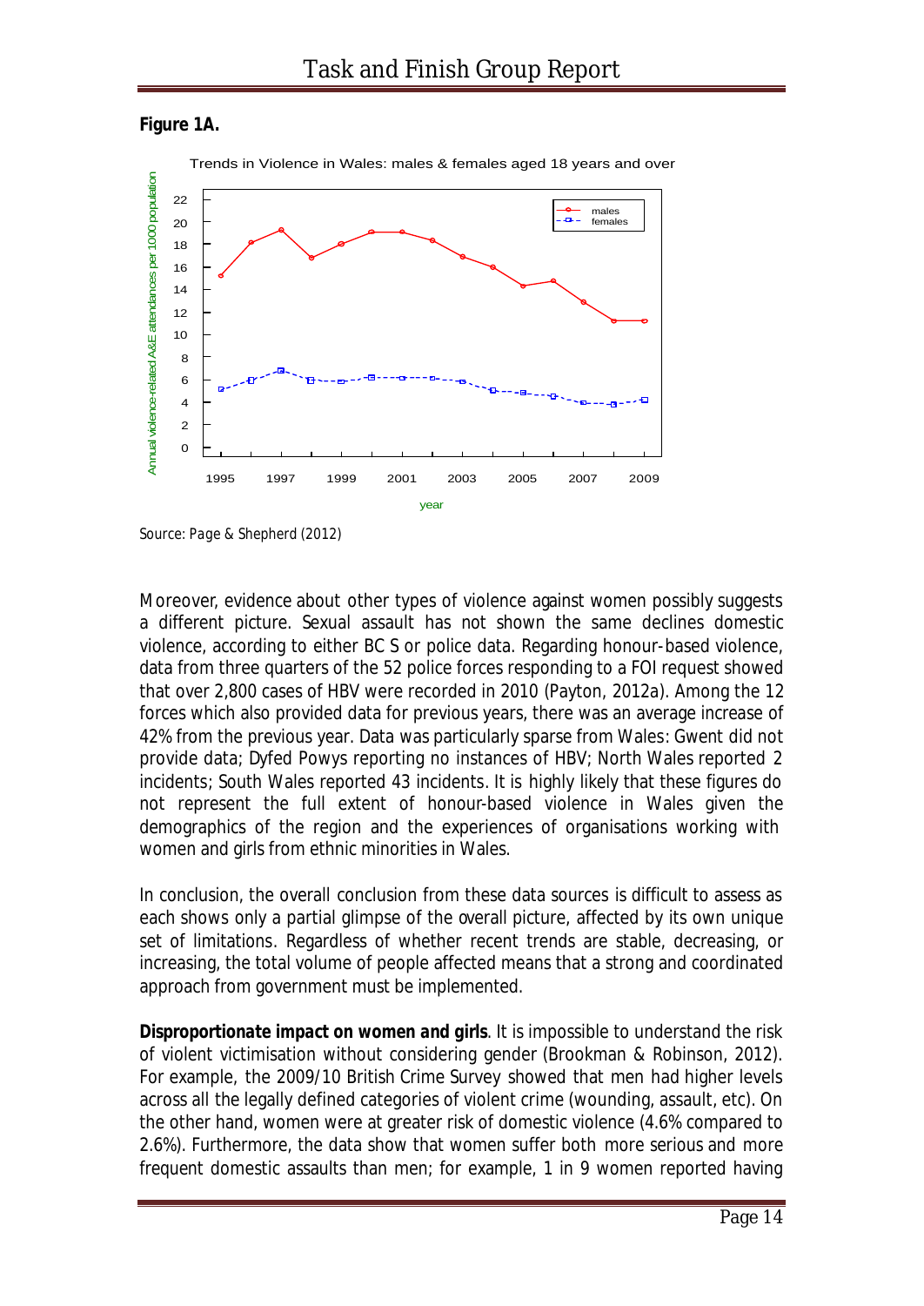**Figure 1A.**

Trends in Violence in Wales: males & females aged 18 years and over

Source: Page & Shepherd (2012)

Moreover, evidence about other types of violence against women possibly suggests a different picture. Sexual assault has not shown the same declines domestic violence, according to either BCS or police data. Regarding honour-based violence, data from three quarters of the 52 police forces responding to a FOI request showed that over 2,800 cases of HBV were recorded in 2010 (Payton, 2012a). Among the 12 forces which also provided data for previous years, there was an average increase of 42% from the previous year. Data was particularly sparse from Wales: Gwent did not provide data; Dyfed Powys reporting no instances of HBV; North Wales reported 2 incidents; South Wales reported 43 incidents. It is highly likely that these figures do not represent the full extent of honour-based violence in Wales given the demographics of the region and the experiences of organisations working with women and girls from ethnic minorities in Wales.

In conclusion, the overall conclusion from these data sources is difficult to assess as each shows only a partial glimpse of the overall picture, affected by its own unique set of limitations. Regardless of whether recent trends are stable, decreasing, or increasing, the total volume of people affected means that a strong and coordinated approach from government must be implemented.

**Disproportionate impact on women and girls**. It is impossible to understand the risk of violent victimisation without considering gender (Brookman & Robinson, 2012). For example, the 2009/10 British Crime Survey showed that men had higher levels across all the legally defined categories of violent crime (wounding, assault, etc). On the other hand, women were at greater risk of domestic violence (4.6% compared to 2.6%). Furthermore, the data show that women suffer both more serious and more frequent domestic assaults than men; for example, 1 in 9 women reported having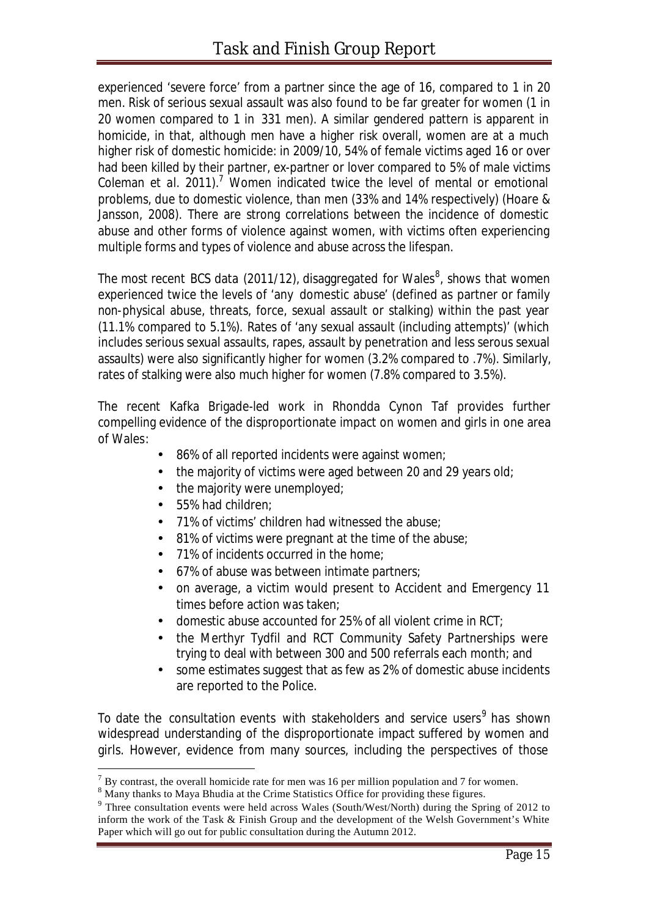experienced 'severe force' from a partner since the age of 16, compared to 1 in 20 men. Risk of serious sexual assault was also found to be far greater for women (1 in 20 women compared to 1 in 331 men). A similar gendered pattern is apparent in homicide, in that, although men have a higher risk overall, women are at a much higher risk of domestic homicide: in 2009/10, 54% of female victims aged 16 or over had been killed by their partner, ex-partner or lover compared to 5% of male victims Coleman et al. 2011).[7] Women indicated twice the level of mental or emotional problems, due to domestic violence, than men (33% and 14% respectively) (Hoare & Jansson, 2008). There are strong correlations between the incidence of domestic abuse and other forms of violence against women, with victims often experiencing multiple forms and types of violence and abuse across the lifespan.

The most recent BCS data (2011/12), disaggregated for Wales[8], shows that women experienced twice the levels of 'any domestic abuse' (defined as partner or family non-physical abuse, threats, force, sexual assault or stalking) within the past year (11.1% compared to 5.1%). Rates of 'any sexual assault (including attempts)' (which includes serious sexual assaults, rapes, assault by penetration and less serous sexual assaults) were also significantly higher for women (3.2% compared to .7%). Similarly, rates of stalking were also much higher for women (7.8% compared to 3.5%).

The recent Kafka Brigade-led work in Rhondda Cynon Taf provides further compelling evidence of the disproportionate impact on women and girls in one area of Wales:

- 86% of all reported incidents were against women;
- the majority of victims were aged between 20 and 29 years old;
- the majority were unemployed;
- 55% had children;
- 71% of victims' children had witnessed the abuse;
- 81% of victims were pregnant at the time of the abuse;
- 71% of incidents occurred in the home;
- 67% of abuse was between intimate partners;
- on average, a victim would present to Accident and Emergency 11 times before action was taken;
- domestic abuse accounted for 25% of all violent crime in RCT;
- the Merthyr Tydfil and RCT Community Safety Partnerships were trying to deal with between 300 and 500 referrals each month; and
- some estimates suggest that as few as 2% of domestic abuse incidents are reported to the Police.

To date the consultation events with stakeholders and service users[9] has shown widespread understanding of the disproportionate impact suffered by women and girls. However, evidence from many sources, including the perspectives of those

---

[7] By contrast, the overall homicide rate for men was 16 per million population and 7 for women.

[8] Many thanks to Maya Bhudia at the Crime Statistics Office for providing these figures.

[9] Three consultation events were held across Wales (South/West/North) during the Spring of 2012 to inform the work of the Task & Finish Group and the development of the Welsh Government's White Paper which will go out for public consultation during the Autumn 2012.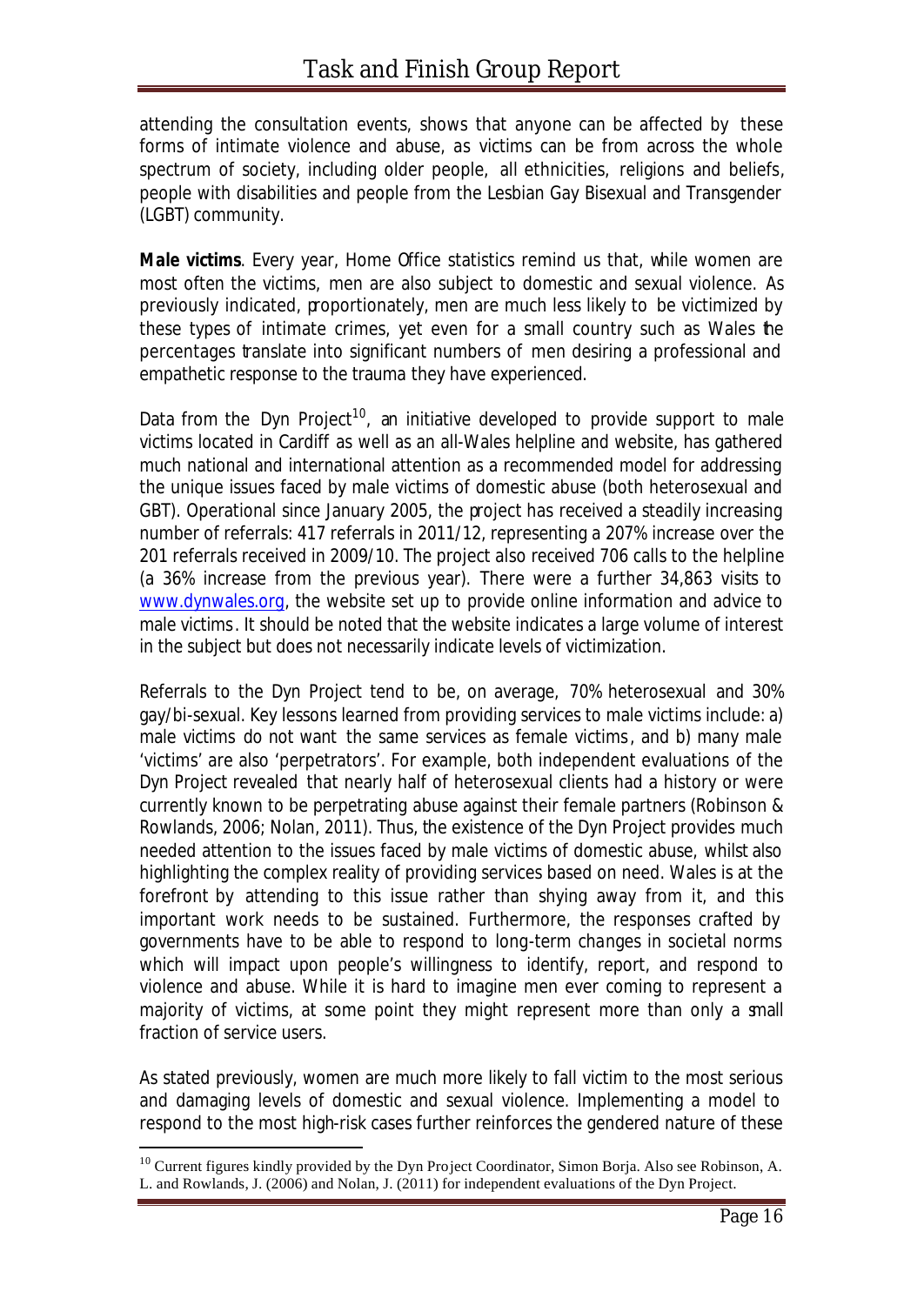attending the consultation events, shows that anyone can be affected by these forms of intimate violence and abuse, as victims can be from across the whole spectrum of society, including older people, all ethnicities, religions and beliefs, people with disabilities and people from the Lesbian Gay Bisexual and Transgender (LGBT) community.

**Male victims**. Every year, Home Office statistics remind us that, while women are most often the victims, men are also subject to domestic and sexual violence. As previously indicated, proportionately, men are much less likely to be victimized by these types of intimate crimes, yet even for a small country such as Wales the percentages translate into significant numbers of men desiring a professional and empathetic response to the trauma they have experienced.

Data from the Dyn Project[10], an initiative developed to provide support to male victims located in Cardiff as well as an all-Wales helpline and website, has gathered much national and international attention as a recommended model for addressing the unique issues faced by male victims of domestic abuse (both heterosexual and GBT). Operational since January 2005, the project has received a steadily increasing number of referrals: 417 referrals in 2011/12, representing a 207% increase over the 201 referrals received in 2009/10. The project also received 706 calls to the helpline (a 36% increase from the previous year). There were a further 34,863 visits to [www.dynwales.org](www.dynwales.org), the website set up to provide online information and advice to male victims. It should be noted that the website indicates a large volume of interest in the subject but does not necessarily indicate levels of victimization.

Referrals to the Dyn Project tend to be, on average, 70% heterosexual and 30% gay/bi-sexual. Key lessons learned from providing services to male victims include: a) male victims do not want the same services as female victims, and b) many male 'victims' are also 'perpetrators'. For example, both independent evaluations of the Dyn Project revealed that nearly half of heterosexual clients had a history or were currently known to be perpetrating abuse against their female partners (Robinson & Rowlands, 2006; Nolan, 2011). Thus, the existence of the Dyn Project provides much needed attention to the issues faced by male victims of domestic abuse, whilst also highlighting the complex reality of providing services based on need. Wales is at the forefront by attending to this issue rather than shying away from it, and this important work needs to be sustained. Furthermore, the responses crafted by governments have to be able to respond to long-term changes in societal norms which will impact upon people's willingness to identify, report, and respond to violence and abuse. While it is hard to imagine men ever coming to represent a majority of victims, at some point they might represent more than only a small fraction of service users.

As stated previously, women are much more likely to fall victim to the most serious and damaging levels of domestic and sexual violence. Implementing a model to respond to the most high-risk cases further reinforces the gendered nature of these

---

[10] Current figures kindly provided by the Dyn Project Coordinator, Simon Borja. Also see Robinson, A. L. and Rowlands, J. (2006) and Nolan, J. (2011) for independent evaluations of the Dyn Project.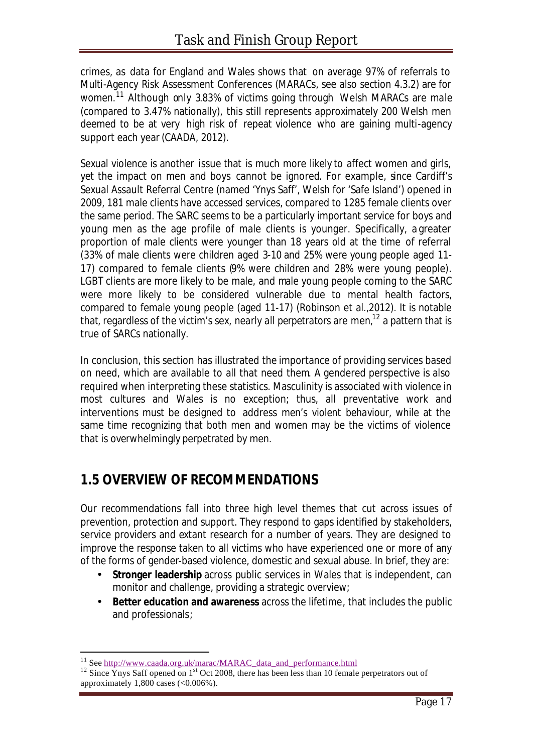crimes, as data for England and Wales shows that on average 97% of referrals to Multi-Agency Risk Assessment Conferences (MARACs, see also section 4.3.2) are for women.[11] Although only 3.83% of victims going through Welsh MARACs are male (compared to 3.47% nationally), this still represents approximately 200 Welsh men deemed to be at very high risk of repeat violence who are gaining multi-agency support each year (CAADA, 2012).

Sexual violence is another issue that is much more likely to affect women and girls, yet the impact on men and boys cannot be ignored. For example, since Cardiff's Sexual Assault Referral Centre (named 'Ynys Saff', Welsh for 'Safe Island') opened in 2009, 181 male clients have accessed services, compared to 1285 female clients over the same period. The SARC seems to be a particularly important service for boys and young men as the age profile of male clients is younger. Specifically, a greater proportion of male clients were younger than 18 years old at the time of referral (33% of male clients were children aged 3-10 and 25% were young people aged 11-17) compared to female clients (9% were children and 28% were young people). LGBT clients are more likely to be male, and male young people coming to the SARC were more likely to be considered vulnerable due to mental health factors, compared to female young people (aged 11-17) (Robinson et al.,2012). It is notable that, regardless of the victim's sex, nearly all perpetrators are men,[12] a pattern that is true of SARCs nationally.

In conclusion, this section has illustrated the importance of providing services based on need, which are available to all that need them. A gendered perspective is also required when interpreting these statistics. Masculinity is associated with violence in most cultures and Wales is no exception; thus, all preventative work and interventions must be designed to address men's violent behaviour, while at the same time recognizing that both men and women may be the victims of violence that is overwhelmingly perpetrated by men.

## 1.5 OVERVIEW OF RECOMMENDATIONS

Our recommendations fall into three high level themes that cut across issues of prevention, protection and support. They respond to gaps identified by stakeholders, service providers and extant research for a number of years. They are designed to improve the response taken to all victims who have experienced one or more of any of the forms of gender-based violence, domestic and sexual abuse. In brief, they are:

- **Stronger leadership** across public services in Wales that is independent, can monitor and challenge, providing a strategic overview;
- **Better education and awareness** across the lifetime, that includes the public and professionals;

---

[11] See http://www.caada.org.uk/marac/MARAC_data_and_performance.html

[12] Since Ynys Saff opened on 1st Oct 2008, there has been less than 10 female perpetrators out of approximately 1,800 cases (<0.006%).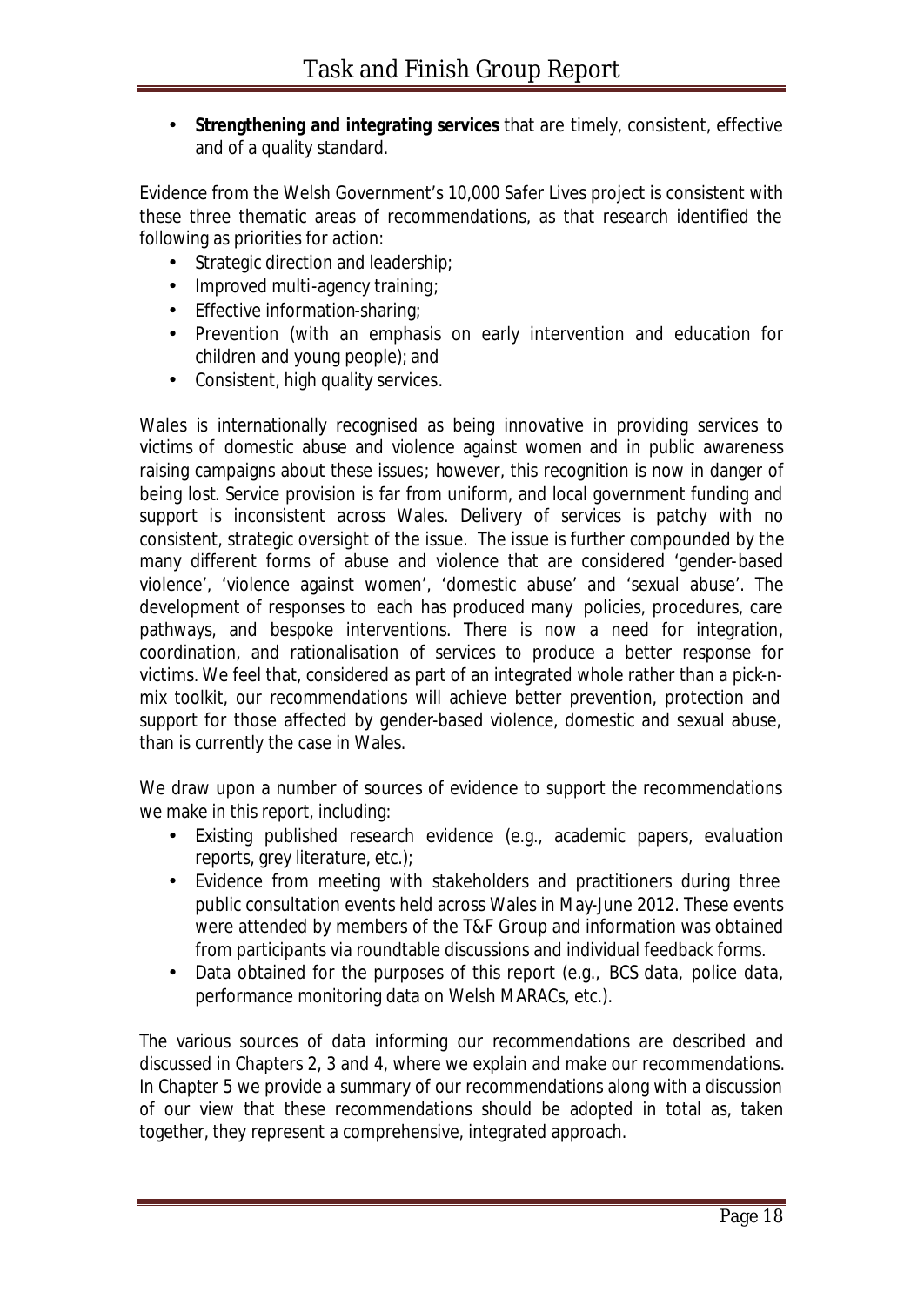- **Strengthening and integrating services** that are timely, consistent, effective and of a quality standard.

Evidence from the Welsh Government's 10,000 Safer Lives project is consistent with these three thematic areas of recommendations, as that research identified the following as priorities for action:

- Strategic direction and leadership;
- Improved multi-agency training;
- Effective information-sharing;
- Prevention (with an emphasis on early intervention and education for children and young people); and
- Consistent, high quality services.

Wales is internationally recognised as being innovative in providing services to victims of domestic abuse and violence against women and in public awareness raising campaigns about these issues; however, this recognition is now in danger of being lost. Service provision is far from uniform, and local government funding and support is inconsistent across Wales. Delivery of services is patchy with no consistent, strategic oversight of the issue. The issue is further compounded by the many different forms of abuse and violence that are considered 'gender-based violence', 'violence against women', 'domestic abuse' and 'sexual abuse'. The development of responses to each has produced many policies, procedures, care pathways, and bespoke interventions. There is now a need for integration, coordination, and rationalisation of services to produce a better response for victims. We feel that, considered as part of an integrated whole rather than a pick-n-mix toolkit, our recommendations will achieve better prevention, protection and support for those affected by gender-based violence, domestic and sexual abuse, than is currently the case in Wales.

We draw upon a number of sources of evidence to support the recommendations we make in this report, including:

- Existing published research evidence (e.g., academic papers, evaluation reports, grey literature, etc.);
- Evidence from meeting with stakeholders and practitioners during three public consultation events held across Wales in May-June 2012. These events were attended by members of the T&F Group and information was obtained from participants via roundtable discussions and individual feedback forms.
- Data obtained for the purposes of this report (e.g., BCS data, police data, performance monitoring data on Welsh MARACs, etc.).

The various sources of data informing our recommendations are described and discussed in Chapters 2, 3 and 4, where we explain and make our recommendations. In Chapter 5 we provide a summary of our recommendations along with a discussion of our view that these recommendations should be adopted in total as, taken together, they represent a comprehensive, integrated approach.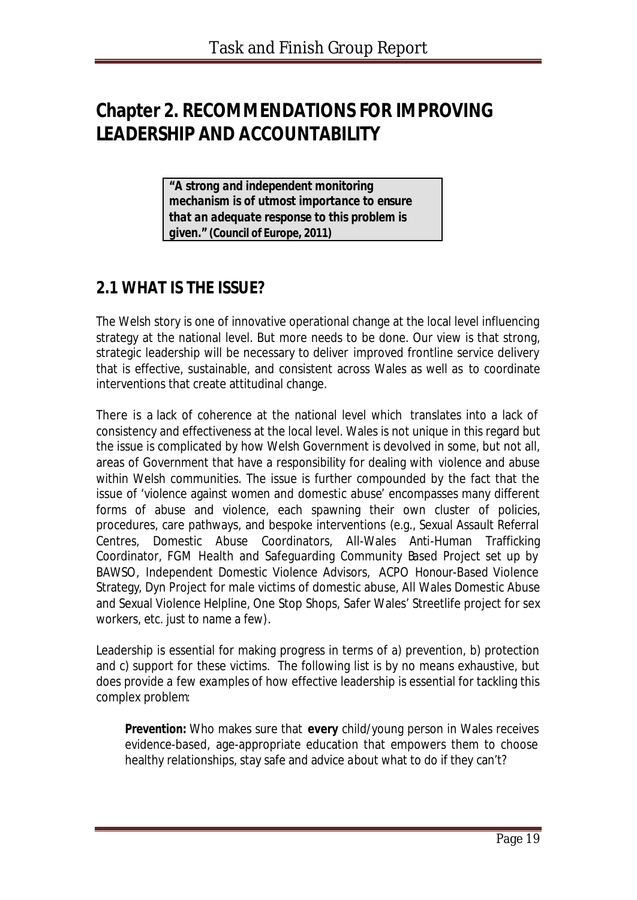# Chapter 2. RECOMMENDATIONS FOR IMPROVING LEADERSHIP AND ACCOUNTABILITY

> ***"A strong and independent monitoring mechanism is of utmost importance to ensure that an adequate response to this problem is given."* (Council of Europe, 2011)**

## 2.1 WHAT IS THE ISSUE?

The Welsh story is one of innovative operational change at the local level influencing strategy at the national level. But more needs to be done. Our view is that strong, strategic leadership will be necessary to deliver improved frontline service delivery that is effective, sustainable, and consistent across Wales as well as to coordinate interventions that create attitudinal change.

There is a lack of coherence at the national level which translates into a lack of consistency and effectiveness at the local level. Wales is not unique in this regard but the issue is complicated by how Welsh Government is devolved in some, but not all, areas of Government that have a responsibility for dealing with violence and abuse within Welsh communities. The issue is further compounded by the fact that the issue of 'violence against women and domestic abuse' encompasses many different forms of abuse and violence, each spawning their own cluster of policies, procedures, care pathways, and bespoke interventions (e.g., Sexual Assault Referral Centres, Domestic Abuse Coordinators, All-Wales Anti-Human Trafficking Coordinator, FGM Health and Safeguarding Community Based Project set up by BAWSO, Independent Domestic Violence Advisors, ACPO Honour-Based Violence Strategy, Dyn Project for male victims of domestic abuse, All Wales Domestic Abuse and Sexual Violence Helpline, One Stop Shops, Safer Wales' Streetlife project for sex workers, etc. just to name a few).

Leadership is essential for making progress in terms of a) prevention, b) protection and c) support for these victims. The following list is by no means exhaustive, but does provide a few examples of how effective leadership is essential for tackling this complex problem:

**Prevention:** Who makes sure that **every** child/young person in Wales receives evidence-based, age-appropriate education that empowers them to choose healthy relationships, stay safe and advice about what to do if they can't?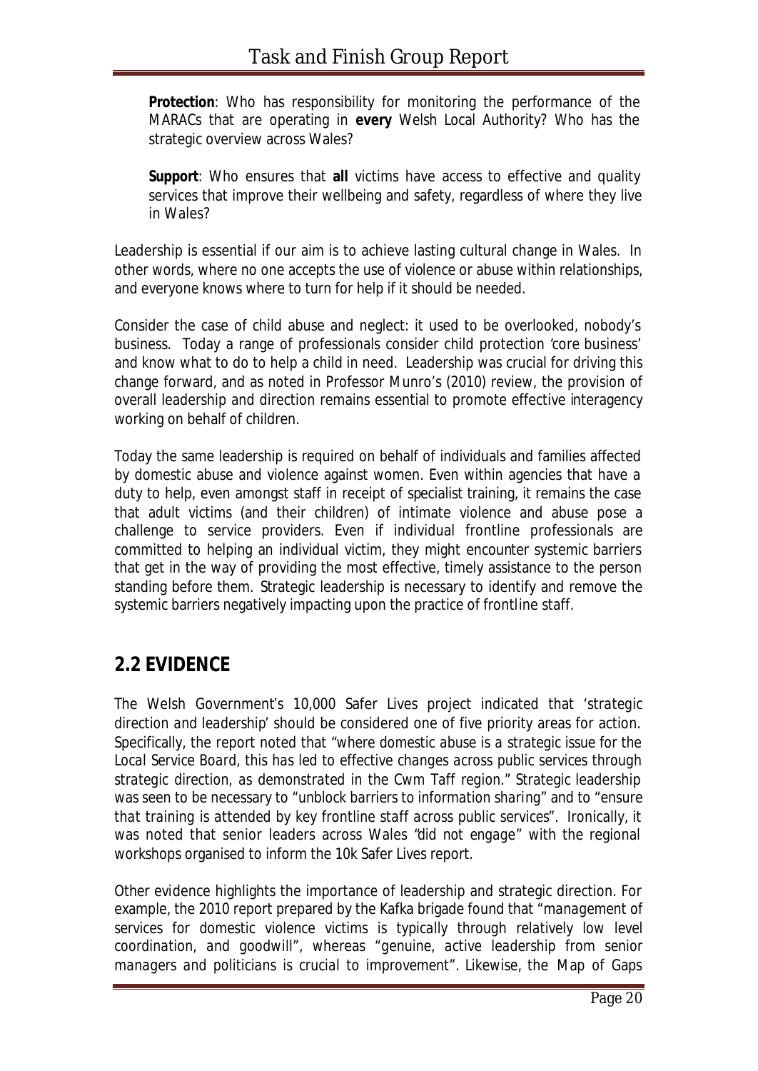**Protection**: Who has responsibility for monitoring the performance of the MARACs that are operating in **every** Welsh Local Authority? Who has the strategic overview across Wales?

**Support**: Who ensures that **all** victims have access to effective and quality services that improve their wellbeing and safety, regardless of where they live in Wales?

Leadership is essential if our aim is to achieve lasting cultural change in Wales. In other words, where no one accepts the use of violence or abuse within relationships, and everyone knows where to turn for help if it should be needed.

Consider the case of child abuse and neglect: it used to be overlooked, nobody's business. Today a range of professionals consider child protection 'core business' and know what to do to help a child in need. Leadership was crucial for driving this change forward, and as noted in Professor Munro's (2010) review, the provision of overall leadership and direction remains essential to promote effective interagency working on behalf of children.

Today the same leadership is required on behalf of individuals and families affected by domestic abuse and violence against women. Even within agencies that have a duty to help, even amongst staff in receipt of specialist training, it remains the case that adult victims (and their children) of intimate violence and abuse pose a challenge to service providers. Even if individual frontline professionals are committed to helping an individual victim, they might encounter systemic barriers that get in the way of providing the most effective, timely assistance to the person standing before them. Strategic leadership is necessary to identify and remove the systemic barriers negatively impacting upon the practice of frontline staff.

## 2.2 EVIDENCE

The Welsh Government's 10,000 Safer Lives project indicated that '*strategic direction and leadership*' should be considered one of five priority areas for action. Specifically, the report noted that "*where domestic abuse is a strategic issue for the Local Service Board, this has led to effective changes across public services through strategic direction, as demonstrated in the Cwm Taff region.*" Strategic leadership was seen to be necessary to "*unblock barriers to information sharing*" and to "*ensure that training is attended by key frontline staff across public services*". Ironically, it was noted that senior leaders across Wales "*did not engage*" with the regional workshops organised to inform the 10k Safer Lives report.

Other evidence highlights the importance of leadership and strategic direction. For example, the 2010 report prepared by the Kafka brigade found that "*management of services for domestic violence victims is typically through relatively low level coordination, and goodwill*", whereas "*genuine, active leadership from senior managers and politicians is crucial to improvement*". Likewise, the Map of Gaps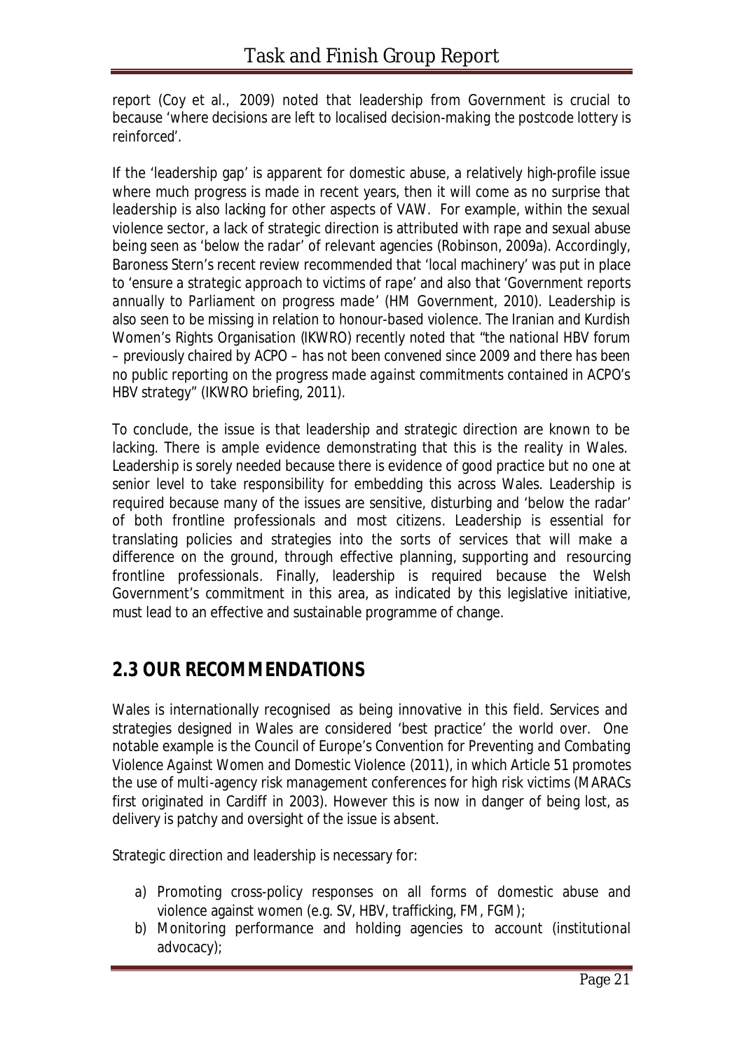report (Coy et al., 2009) noted that leadership from Government is crucial to because *'where decisions are left to localised decision-making the postcode lottery is reinforced'*.

If the 'leadership gap' is apparent for domestic abuse, a relatively high-profile issue where much progress is made in recent years, then it will come as no surprise that leadership is also lacking for other aspects of VAW. For example, within the sexual violence sector, a lack of strategic direction is attributed with rape and sexual abuse being seen as *'below the radar'* of relevant agencies (Robinson, 2009a). Accordingly, Baroness Stern's recent review recommended that *'local machinery'* was put in place to *'ensure a strategic approach to victims of rape'* and also that *'Government reports annually to Parliament on progress made'* (HM Government, 2010). Leadership is also seen to be missing in relation to honour-based violence. The Iranian and Kurdish Women's Rights Organisation (IKWRO) recently noted that *"the national HBV forum – previously chaired by ACPO – has not been convened since 2009 and there has been no public reporting on the progress made against commitments contained in ACPO's HBV strategy"* (IKWRO briefing, 2011).

To conclude, the issue is that leadership and strategic direction are known to be lacking. There is ample evidence demonstrating that this is the reality in Wales. Leadership is sorely needed because there is evidence of good practice but no one at senior level to take responsibility for embedding this across Wales. Leadership is required because many of the issues are sensitive, disturbing and 'below the radar' of both frontline professionals and most citizens. Leadership is essential for translating policies and strategies into the sorts of services that will make a difference on the ground, through effective planning, supporting and resourcing frontline professionals. Finally, leadership is required because the Welsh Government's commitment in this area, as indicated by this legislative initiative, must lead to an effective and sustainable programme of change.

## 2.3 OUR RECOMMENDATIONS

Wales is internationally recognised as being innovative in this field. Services and strategies designed in Wales are considered 'best practice' the world over. One notable example is the Council of Europe's *Convention for Preventing and Combating Violence Against Women and Domestic Violence* (2011), in which Article 51 promotes the use of multi-agency risk management conferences for high risk victims (MARACs first originated in Cardiff in 2003). However this is now in danger of being lost, as delivery is patchy and oversight of the issue is absent.

Strategic direction and leadership is necessary for:

a) Promoting cross-policy responses on all forms of domestic abuse and violence against women (e.g. SV, HBV, trafficking, FM, FGM);
b) Monitoring performance and holding agencies to account (institutional advocacy);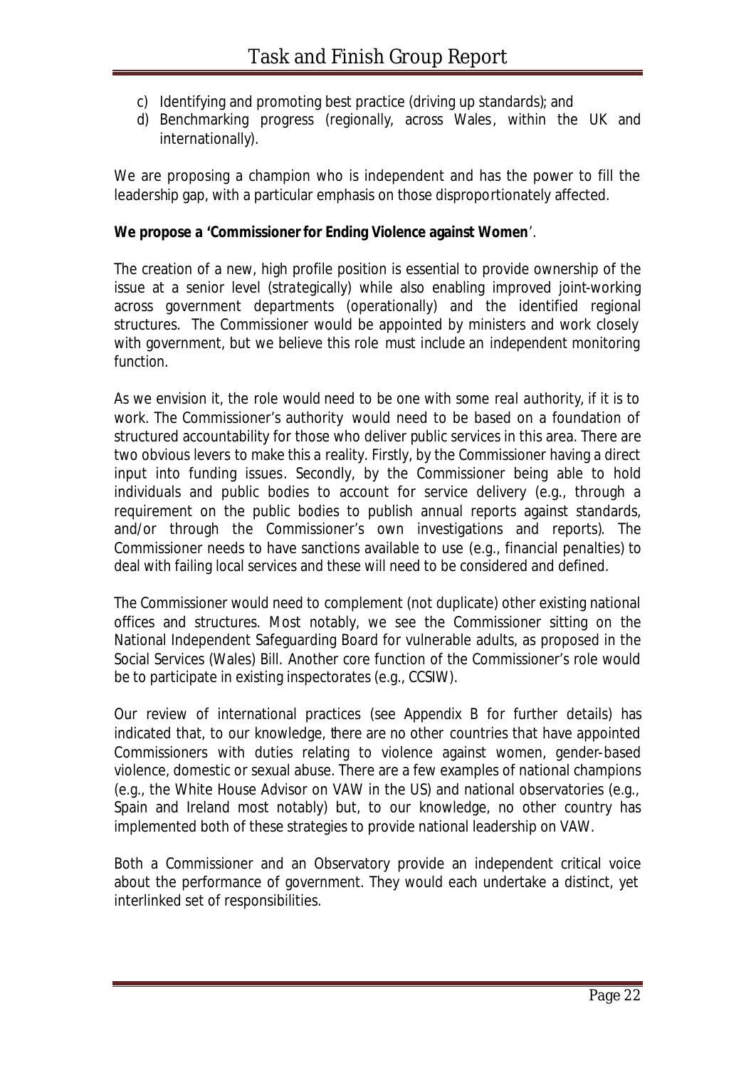c) Identifying and promoting best practice (driving up standards); and
d) Benchmarking progress (regionally, across Wales, within the UK and internationally).

We are proposing a champion who is independent and has the power to fill the leadership gap, with a particular emphasis on those disproportionately affected.

**We propose a 'Commissioner for Ending Violence against Women**'.

The creation of a new, high profile position is essential to provide ownership of the issue at a senior level (strategically) while also enabling improved joint-working across government departments (operationally) and the identified regional structures. The Commissioner would be appointed by ministers and work closely with government, but we believe this role must include an independent monitoring function.

As we envision it, the role would need to be one with some *real* authority, if it is to work. The Commissioner's authority would need to be based on a foundation of structured accountability for those who deliver public services in this area. There are two obvious levers to make this a reality. Firstly, by the Commissioner having a direct input into funding issues. Secondly, by the Commissioner being able to hold individuals and public bodies to account for service delivery (e.g., through a requirement on the public bodies to publish annual reports against standards, and/or through the Commissioner's own investigations and reports). The Commissioner needs to have sanctions available to use (e.g., financial penalties) to deal with failing local services and these will need to be considered and defined.

The Commissioner would need to complement (not duplicate) other existing national offices and structures. Most notably, we see the Commissioner sitting on the National Independent Safeguarding Board for vulnerable adults, as proposed in the Social Services (Wales) Bill. Another core function of the Commissioner's role would be to participate in existing inspectorates (e.g., CCSIW).

Our review of international practices (see Appendix B for further details) has indicated that, to our knowledge, there are no other countries that have appointed Commissioners with duties relating to violence against women, gender-based violence, domestic or sexual abuse. There are a few examples of national champions (e.g., the White House Advisor on VAW in the US) and national observatories (e.g., Spain and Ireland most notably) but, to our knowledge, no other country has implemented both of these strategies to provide national leadership on VAW.

Both a Commissioner and an Observatory provide an independent critical voice about the performance of government. They would each undertake a distinct, yet interlinked set of responsibilities.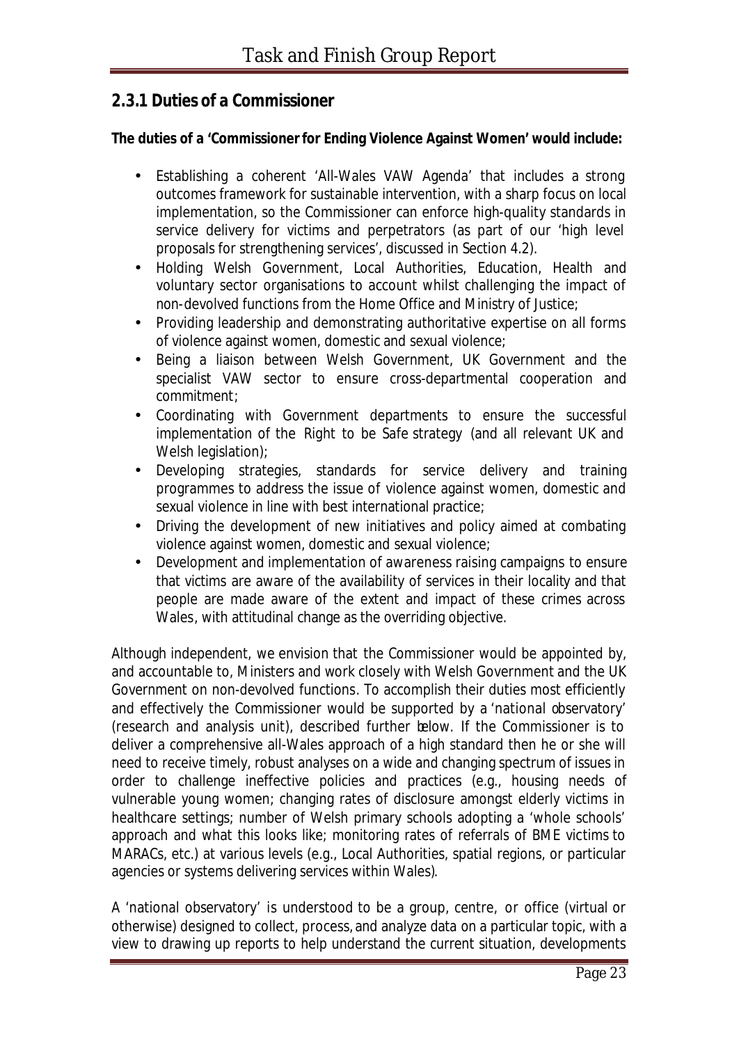## 2.3.1 Duties of a Commissioner

**The duties of a 'Commissioner for Ending Violence Against Women' would include:**

- Establishing a coherent 'All-Wales VAW Agenda' that includes a strong outcomes framework for sustainable intervention, with a sharp focus on local implementation, so the Commissioner can enforce high-quality standards in service delivery for victims and perpetrators (as part of our 'high level proposals for strengthening services', discussed in Section 4.2).
- Holding Welsh Government, Local Authorities, Education, Health and voluntary sector organisations to account whilst challenging the impact of non-devolved functions from the Home Office and Ministry of Justice;
- Providing leadership and demonstrating authoritative expertise on all forms of violence against women, domestic and sexual violence;
- Being a liaison between Welsh Government, UK Government and the specialist VAW sector to ensure cross-departmental cooperation and commitment;
- Coordinating with Government departments to ensure the successful implementation of the Right to be Safe strategy (and all relevant UK and Welsh legislation);
- Developing strategies, standards for service delivery and training programmes to address the issue of violence against women, domestic and sexual violence in line with best international practice;
- Driving the development of new initiatives and policy aimed at combating violence against women, domestic and sexual violence;
- Development and implementation of awareness raising campaigns to ensure that victims are aware of the availability of services in their locality and that people are made aware of the extent and impact of these crimes across Wales, with attitudinal change as the overriding objective.

Although independent, we envision that the Commissioner would be appointed by, and accountable to, Ministers and work closely with Welsh Government and the UK Government on non-devolved functions. To accomplish their duties most efficiently and effectively the Commissioner would be supported by a 'national observatory' (research and analysis unit), described further below. If the Commissioner is to deliver a comprehensive all-Wales approach of a high standard then he or she will need to receive timely, robust analyses on a wide and changing spectrum of issues in order to challenge ineffective policies and practices (e.g., housing needs of vulnerable young women; changing rates of disclosure amongst elderly victims in healthcare settings; number of Welsh primary schools adopting a 'whole schools' approach and what this looks like; monitoring rates of referrals of BME victims to MARACs, etc.) at various levels (e.g., Local Authorities, spatial regions, or particular agencies or systems delivering services within Wales).

A 'national observatory' is understood to be a group, centre, or office (virtual or otherwise) designed to collect, process, and analyze data on a particular topic, with a view to drawing up reports to help understand the current situation, developments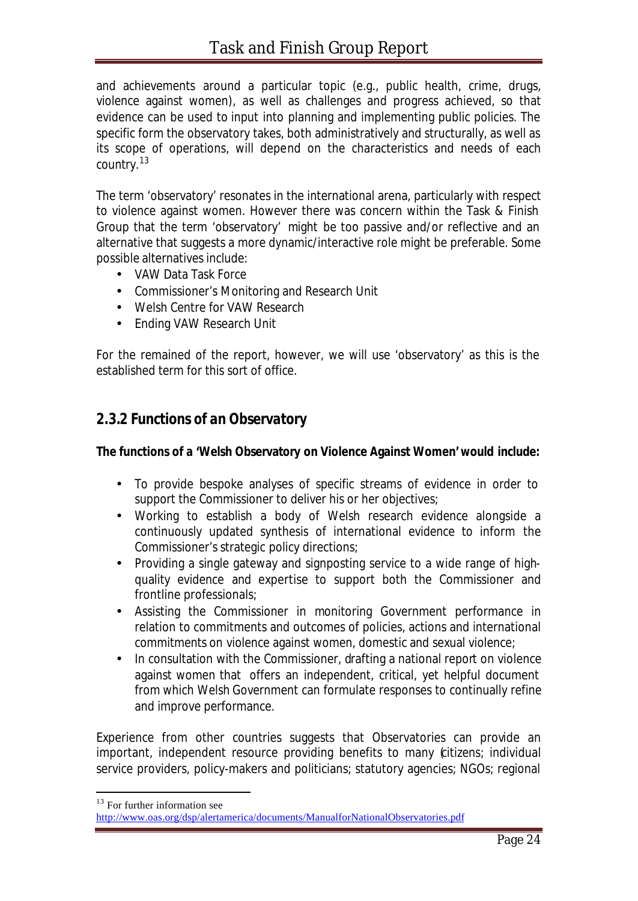and achievements around a particular topic (e.g., public health, crime, drugs, violence against women), as well as challenges and progress achieved, so that evidence can be used to input into planning and implementing public policies. The specific form the observatory takes, both administratively and structurally, as well as its scope of operations, will depend on the characteristics and needs of each country.[13]

The term 'observatory' resonates in the international arena, particularly with respect to violence against women. However there was concern within the Task & Finish Group that the term 'observatory' might be too passive and/or reflective and an alternative that suggests a more dynamic/interactive role might be preferable. Some possible alternatives include:

- VAW Data Task Force
- Commissioner's Monitoring and Research Unit
- Welsh Centre for VAW Research
- Ending VAW Research Unit

For the remained of the report, however, we will use 'observatory' as this is the established term for this sort of office.

### 2.3.2 Functions of an Observatory

**The functions of a 'Welsh Observatory on Violence Against Women' would include:**

- To provide bespoke analyses of specific streams of evidence in order to support the Commissioner to deliver his or her objectives;
- Working to establish a body of Welsh research evidence alongside a continuously updated synthesis of international evidence to inform the Commissioner's strategic policy directions;
- Providing a single gateway and signposting service to a wide range of high-quality evidence and expertise to support both the Commissioner and frontline professionals;
- Assisting the Commissioner in monitoring Government performance in relation to commitments and outcomes of policies, actions and international commitments on violence against women, domestic and sexual violence;
- In consultation with the Commissioner, drafting a national report on violence against women that offers an independent, critical, yet helpful document from which Welsh Government can formulate responses to continually refine and improve performance.

Experience from other countries suggests that Observatories can provide an important, independent resource providing benefits to many (citizens; individual service providers, policy-makers and politicians; statutory agencies; NGOs; regional

[13] For further information see http://www.oas.org/dsp/alertamerica/documents/ManualforNationalObservatories.pdf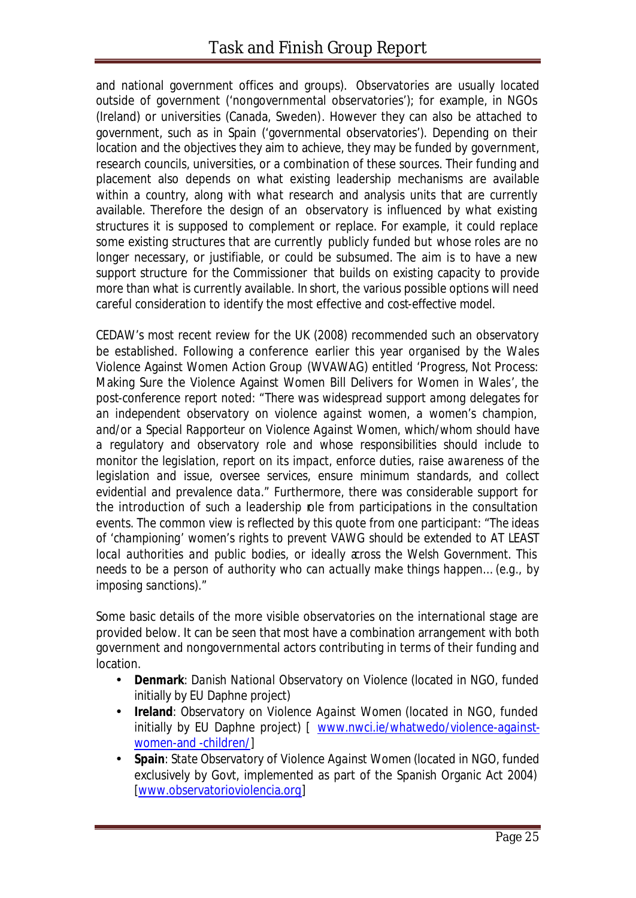and national government offices and groups). Observatories are usually located outside of government ('nongovernmental observatories'); for example, in NGOs (Ireland) or universities (Canada, Sweden). However they can also be attached to government, such as in Spain ('governmental observatories'). Depending on their location and the objectives they aim to achieve, they may be funded by government, research councils, universities, or a combination of these sources. Their funding and placement also depends on what existing leadership mechanisms are available within a country, along with what research and analysis units that are currently available. Therefore the design of an observatory is influenced by what existing structures it is supposed to complement or replace. For example, it could replace some existing structures that are currently publicly funded but whose roles are no longer necessary, or justifiable, or could be subsumed. The aim is to have a new support structure for the Commissioner that builds on existing capacity to provide more than what is currently available. In short, the various possible options will need careful consideration to identify the most effective and cost-effective model.

CEDAW's most recent review for the UK (2008) recommended such an observatory be established. Following a conference earlier this year organised by the Wales Violence Against Women Action Group (WVAWAG) entitled 'Progress, Not Process: Making Sure the Violence Against Women Bill Delivers for Women in Wales', the post-conference report noted: *"There was widespread support among delegates for an independent observatory on violence against women, a women's champion, and/or a Special Rapporteur on Violence Against Women, which/whom should have a regulatory and observatory role and whose responsibilities should include to monitor the legislation, report on its impact, enforce duties, raise awareness of the legislation and issue, oversee services, ensure minimum standards, and collect evidential and prevalence data."* Furthermore, there was considerable support for the introduction of such a leadership role from participations in the consultation events. The common view is reflected by this quote from one participant: *"The ideas of 'championing' women's rights to prevent VAWG should be extended to AT LEAST local authorities and public bodies, or ideally across the Welsh Government. This needs to be a person of authority who can actually make things happen… (e.g., by imposing sanctions)."*

Some basic details of the more visible observatories on the international stage are provided below. It can be seen that most have a combination arrangement with both government and nongovernmental actors contributing in terms of their funding and location.

- **Denmark**: Danish National Observatory on Violence (located in NGO, funded initially by EU Daphne project)
- **Ireland**: Observatory on Violence Against Women (located in NGO, funded initially by EU Daphne project) [ www.nwci.ie/whatwedo/violence-against-women-and -children/]
- **Spain**: State Observatory of Violence Against Women (located in NGO, funded exclusively by Govt, implemented as part of the Spanish Organic Act 2004) [www.observatorioviolencia.org]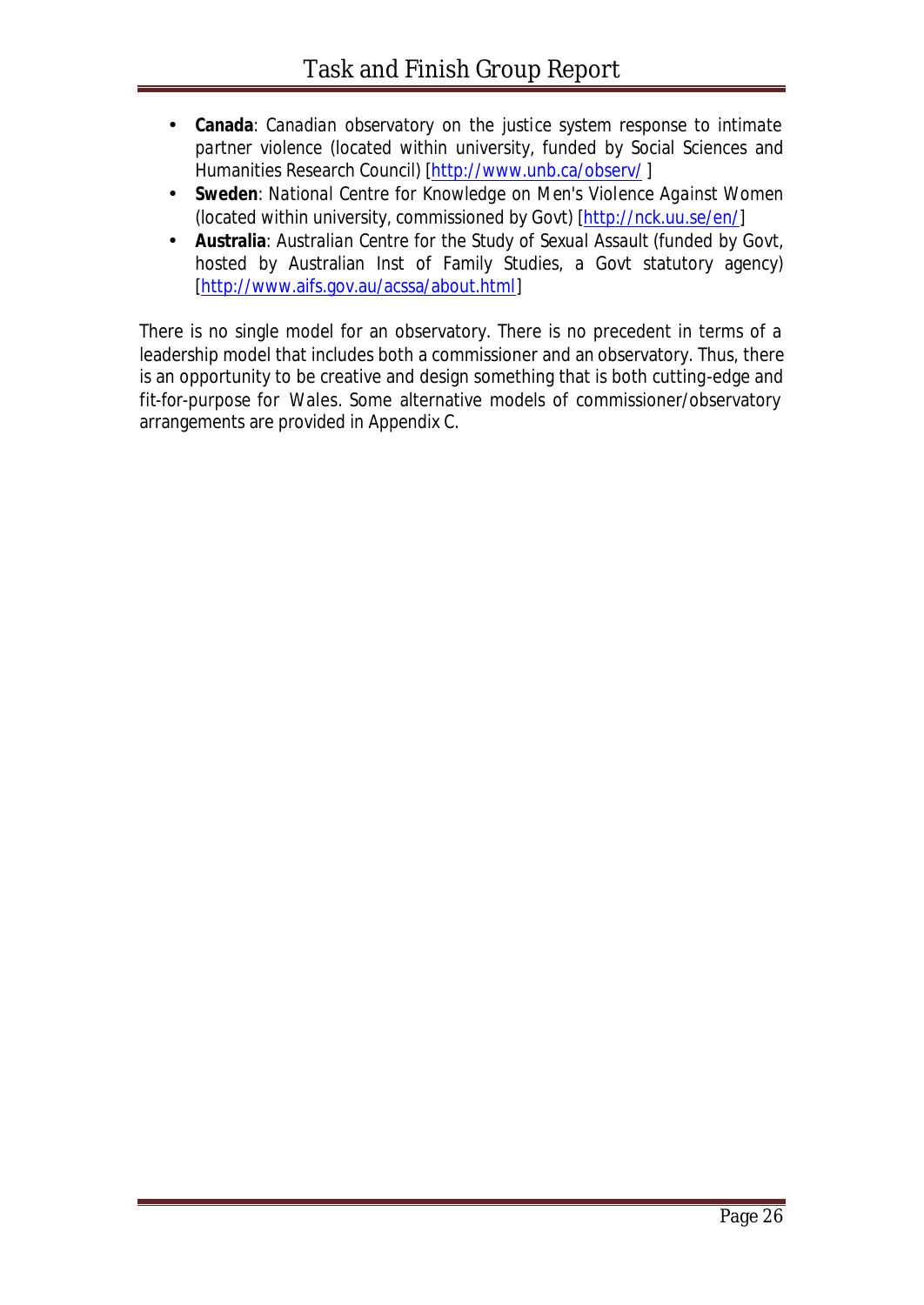- **Canada**: Canadian observatory on the justice system response to intimate partner violence (located within university, funded by Social Sciences and Humanities Research Council) [http://www.unb.ca/observ/ ]
- **Sweden**: National Centre for Knowledge on Men's Violence Against Women (located within university, commissioned by Govt) [http://nck.uu.se/en/]
- **Australia**: Australian Centre for the Study of Sexual Assault (funded by Govt, hosted by Australian Inst of Family Studies, a Govt statutory agency) [http://www.aifs.gov.au/acssa/about.html]

There is no single model for an observatory. There is no precedent in terms of a leadership model that includes both a commissioner and an observatory. Thus, there is an opportunity to be creative and design something that is both cutting-edge and fit-for-purpose for Wales. Some alternative models of commissioner/observatory arrangements are provided in Appendix C.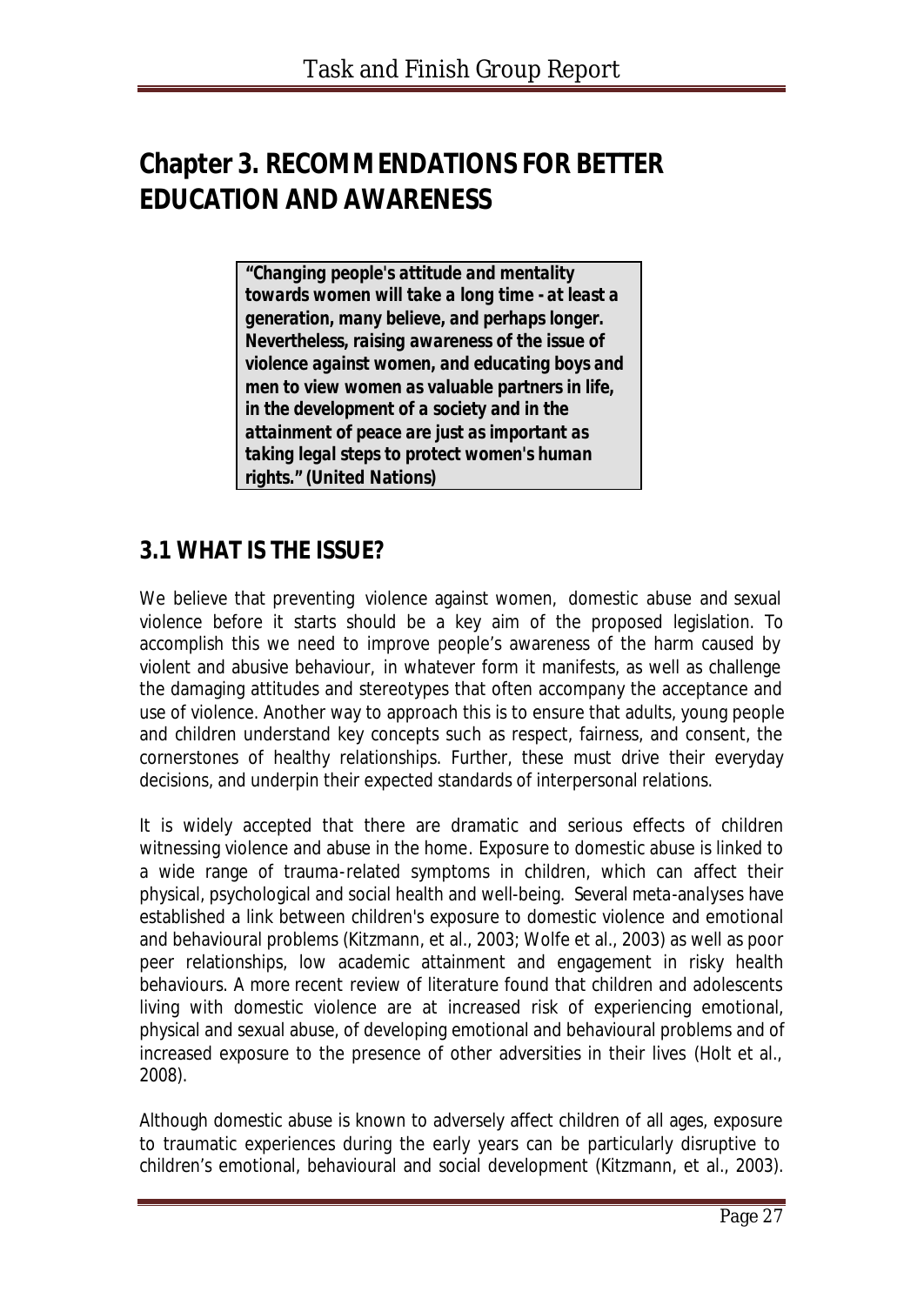# Chapter 3. RECOMMENDATIONS FOR BETTER EDUCATION AND AWARENESS

> ***"Changing people's attitude and mentality towards women will take a long time - at least a generation, many believe, and perhaps longer. Nevertheless, raising awareness of the issue of violence against women, and educating boys and men to view women as valuable partners in life, in the development of a society and in the attainment of peace are just as important as taking legal steps to protect women's human rights." (United Nations)***

## 3.1 WHAT IS THE ISSUE?

We believe that preventing violence against women, domestic abuse and sexual violence before it starts should be a key aim of the proposed legislation. To accomplish this we need to improve people's awareness of the harm caused by violent and abusive behaviour, in whatever form it manifests, as well as challenge the damaging attitudes and stereotypes that often accompany the acceptance and use of violence. Another way to approach this is to ensure that adults, young people and children understand key concepts such as respect, fairness, and consent, the cornerstones of healthy relationships. Further, these must drive their everyday decisions, and underpin their expected standards of interpersonal relations.

It is widely accepted that there are dramatic and serious effects of children witnessing violence and abuse in the home. Exposure to domestic abuse is linked to a wide range of trauma-related symptoms in children, which can affect their physical, psychological and social health and well-being. Several meta-analyses have established a link between children's exposure to domestic violence and emotional and behavioural problems (Kitzmann, et al., 2003; Wolfe et al., 2003) as well as poor peer relationships, low academic attainment and engagement in risky health behaviours. A more recent review of literature found that children and adolescents living with domestic violence are at increased risk of experiencing emotional, physical and sexual abuse, of developing emotional and behavioural problems and of increased exposure to the presence of other adversities in their lives (Holt et al., 2008).

Although domestic abuse is known to adversely affect children of all ages, exposure to traumatic experiences during the early years can be particularly disruptive to children's emotional, behavioural and social development (Kitzmann, et al., 2003).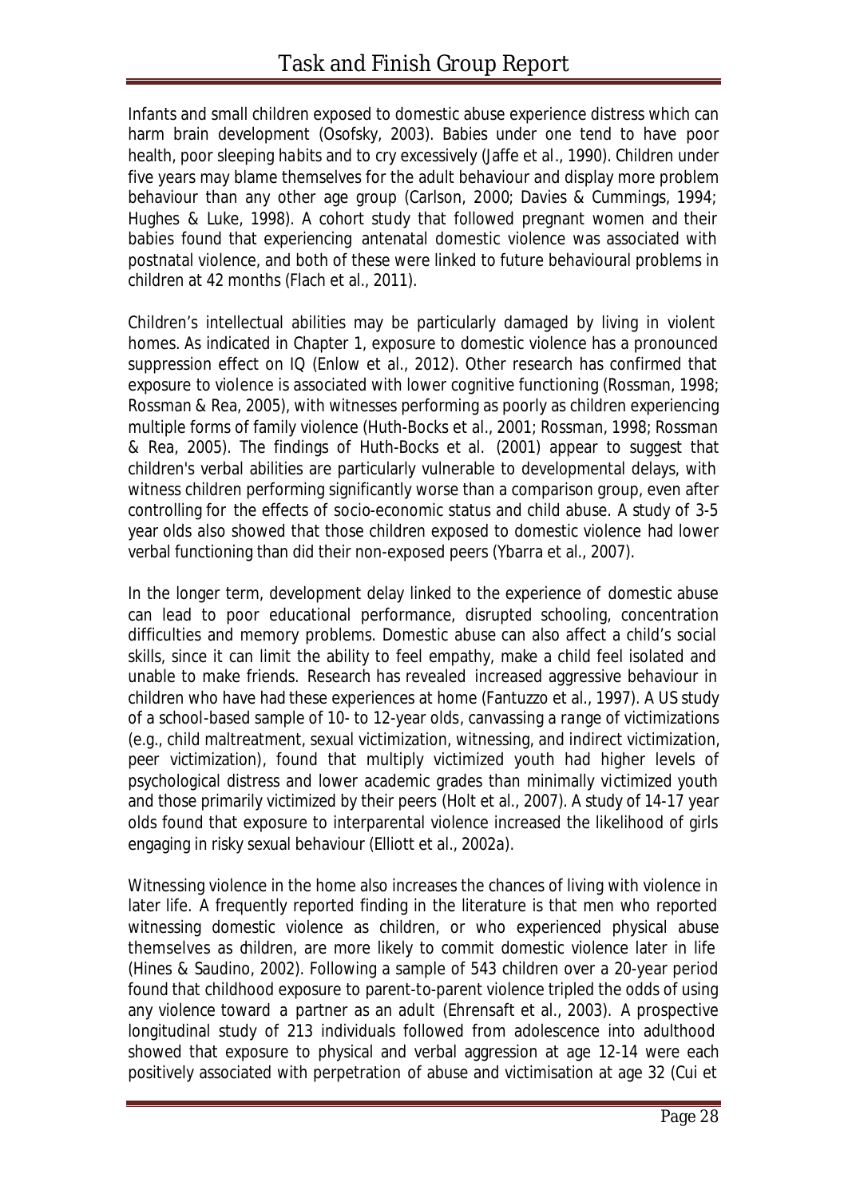Infants and small children exposed to domestic abuse experience distress which can harm brain development (Osofsky, 2003). Babies under one tend to have poor health, poor sleeping habits and to cry excessively (Jaffe et al., 1990). Children under five years may blame themselves for the adult behaviour and display more problem behaviour than any other age group (Carlson, 2000; Davies & Cummings, 1994; Hughes & Luke, 1998). A cohort study that followed pregnant women and their babies found that experiencing antenatal domestic violence was associated with postnatal violence, and both of these were linked to future behavioural problems in children at 42 months (Flach et al., 2011).

Children's intellectual abilities may be particularly damaged by living in violent homes. As indicated in Chapter 1, exposure to domestic violence has a pronounced suppression effect on IQ (Enlow et al., 2012). Other research has confirmed that exposure to violence is associated with lower cognitive functioning (Rossman, 1998; Rossman & Rea, 2005), with witnesses performing as poorly as children experiencing multiple forms of family violence (Huth-Bocks et al., 2001; Rossman, 1998; Rossman & Rea, 2005). The findings of Huth-Bocks et al. (2001) appear to suggest that children's verbal abilities are particularly vulnerable to developmental delays, with witness children performing significantly worse than a comparison group, even after controlling for the effects of socio-economic status and child abuse. A study of 3-5 year olds also showed that those children exposed to domestic violence had lower verbal functioning than did their non-exposed peers (Ybarra et al., 2007).

In the longer term, development delay linked to the experience of domestic abuse can lead to poor educational performance, disrupted schooling, concentration difficulties and memory problems. Domestic abuse can also affect a child's social skills, since it can limit the ability to feel empathy, make a child feel isolated and unable to make friends. Research has revealed increased aggressive behaviour in children who have had these experiences at home (Fantuzzo et al., 1997). A US study of a school-based sample of 10- to 12-year olds, canvassing a range of victimizations (e.g., child maltreatment, sexual victimization, witnessing, and indirect victimization, peer victimization), found that multiply victimized youth had higher levels of psychological distress and lower academic grades than minimally victimized youth and those primarily victimized by their peers (Holt et al., 2007). A study of 14-17 year olds found that exposure to interparental violence increased the likelihood of girls engaging in risky sexual behaviour (Elliott et al., 2002a).

Witnessing violence in the home also increases the chances of living with violence in later life. A frequently reported finding in the literature is that men who reported witnessing domestic violence as children, or who experienced physical abuse themselves as children, are more likely to commit domestic violence later in life (Hines & Saudino, 2002). Following a sample of 543 children over a 20-year period found that childhood exposure to parent-to-parent violence tripled the odds of using any violence toward a partner as an adult (Ehrensaft et al., 2003). A prospective longitudinal study of 213 individuals followed from adolescence into adulthood showed that exposure to physical and verbal aggression at age 12-14 were each positively associated with perpetration of abuse and victimisation at age 32 (Cui et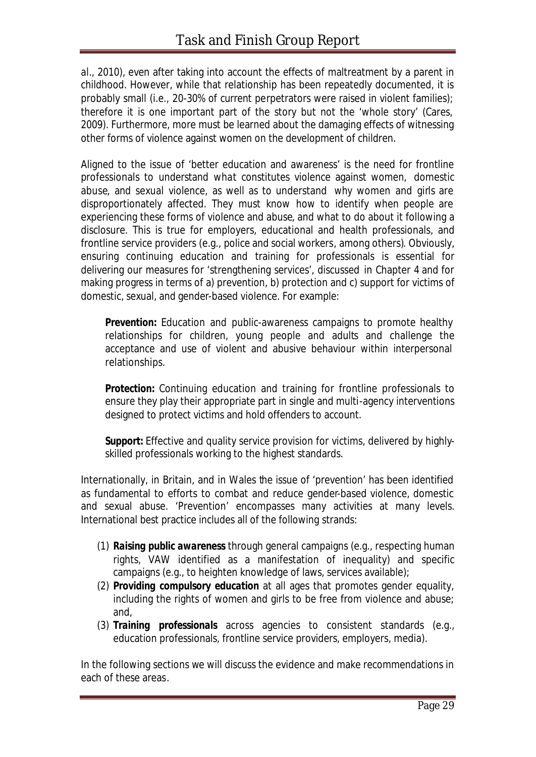al., 2010), even after taking into account the effects of maltreatment by a parent in childhood. However, while that relationship has been repeatedly documented, it is probably small (i.e., 20-30% of current perpetrators were raised in violent families); therefore it is one important part of the story but not the 'whole story' (Cares, 2009). Furthermore, more must be learned about the damaging effects of witnessing other forms of violence against women on the development of children.

Aligned to the issue of 'better education and awareness' is the need for frontline professionals to understand *what* constitutes violence against women, domestic abuse, and sexual violence, as well as to understand *why* women and girls are disproportionately affected. They must know how to identify when people are experiencing these forms of violence and abuse, and what to do about it following a disclosure. This is true for employers, educational and health professionals, and frontline service providers (e.g., police and social workers, among others). Obviously, ensuring continuing education and training for professionals is essential for delivering our measures for 'strengthening services', discussed in Chapter 4 and for making progress in terms of a) prevention, b) protection and c) support for victims of domestic, sexual, and gender-based violence. For example:

**Prevention:** Education and public-awareness campaigns to promote healthy relationships for children, young people and adults and challenge the acceptance and use of violent and abusive behaviour within interpersonal relationships.

**Protection:** Continuing education and training for frontline professionals to ensure they play their appropriate part in single and multi-agency interventions designed to protect victims and hold offenders to account.

**Support:** Effective and quality service provision for victims, delivered by highly-skilled professionals working to the highest standards.

Internationally, in Britain, and in Wales the issue of 'prevention' has been identified as fundamental to efforts to combat and reduce gender-based violence, domestic and sexual abuse. 'Prevention' encompasses many activities at many levels. International best practice includes all of the following strands:

(1) ***Raising public awareness*** through general campaigns (e.g., respecting human rights, VAW identified as a manifestation of inequality) and specific campaigns (e.g., to heighten knowledge of laws, services available);
(2) **Providing compulsory education** at all ages that promotes gender equality, including the rights of women and girls to be free from violence and abuse; and,
(3) ***Training professionals*** across agencies to consistent standards (e.g., education professionals, frontline service providers, employers, media).

In the following sections we will discuss the evidence and make recommendations in each of these areas.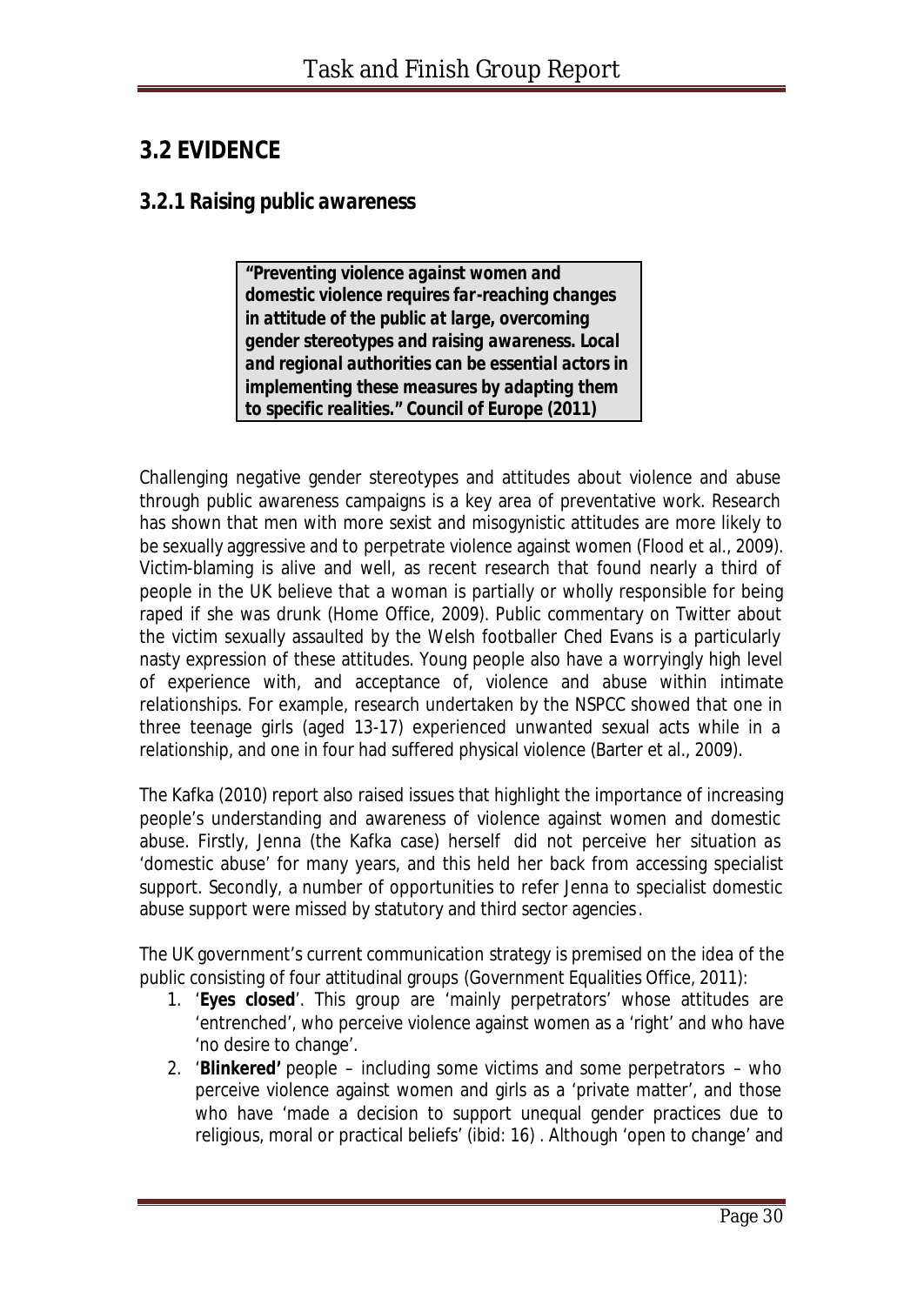## 3.2 EVIDENCE

### 3.2.1 Raising public awareness

> ***"Preventing violence against women and domestic violence requires far-reaching changes in attitude of the public at large, overcoming gender stereotypes and raising awareness. Local and regional authorities can be essential actors in implementing these measures by adapting them to specific realities." Council of Europe (2011)***

Challenging negative gender stereotypes and attitudes about violence and abuse through public awareness campaigns is a key area of preventative work. Research has shown that men with more sexist and misogynistic attitudes are more likely to be sexually aggressive and to perpetrate violence against women (Flood et al., 2009). Victim-blaming is alive and well, as recent research that found nearly a third of people in the UK believe that a woman is partially or wholly responsible for being raped if she was drunk (Home Office, 2009). Public commentary on Twitter about the victim sexually assaulted by the Welsh footballer Ched Evans is a particularly nasty expression of these attitudes. Young people also have a worryingly high level of experience with, and acceptance of, violence and abuse within intimate relationships. For example, research undertaken by the NSPCC showed that one in three teenage girls (aged 13-17) experienced unwanted sexual acts while in a relationship, and one in four had suffered physical violence (Barter et al., 2009).

The Kafka (2010) report also raised issues that highlight the importance of increasing people's understanding and awareness of violence against women and domestic abuse. Firstly, Jenna (the Kafka case) herself did not perceive her situation as 'domestic abuse' for many years, and this held her back from accessing specialist support. Secondly, a number of opportunities to refer Jenna to specialist domestic abuse support were missed by statutory and third sector agencies.

The UK government's current communication strategy is premised on the idea of the public consisting of four attitudinal groups (Government Equalities Office, 2011):

1. '**Eyes closed**'. This group are 'mainly perpetrators' whose attitudes are 'entrenched', who perceive violence against women as a 'right' and who have 'no desire to change'.
2. '**Blinkered'** people – including some victims and some perpetrators – who perceive violence against women and girls as a 'private matter', and those who have 'made a decision to support unequal gender practices due to religious, moral or practical beliefs' (ibid: 16) . Although 'open to change' and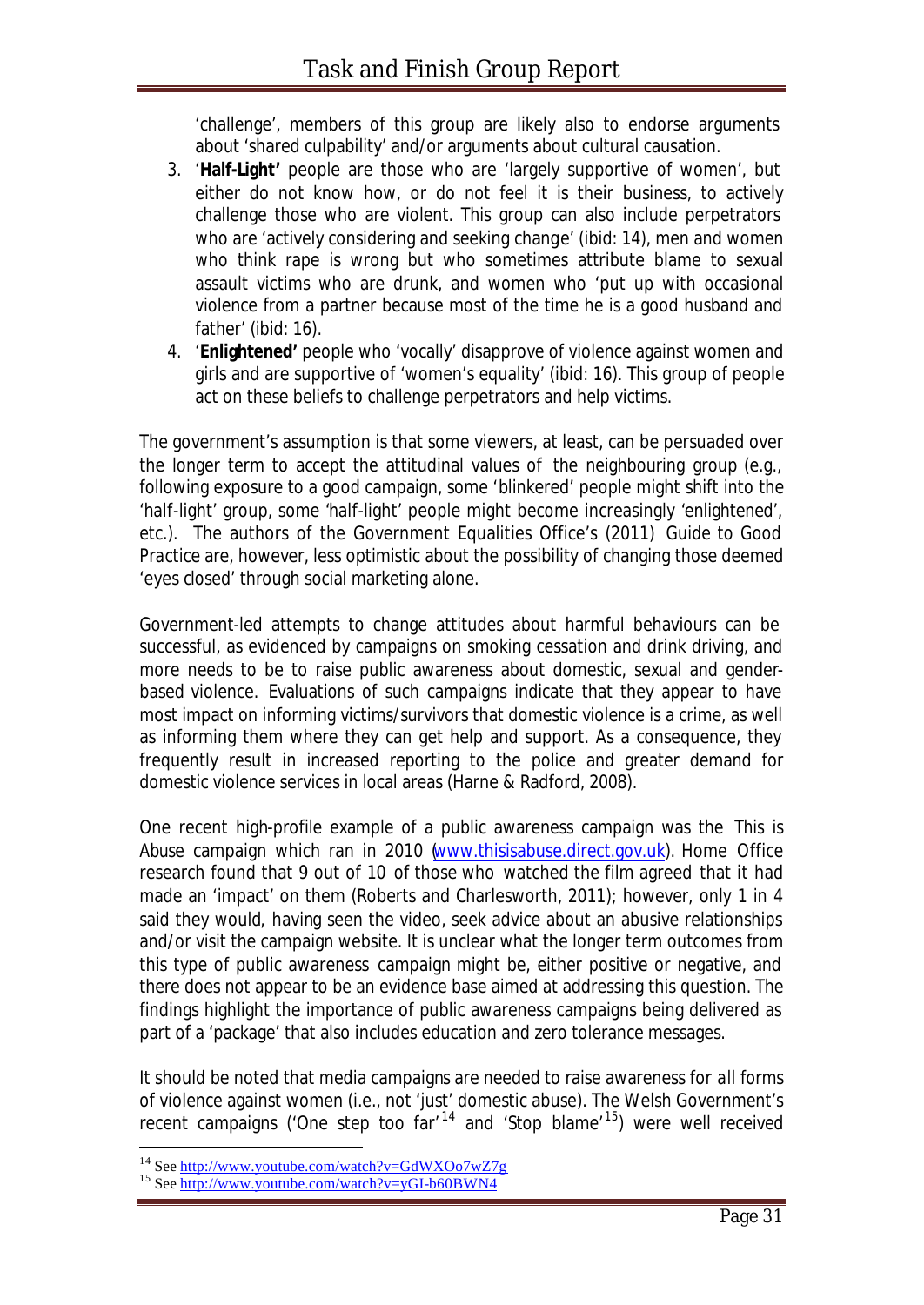'challenge', members of this group are likely also to endorse arguments about 'shared culpability' and/or arguments about cultural causation.

3. '**Half-Light'** people are those who are 'largely supportive of women', but either do not know how, or do not feel it is their business, to actively challenge those who are violent. This group can also include perpetrators who are 'actively considering and seeking change' (ibid: 14), men and women who think rape is wrong but who sometimes attribute blame to sexual assault victims who are drunk, and women who 'put up with occasional violence from a partner because most of the time he is a good husband and father' (ibid: 16).
4. '**Enlightened'** people who 'vocally' disapprove of violence against women and girls and are supportive of 'women's equality' (ibid: 16). This group of people act on these beliefs to challenge perpetrators and help victims.

The government's assumption is that some viewers, at least, can be persuaded over the longer term to accept the attitudinal values of the neighbouring group (e.g., following exposure to a good campaign, some 'blinkered' people might shift into the 'half-light' group, some 'half-light' people might become increasingly 'enlightened', etc.). The authors of the Government Equalities Office's (2011) *Guide to Good Practice* are, however, less optimistic about the possibility of changing those deemed 'eyes closed' through social marketing alone.

Government-led attempts to change attitudes about harmful behaviours can be successful, as evidenced by campaigns on smoking cessation and drink driving, and more needs to be to raise public awareness about domestic, sexual and gender-based violence. Evaluations of such campaigns indicate that they appear to have most impact on informing victims/survivors that domestic violence is a crime, as well as informing them where they can get help and support. As a consequence, they frequently result in increased reporting to the police and greater demand for domestic violence services in local areas (Harne & Radford, 2008).

One recent high-profile example of a public awareness campaign was the *This is Abuse* campaign which ran in 2010 (www.thisisabuse.direct.gov.uk). Home Office research found that 9 out of 10 of those who watched the film agreed that it had made an 'impact' on them (Roberts and Charlesworth, 2011); however, only 1 in 4 said they would, having seen the video, seek advice about an abusive relationships and/or visit the campaign website. It is unclear what the longer term outcomes from this type of public awareness campaign might be, either positive or negative, and there does not appear to be an evidence base aimed at addressing this question. The findings highlight the importance of public awareness campaigns being delivered as part of a 'package' that also includes education and zero tolerance messages.

It should be noted that media campaigns are needed to raise awareness for *all* forms of violence against women (i.e., not 'just' domestic abuse). The Welsh Government's recent campaigns ('One step too far'[14] and 'Stop blame'[15]) were well received

[14] See http://www.youtube.com/watch?v=GdWXOo7wZ7g

[15] See http://www.youtube.com/watch?v=yGI-b60BWN4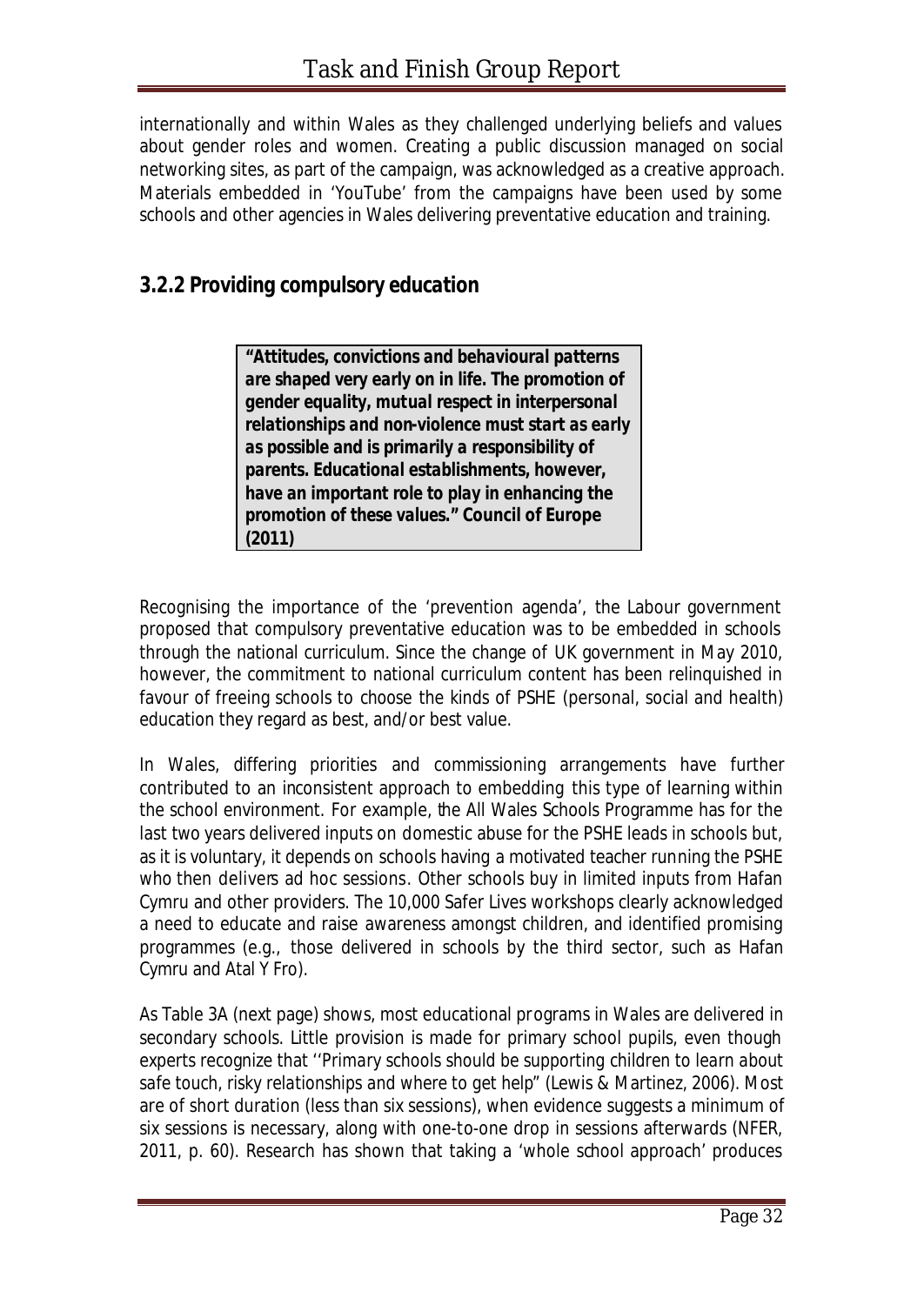internationally and within Wales as they challenged underlying beliefs and values about gender roles and women. Creating a public discussion managed on social networking sites, as part of the campaign, was acknowledged as a creative approach. Materials embedded in 'YouTube' from the campaigns have been used by some schools and other agencies in Wales delivering preventative education and training.

### 3.2.2 Providing compulsory education

> ***"Attitudes, convictions and behavioural patterns are shaped very early on in life. The promotion of gender equality, mutual respect in interpersonal relationships and non-violence must start as early as possible and is primarily a responsibility of parents. Educational establishments, however, have an important role to play in enhancing the promotion of these values." Council of Europe (2011)***

Recognising the importance of the 'prevention agenda', the Labour government proposed that compulsory preventative education was to be embedded in schools through the national curriculum. Since the change of UK government in May 2010, however, the commitment to national curriculum content has been relinquished in favour of freeing schools to choose the kinds of PSHE (personal, social and health) education they regard as best, and/or best value.

In Wales, differing priorities and commissioning arrangements have further contributed to an inconsistent approach to embedding this type of learning within the school environment. For example, the All Wales Schools Programme has for the last two years delivered inputs on domestic abuse for the PSHE leads in schools but, as it is voluntary, it depends on schools having a motivated teacher running the PSHE who then delivers ad hoc sessions. Other schools buy in limited inputs from Hafan Cymru and other providers. The 10,000 Safer Lives workshops clearly acknowledged a need to educate and raise awareness amongst children, and identified promising programmes (e.g., those delivered in schools by the third sector, such as Hafan Cymru and Atal Y Fro).

As Table 3A (next page) shows, most educational programs in Wales are delivered in secondary schools. Little provision is made for primary school pupils, even though experts recognize that ''Primary schools should be supporting children to learn about safe touch, risky relationships and where to get help" (Lewis & Martinez, 2006). Most are of short duration (less than six sessions), when evidence suggests a minimum of six sessions is necessary, along with one-to-one drop in sessions afterwards (NFER, 2011, p. 60). Research has shown that taking a 'whole school approach' produces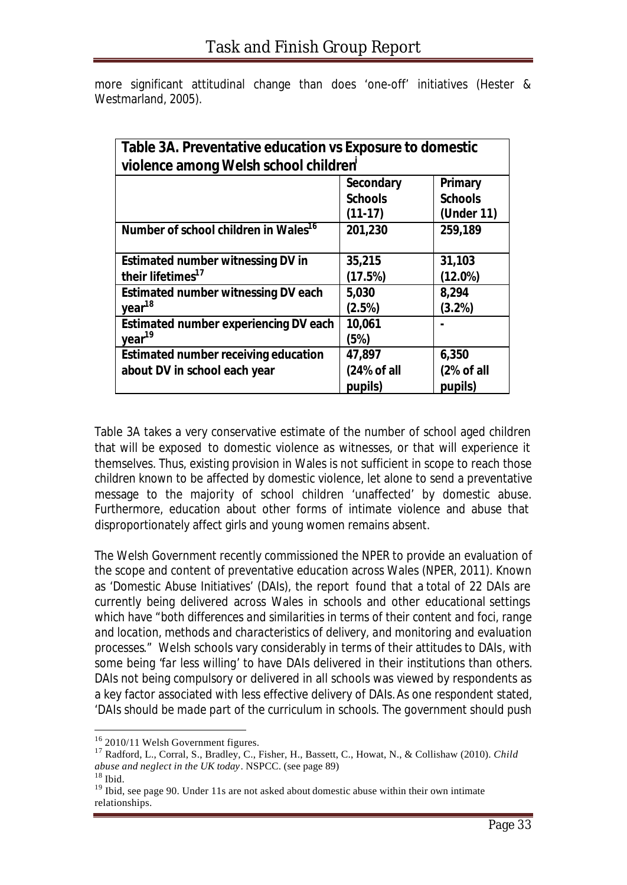more significant attitudinal change than does 'one-off' initiatives (Hester & Westmarland, 2005).

| Table 3A. Preventative education vs Exposure to domestic violence among Welsh school children[i] | | |
|---|---|---|
| | **Secondary Schools (11-17)** | **Primary Schools (Under 11)** |
| **Number of school children in Wales[16]** | **201,230** | **259,189** |
| **Estimated number witnessing DV in their lifetimes[17]** | **35,215 (17.5%)** | **31,103 (12.0%)** |
| **Estimated number witnessing DV each year[18]** | **5,030 (2.5%)** | **8,294 (3.2%)** |
| **Estimated number experiencing DV each year[19]** | **10,061 (5%)** | **-** |
| **Estimated number receiving education about DV in school each year** | **47,897 (24% of all pupils)** | **6,350 (2% of all pupils)** |

Table 3A takes a very conservative estimate of the number of school aged children that will be exposed to domestic violence as witnesses, or that will experience it themselves. Thus, existing provision in Wales is not sufficient in scope to reach those children known to be affected by domestic violence, let alone to send a preventative message to the majority of school children 'unaffected' by domestic abuse. Furthermore, education about other forms of intimate violence and abuse that disproportionately affect girls and young women remains absent.

The Welsh Government recently commissioned the NPER to provide an evaluation of the scope and content of preventative education across Wales (NPER, 2011). Known as 'Domestic Abuse Initiatives' (DAIs), the report found that a total of 22 DAIs are currently being delivered across Wales in schools and other educational settings which have "*both differences and similarities in terms of their content and foci, range and location, methods and characteristics of delivery, and monitoring and evaluation processes.*" Welsh schools vary considerably in terms of their attitudes to DAIs, with some being '*far less willing*' to have DAIs delivered in their institutions than others. DAIs not being compulsory or delivered in all schools was viewed by respondents as a key factor associated with less effective delivery of DAIs. As one respondent stated, '*DAIs should be made part of the curriculum in schools. The government should push*

[16] 2010/11 Welsh Government figures.

[17] Radford, L., Corral, S., Bradley, C., Fisher, H., Bassett, C., Howat, N., & Collishaw (2010). *Child abuse and neglect in the UK today*. NSPCC. (see page 89)

[18] Ibid.

[19] Ibid, see page 90. Under 11s are not asked about domestic abuse within their own intimate relationships.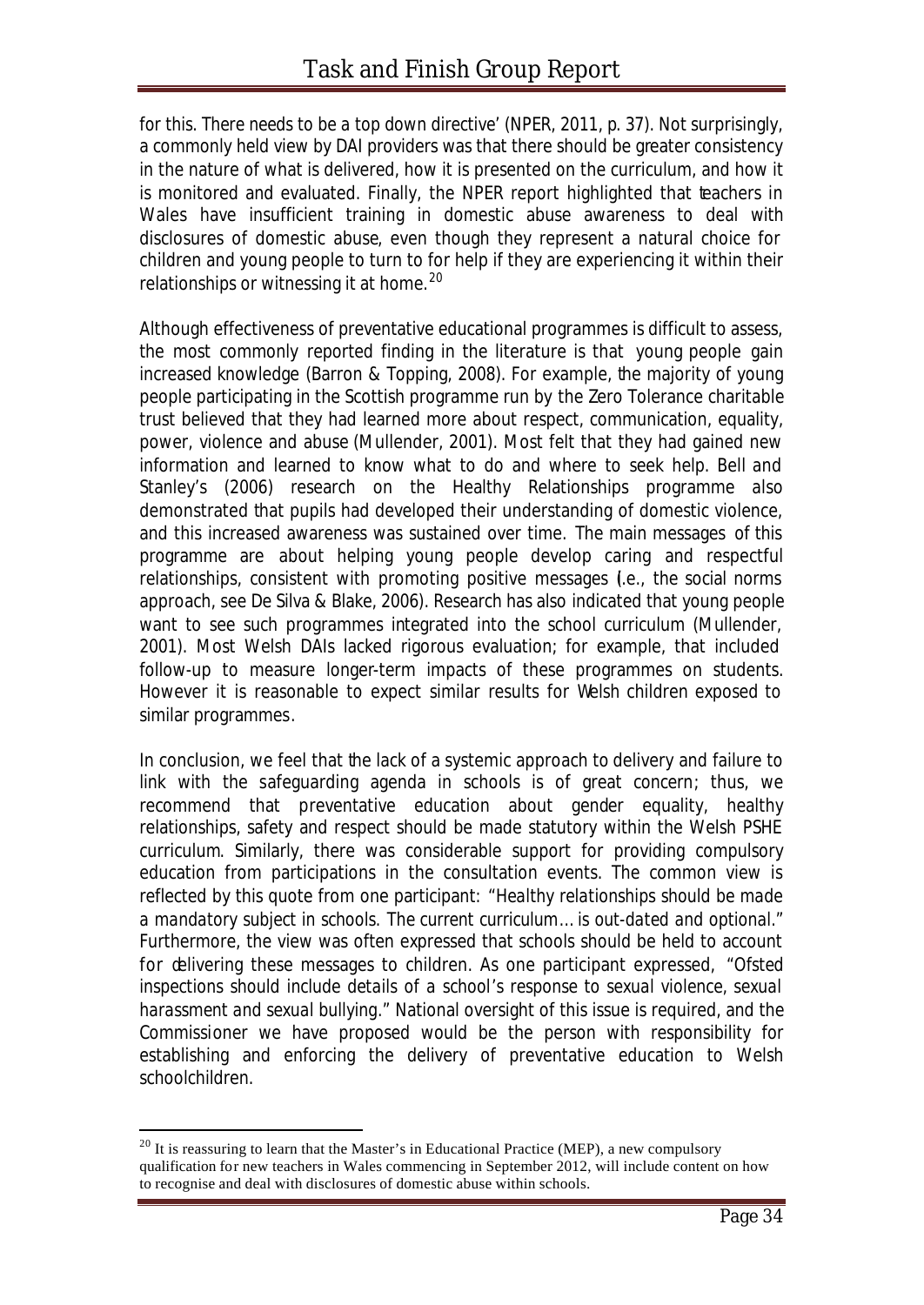for this. There needs to be a top down directive' (NPER, 2011, p. 37). Not surprisingly, a commonly held view by DAI providers was that there should be greater consistency in the nature of what is delivered, how it is presented on the curriculum, and how it is monitored and evaluated. Finally, the NPER report highlighted that teachers in Wales have insufficient training in domestic abuse awareness to deal with disclosures of domestic abuse, even though they represent a natural choice for children and young people to turn to for help if they are experiencing it within their relationships or witnessing it at home.[20]

Although effectiveness of preventative educational programmes is difficult to assess, the most commonly reported finding in the literature is that young people gain increased knowledge (Barron & Topping, 2008). For example, the majority of young people participating in the Scottish programme run by the Zero Tolerance charitable trust believed that they had learned more about respect, communication, equality, power, violence and abuse (Mullender, 2001). Most felt that they had gained new information and learned to know what to do and where to seek help. Bell and Stanley's (2006) research on the Healthy Relationships programme also demonstrated that pupils had developed their understanding of domestic violence, and this increased awareness was sustained over time. The main messages of this programme are about helping young people develop caring and respectful relationships, consistent with promoting positive messages (i.e., the social norms approach, see De Silva & Blake, 2006). Research has also indicated that young people want to see such programmes integrated into the school curriculum (Mullender, 2001). Most Welsh DAIs lacked rigorous evaluation; for example, that included follow-up to measure longer-term impacts of these programmes on students. However it is reasonable to expect similar results for Welsh children exposed to similar programmes.

In conclusion, we feel that the lack of a systemic approach to delivery and failure to link with the safeguarding agenda in schools is of great concern; thus, we recommend that preventative education about gender equality, healthy relationships, safety and respect should be made statutory within the Welsh PSHE curriculum. Similarly, there was considerable support for providing compulsory education from participations in the consultation events. The common view is reflected by this quote from one participant: *"Healthy relationships should be made a mandatory subject in schools. The current curriculum… is out-dated and optional."* Furthermore, the view was often expressed that schools should be held to account for delivering these messages to children. As one participant expressed, *"Ofsted inspections should include details of a school's response to sexual violence, sexual harassment and sexual bullying."* National oversight of this issue is required, and the Commissioner we have proposed would be the person with responsibility for establishing and enforcing the delivery of preventative education to Welsh schoolchildren.

[20] It is reassuring to learn that the Master's in Educational Practice (MEP), a new compulsory qualification for new teachers in Wales commencing in September 2012, will include content on how to recognise and deal with disclosures of domestic abuse within schools.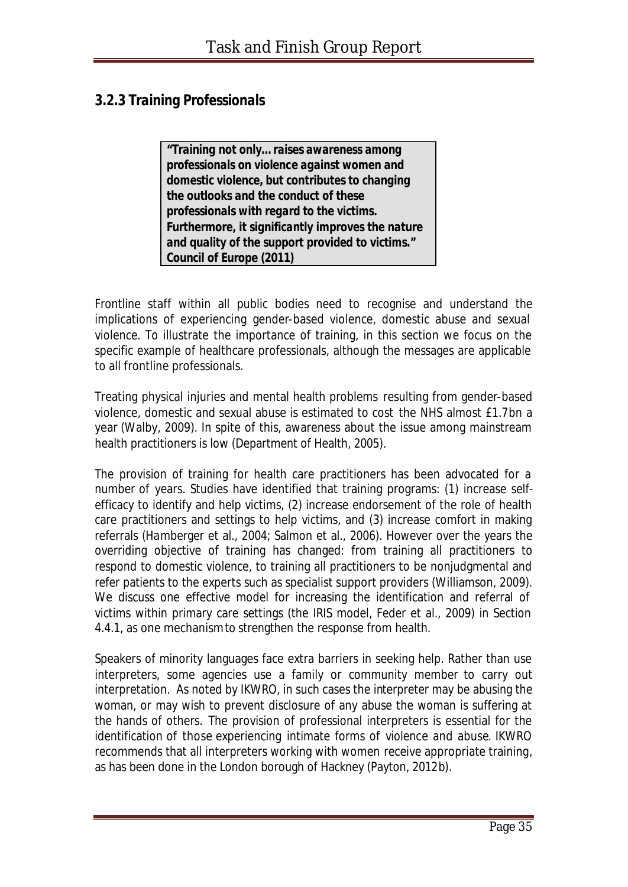### 3.2.3 Training Professionals

> ***"Training not only... raises awareness among professionals on violence against women and domestic violence, but contributes to changing the outlooks and the conduct of these professionals with regard to the victims. Furthermore, it significantly improves the nature and quality of the support provided to victims."***
> **Council of Europe (2011)**

Frontline staff within all public bodies need to recognise and understand the implications of experiencing gender-based violence, domestic abuse and sexual violence. To illustrate the importance of training, in this section we focus on the specific example of healthcare professionals, although the messages are applicable to all frontline professionals.

Treating physical injuries and mental health problems resulting from gender-based violence, domestic and sexual abuse is estimated to cost the NHS almost £1.7bn a year (Walby, 2009). In spite of this, awareness about the issue among mainstream health practitioners is low (Department of Health, 2005).

The provision of training for health care practitioners has been advocated for a number of years. Studies have identified that training programs: (1) increase self-efficacy to identify and help victims, (2) increase endorsement of the role of health care practitioners and settings to help victims, and (3) increase comfort in making referrals (Hamberger et al., 2004; Salmon et al., 2006). However over the years the overriding objective of training has changed: from training all practitioners to respond to domestic violence, to training all practitioners to be nonjudgmental and refer patients to the experts such as specialist support providers (Williamson, 2009). We discuss one effective model for increasing the identification and referral of victims within primary care settings (the IRIS model, Feder et al., 2009) in Section 4.4.1, as one mechanism to strengthen the response from health.

Speakers of minority languages face extra barriers in seeking help. Rather than use interpreters, some agencies use a family or community member to carry out interpretation. As noted by IKWRO, in such cases the interpreter may be abusing the woman, or may wish to prevent disclosure of any abuse the woman is suffering at the hands of others. The provision of professional interpreters is essential for the identification of those experiencing intimate forms of violence and abuse. IKWRO recommends that all interpreters working with women receive appropriate training, as has been done in the London borough of Hackney (Payton, 2012b).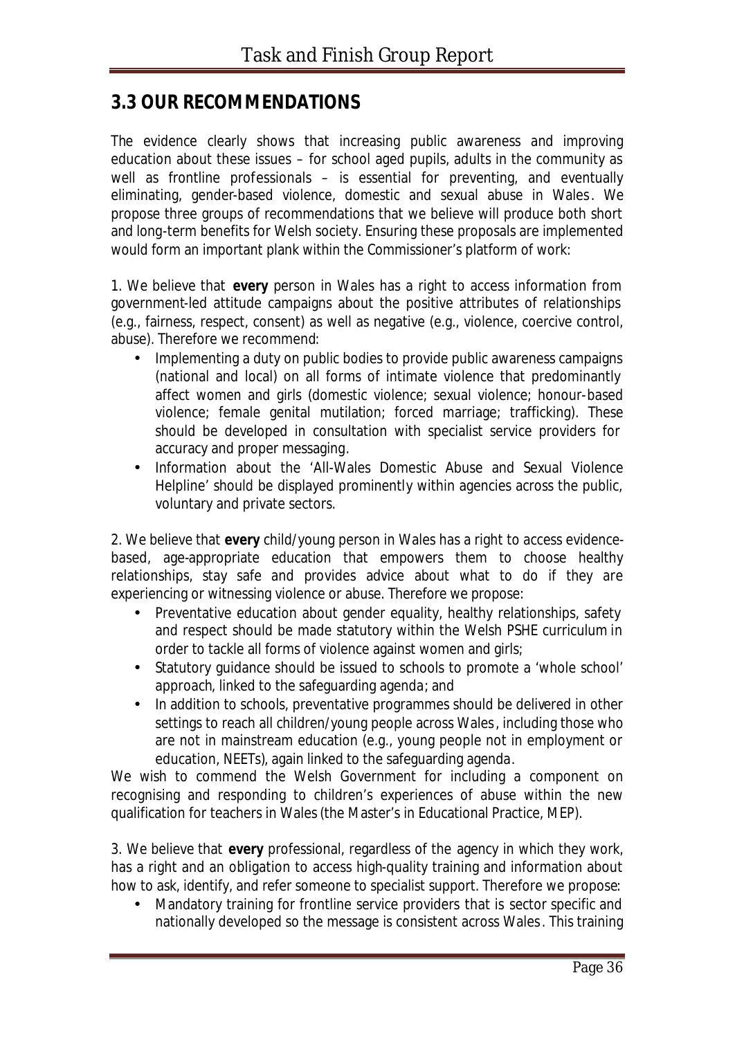## 3.3 OUR RECOMMENDATIONS

The evidence clearly shows that increasing public awareness and improving education about these issues – for school aged pupils, adults in the community as well as frontline professionals – is essential for preventing, and eventually eliminating, gender-based violence, domestic and sexual abuse in Wales. We propose three groups of recommendations that we believe will produce both short and long-term benefits for Welsh society. Ensuring these proposals are implemented would form an important plank within the Commissioner's platform of work:

1. We believe that **every** person in Wales has a right to access information from government-led attitude campaigns about the positive attributes of relationships (e.g., fairness, respect, consent) as well as negative (e.g., violence, coercive control, abuse). Therefore we recommend:

- Implementing a duty on public bodies to provide public awareness campaigns (national and local) on all forms of intimate violence that predominantly affect women and girls (domestic violence; sexual violence; honour-based violence; female genital mutilation; forced marriage; trafficking). These should be developed in consultation with specialist service providers for accuracy and proper messaging.
- Information about the 'All-Wales Domestic Abuse and Sexual Violence Helpline' should be displayed prominently within agencies across the public, voluntary and private sectors.

2. We believe that **every** child/young person in Wales has a right to access evidence-based, age-appropriate education that empowers them to choose healthy relationships, stay safe and provides advice about what to do if they are experiencing or witnessing violence or abuse. Therefore we propose:

- Preventative education about gender equality, healthy relationships, safety and respect should be made statutory within the Welsh PSHE curriculum in order to tackle all forms of violence against women and girls;
- Statutory guidance should be issued to schools to promote a 'whole school' approach, linked to the safeguarding agenda; and
- In addition to schools, preventative programmes should be delivered in other settings to reach all children/young people across Wales, including those who are not in mainstream education (e.g., young people not in employment or education, NEETs), again linked to the safeguarding agenda.

We wish to commend the Welsh Government for including a component on recognising and responding to children's experiences of abuse within the new qualification for teachers in Wales (the Master's in Educational Practice, MEP).

3. We believe that **every** professional, regardless of the agency in which they work, has a right and an obligation to access high-quality training and information about how to ask, identify, and refer someone to specialist support. Therefore we propose:

- Mandatory training for frontline service providers that is sector specific and nationally developed so the message is consistent across Wales. This training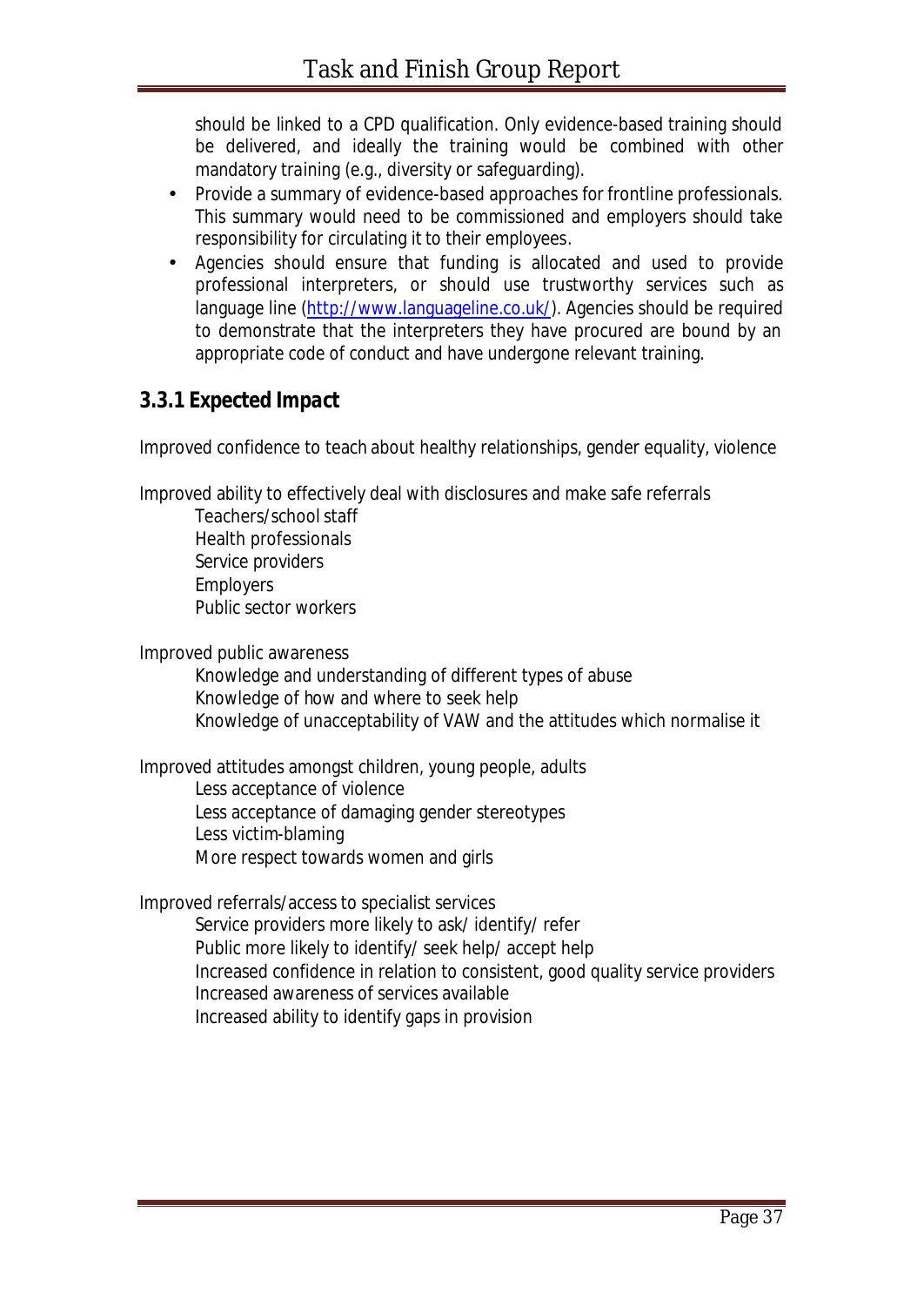should be linked to a CPD qualification. Only evidence-based training should be delivered, and ideally the training would be combined with other mandatory training (e.g., diversity or safeguarding).

- Provide a summary of evidence-based approaches for frontline professionals. This summary would need to be commissioned and employers should take responsibility for circulating it to their employees.
- Agencies should ensure that funding is allocated and used to provide professional interpreters, or should use trustworthy services such as language line (http://www.languageline.co.uk/). Agencies should be required to demonstrate that the interpreters they have procured are bound by an appropriate code of conduct and have undergone relevant training.

### 3.3.1 Expected Impact

Improved confidence to teach about healthy relationships, gender equality, violence

Improved ability to effectively deal with disclosures and make safe referrals

- Teachers/school staff
- Health professionals
- Service providers
- Employers
- Public sector workers

Improved public awareness

- Knowledge and understanding of different types of abuse
- Knowledge of how and where to seek help
- Knowledge of unacceptability of VAW and the attitudes which normalise it

Improved attitudes amongst children, young people, adults

- Less acceptance of violence
- Less acceptance of damaging gender stereotypes
- Less victim-blaming
- More respect towards women and girls

Improved referrals/access to specialist services

- Service providers more likely to ask/ identify/ refer
- Public more likely to identify/ seek help/ accept help
- Increased confidence in relation to consistent, good quality service providers
- Increased awareness of services available
- Increased ability to identify gaps in provision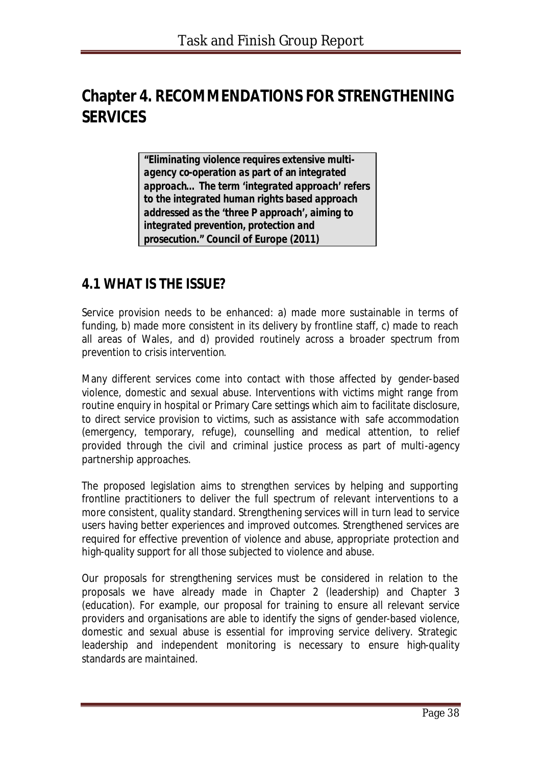# Chapter 4. RECOMMENDATIONS FOR STRENGTHENING SERVICES

> ***"Eliminating violence requires extensive multi-agency co-operation as part of an integrated approach… The term 'integrated approach' refers to the integrated human rights based approach addressed as the 'three P approach', aiming to integrated prevention, protection and prosecution." Council of Europe (2011)***

## 4.1 WHAT IS THE ISSUE?

Service provision needs to be enhanced: a) made more sustainable in terms of funding, b) made more consistent in its delivery by frontline staff, c) made to reach all areas of Wales, and d) provided routinely across a broader spectrum from prevention to crisis intervention.

Many different services come into contact with those affected by gender-based violence, domestic and sexual abuse. Interventions with victims might range from routine enquiry in hospital or Primary Care settings which aim to facilitate disclosure, to direct service provision to victims, such as assistance with safe accommodation (emergency, temporary, refuge), counselling and medical attention, to relief provided through the civil and criminal justice process as part of multi-agency partnership approaches.

The proposed legislation aims to strengthen services by helping and supporting frontline practitioners to deliver the full spectrum of relevant interventions to a more consistent, quality standard. Strengthening services will in turn lead to service users having better experiences and improved outcomes. Strengthened services are required for effective prevention of violence and abuse, appropriate protection and high-quality support for all those subjected to violence and abuse.

Our proposals for strengthening services must be considered in relation to the proposals we have already made in Chapter 2 (leadership) and Chapter 3 (education). For example, our proposal for training to ensure all relevant service providers and organisations are able to identify the signs of gender-based violence, domestic and sexual abuse is essential for improving service delivery. Strategic leadership and independent monitoring is necessary to ensure high-quality standards are maintained.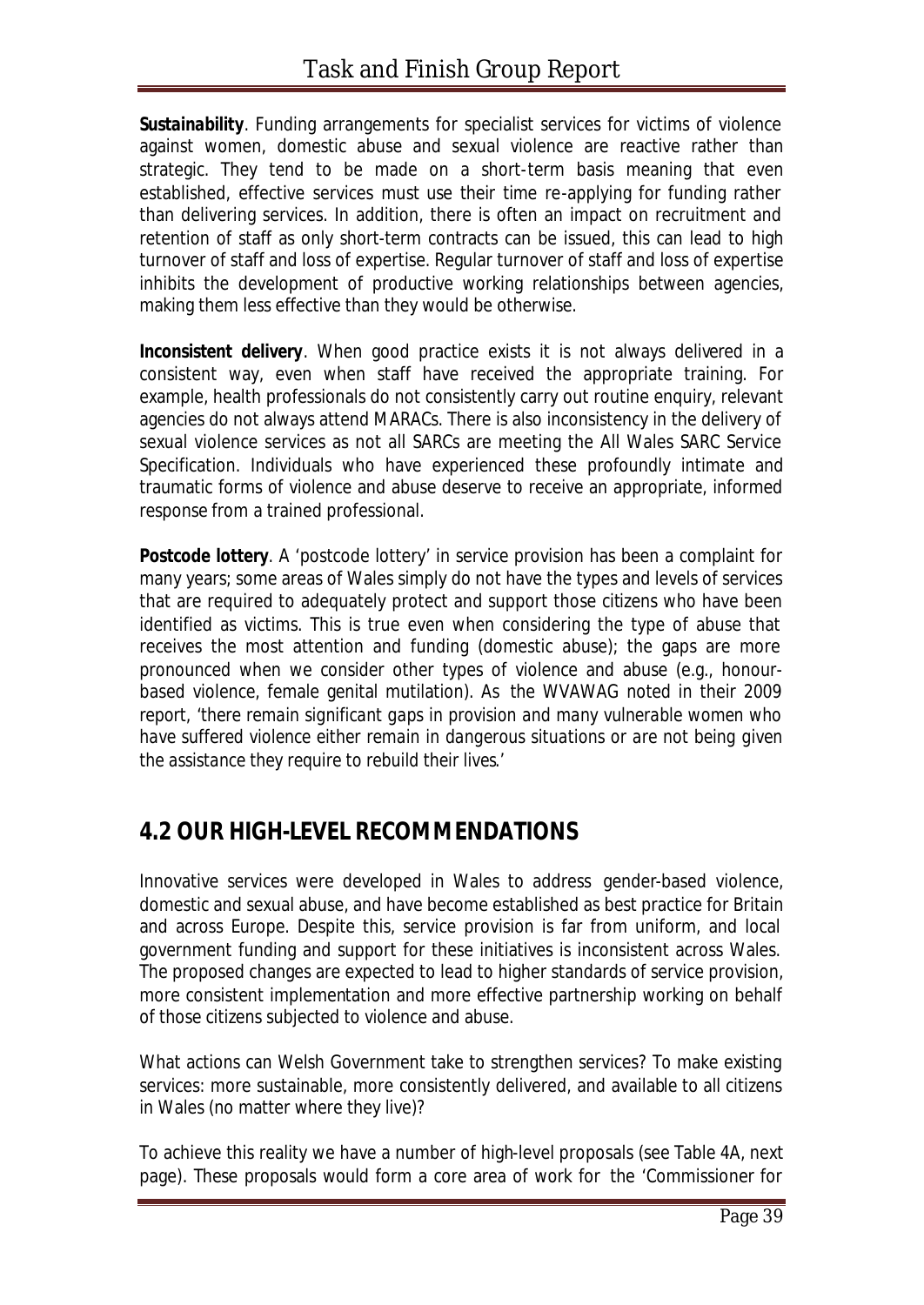**Sustainability**. Funding arrangements for specialist services for victims of violence against women, domestic abuse and sexual violence are reactive rather than strategic. They tend to be made on a short-term basis meaning that even established, effective services must use their time re-applying for funding rather than delivering services. In addition, there is often an impact on recruitment and retention of staff as only short-term contracts can be issued, this can lead to high turnover of staff and loss of expertise. Regular turnover of staff and loss of expertise inhibits the development of productive working relationships between agencies, making them less effective than they would be otherwise.

**Inconsistent delivery**. When good practice exists it is not always delivered in a consistent way, even when staff have received the appropriate training. For example, health professionals do not consistently carry out routine enquiry, relevant agencies do not always attend MARACs. There is also inconsistency in the delivery of sexual violence services as not all SARCs are meeting the All Wales SARC Service Specification. Individuals who have experienced these profoundly intimate and traumatic forms of violence and abuse deserve to receive an appropriate, informed response from a trained professional.

**Postcode lottery**. A 'postcode lottery' in service provision has been a complaint for many years; some areas of Wales simply do not have the types and levels of services that are required to adequately protect and support those citizens who have been identified as victims. This is true even when considering the type of abuse that receives the most attention and funding (domestic abuse); the gaps are more pronounced when we consider other types of violence and abuse (e.g., honour-based violence, female genital mutilation). As the WVAWAG noted in their 2009 report, '*there remain significant gaps in provision and many vulnerable women who have suffered violence either remain in dangerous situations or are not being given the assistance they require to rebuild their lives.*'

## 4.2 OUR HIGH-LEVEL RECOMMENDATIONS

Innovative services were developed in Wales to address gender-based violence, domestic and sexual abuse, and have become established as best practice for Britain and across Europe. Despite this, service provision is far from uniform, and local government funding and support for these initiatives is inconsistent across Wales. The proposed changes are expected to lead to higher standards of service provision, more consistent implementation and more effective partnership working on behalf of those citizens subjected to violence and abuse.

What actions can Welsh Government take to strengthen services? To make existing services: more sustainable, more consistently delivered, and available to all citizens in Wales (no matter where they live)?

To achieve this reality we have a number of high-level proposals (see Table 4A, next page). These proposals would form a core area of work for the 'Commissioner for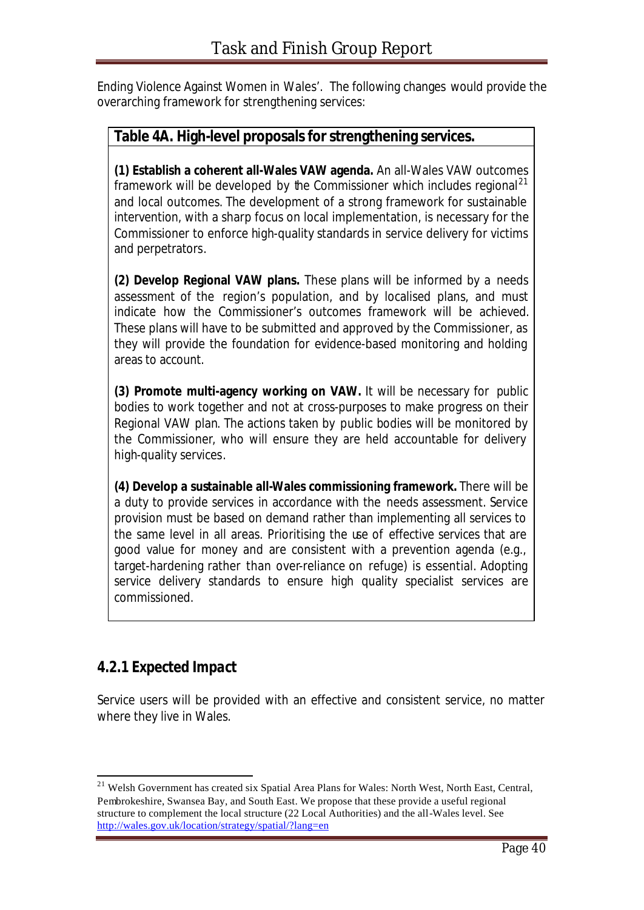Ending Violence Against Women in Wales'. The following changes would provide the overarching framework for strengthening services:

**Table 4A. High-level proposals for strengthening services.**

**(1) Establish a coherent all-Wales VAW agenda.** An all-Wales VAW outcomes framework will be developed by the Commissioner which includes regional[21] and local outcomes. The development of a strong framework for sustainable intervention, with a sharp focus on local implementation, is necessary for the Commissioner to enforce high-quality standards in service delivery for victims and perpetrators.

**(2) Develop Regional VAW plans.** These plans will be informed by a needs assessment of the region's population, and by localised plans, and must indicate how the Commissioner's outcomes framework will be achieved. These plans will have to be submitted and approved by the Commissioner, as they will provide the foundation for evidence-based monitoring and holding areas to account.

**(3) Promote multi-agency working on VAW.** It will be necessary for public bodies to work together and not at cross-purposes to make progress on their Regional VAW plan. The actions taken by public bodies will be monitored by the Commissioner, who will ensure they are held accountable for delivery high-quality services.

**(4) Develop a sustainable all-Wales commissioning framework.** There will be a duty to provide services in accordance with the needs assessment. Service provision must be based on demand rather than implementing all services to the same level in all areas. Prioritising the use of effective services that are good value for money and are consistent with a prevention agenda (e.g., target-hardening rather than over-reliance on refuge) is essential. Adopting service delivery standards to ensure high quality specialist services are commissioned.

### 4.2.1 Expected Impact

Service users will be provided with an effective and consistent service, no matter where they live in Wales.

---

[21] Welsh Government has created six Spatial Area Plans for Wales: North West, North East, Central, Pembrokeshire, Swansea Bay, and South East. We propose that these provide a useful regional structure to complement the local structure (22 Local Authorities) and the all-Wales level. See http://wales.gov.uk/location/strategy/spatial/?lang=en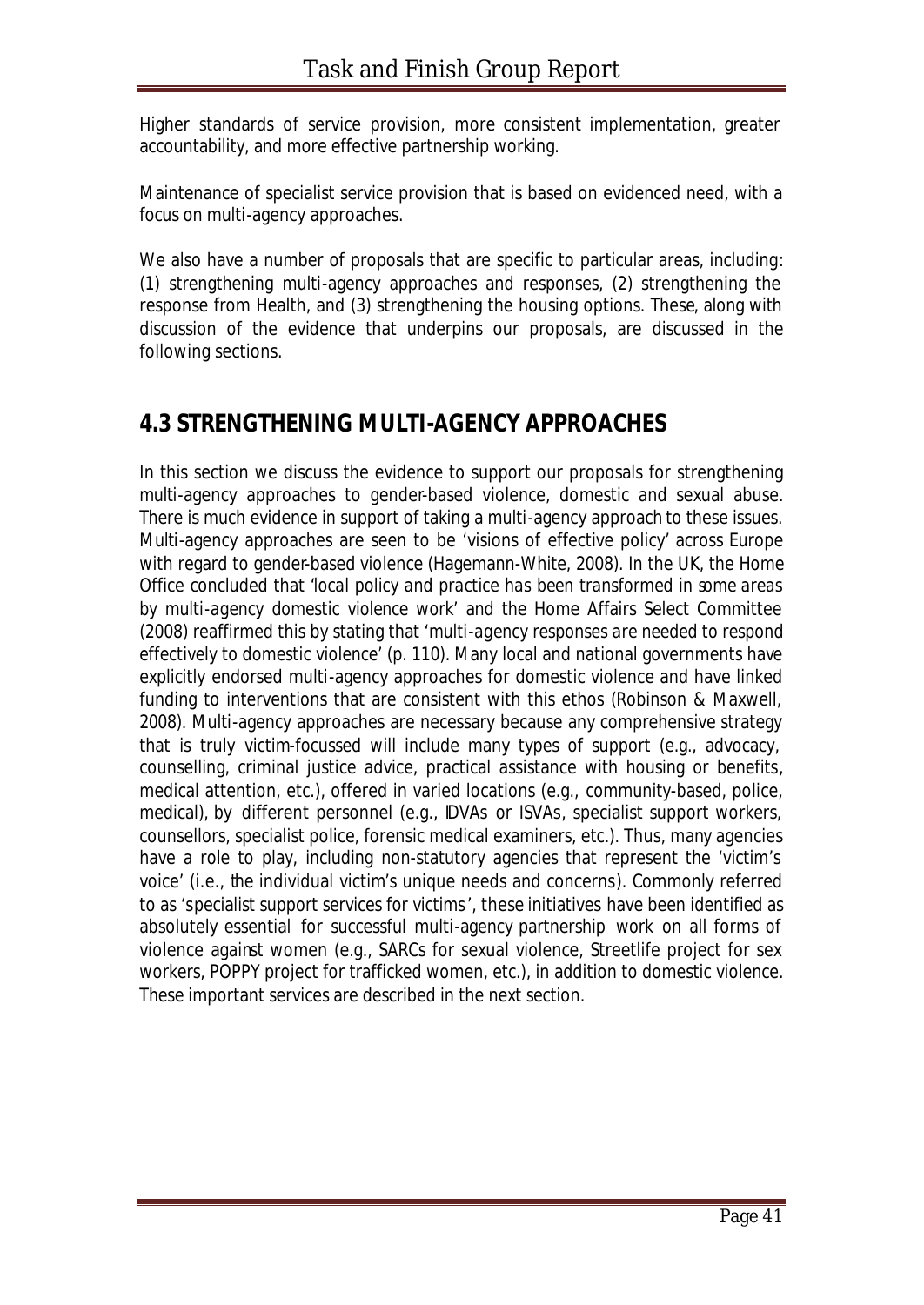Higher standards of service provision, more consistent implementation, greater accountability, and more effective partnership working.

Maintenance of specialist service provision that is based on evidenced need, with a focus on multi-agency approaches.

We also have a number of proposals that are specific to particular areas, including: (1) strengthening multi-agency approaches and responses, (2) strengthening the response from Health, and (3) strengthening the housing options. These, along with discussion of the evidence that underpins our proposals, are discussed in the following sections.

## 4.3 STRENGTHENING MULTI-AGENCY APPROACHES

In this section we discuss the evidence to support our proposals for strengthening multi-agency approaches to gender-based violence, domestic and sexual abuse. There is much evidence in support of taking a multi-agency approach to these issues. Multi-agency approaches are seen to be 'visions of effective policy' across Europe with regard to gender-based violence (Hagemann-White, 2008). In the UK, the Home Office concluded that *'local policy and practice has been transformed in some areas by multi-agency domestic violence work'* and the Home Affairs Select Committee (2008) reaffirmed this by stating that *'multi-agency responses are needed to respond effectively to domestic violence'* (p. 110). Many local and national governments have explicitly endorsed multi-agency approaches for domestic violence and have linked funding to interventions that are consistent with this ethos (Robinson & Maxwell, 2008). Multi-agency approaches are necessary because any comprehensive strategy that is truly victim-focussed will include many types of support (e.g., advocacy, counselling, criminal justice advice, practical assistance with housing or benefits, medical attention, etc.), offered in varied locations (e.g., community-based, police, medical), by different personnel (e.g., IDVAs or ISVAs, specialist support workers, counsellors, specialist police, forensic medical examiners, etc.). Thus, many agencies have a role to play, including non-statutory agencies that represent the 'victim's voice' (i.e., the individual victim's unique needs and concerns). Commonly referred to as 'specialist support services for victims', these initiatives have been identified as absolutely essential for successful multi-agency partnership work on all forms of violence against women (e.g., SARCs for sexual violence, Streetlife project for sex workers, POPPY project for trafficked women, etc.), in addition to domestic violence. These important services are described in the next section.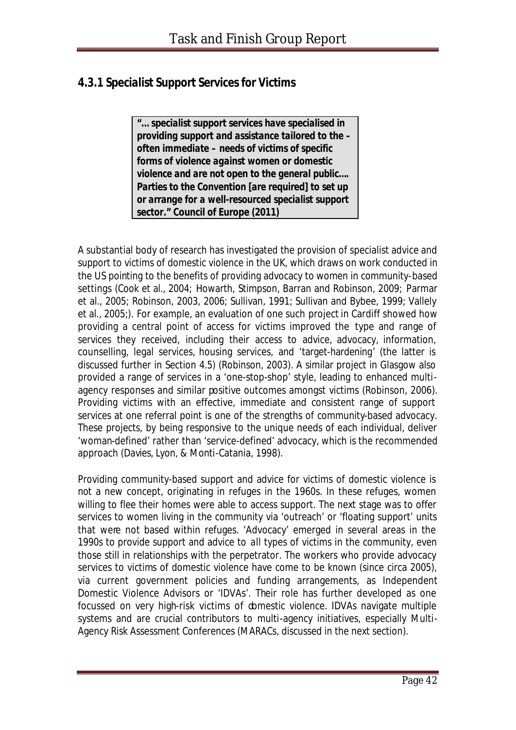## 4.3.1 Specialist Support Services for Victims

> **"… specialist support services have specialised in providing support and assistance tailored to the – often immediate – needs of victims of specific forms of violence against women or domestic violence and are not open to the general public…. Parties to the Convention [are required] to set up or arrange for a well-resourced specialist support sector." Council of Europe (2011)**

A substantial body of research has investigated the provision of specialist advice and support to victims of domestic violence in the UK, which draws on work conducted in the US pointing to the benefits of providing advocacy to women in community-based settings (Cook et al., 2004; Howarth, Stimpson, Barran and Robinson, 2009; Parmar et al., 2005; Robinson, 2003, 2006; Sullivan, 1991; Sullivan and Bybee, 1999; Vallely et al., 2005;). For example, an evaluation of one such project in Cardiff showed how providing a central point of access for victims improved the type and range of services they received, including their access to advice, advocacy, information, counselling, legal services, housing services, and 'target-hardening' (the latter is discussed further in Section 4.5) (Robinson, 2003). A similar project in Glasgow also provided a range of services in a 'one-stop-shop' style, leading to enhanced multi-agency responses and similar positive outcomes amongst victims (Robinson, 2006). Providing victims with an effective, immediate and consistent range of support services at one referral point is one of the strengths of community-based advocacy. These projects, by being responsive to the unique needs of each individual, deliver 'woman-defined' rather than 'service-defined' advocacy, which is the recommended approach (Davies, Lyon, & Monti-Catania, 1998).

Providing community-based support and advice for victims of domestic violence is not a new concept, originating in refuges in the 1960s. In these refuges, women willing to flee their homes were able to access support. The next stage was to offer services to women living in the community via 'outreach' or 'floating support' units that were not based within refuges. 'Advocacy' emerged in several areas in the 1990s to provide support and advice to *all* types of victims in the community, even those still in relationships with the perpetrator. The workers who provide advocacy services to victims of domestic violence have come to be known (since circa 2005), via current government policies and funding arrangements, as Independent Domestic Violence Advisors or 'IDVAs'. Their role has further developed as one focussed on very high-risk victims of domestic violence. IDVAs navigate multiple systems and are crucial contributors to multi-agency initiatives, especially Multi-Agency Risk Assessment Conferences (MARACs, discussed in the next section).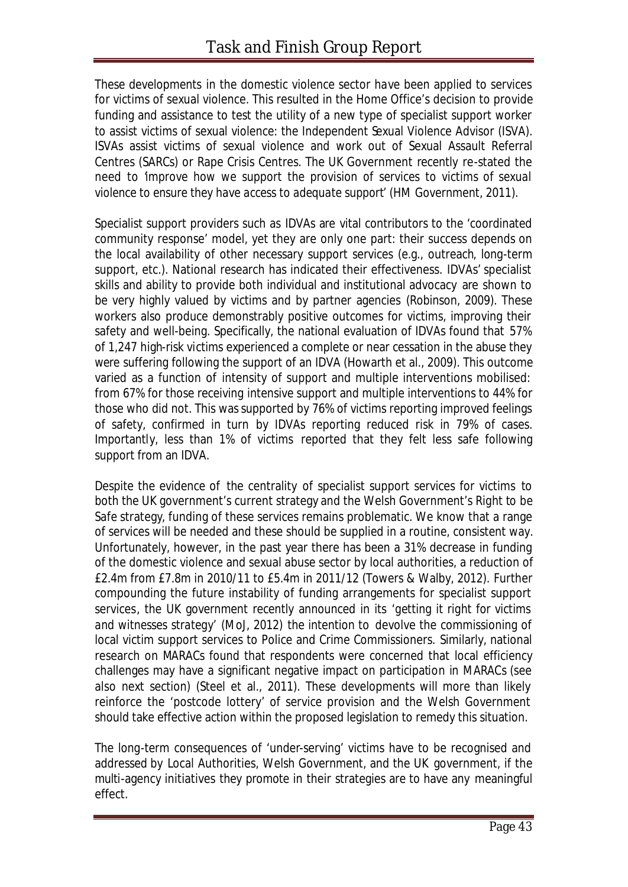These developments in the domestic violence sector have been applied to services for victims of sexual violence. This resulted in the Home Office's decision to provide funding and assistance to test the utility of a new type of specialist support worker to assist victims of sexual violence: the Independent Sexual Violence Advisor (ISVA). ISVAs assist victims of sexual violence and work out of Sexual Assault Referral Centres (SARCs) or Rape Crisis Centres. The UK Government recently re-stated the need to 'improve how we support the provision of services to victims of sexual violence to ensure they have access to adequate support' (HM Government, 2011).

Specialist support providers such as IDVAs are vital contributors to the 'coordinated community response' model, yet they are only one part: their success depends on the local availability of other necessary support services (e.g., outreach, long-term support, etc.). National research has indicated their effectiveness. IDVAs' specialist skills and ability to provide both individual and institutional advocacy are shown to be very highly valued by victims and by partner agencies (Robinson, 2009). These workers also produce demonstrably positive outcomes for victims, improving their safety and well-being. Specifically, the national evaluation of IDVAs found that 57% of 1,247 high-risk victims experienced a complete or near cessation in the abuse they were suffering following the support of an IDVA (Howarth et al., 2009). This outcome varied as a function of intensity of support and multiple interventions mobilised: from 67% for those receiving intensive support and multiple interventions to 44% for those who did not. This was supported by 76% of victims reporting improved feelings of safety, confirmed in turn by IDVAs reporting reduced risk in 79% of cases. Importantly, less than 1% of victims reported that they felt less safe following support from an IDVA.

Despite the evidence of the centrality of specialist support services for victims to both the UK government's current strategy and the Welsh Government's Right to be Safe strategy, funding of these services remains problematic. We know that a range of services will be needed and these should be supplied in a routine, consistent way. Unfortunately, however, in the past year there has been a 31% decrease in funding of the domestic violence and sexual abuse sector by local authorities, a reduction of £2.4m from £7.8m in 2010/11 to £5.4m in 2011/12 (Towers & Walby, 2012). Further compounding the future instability of funding arrangements for specialist support services, the UK government recently announced in its 'getting it right for victims and witnesses strategy' (MoJ, 2012) the intention to devolve the commissioning of local victim support services to Police and Crime Commissioners. Similarly, national research on MARACs found that respondents were concerned that local efficiency challenges may have a significant negative impact on participation in MARACs (see also next section) (Steel et al., 2011). These developments will more than likely reinforce the 'postcode lottery' of service provision and the Welsh Government should take effective action within the proposed legislation to remedy this situation.

The long-term consequences of 'under-serving' victims have to be recognised and addressed by Local Authorities, Welsh Government, and the UK government, if the multi-agency initiatives they promote in their strategies are to have any meaningful effect.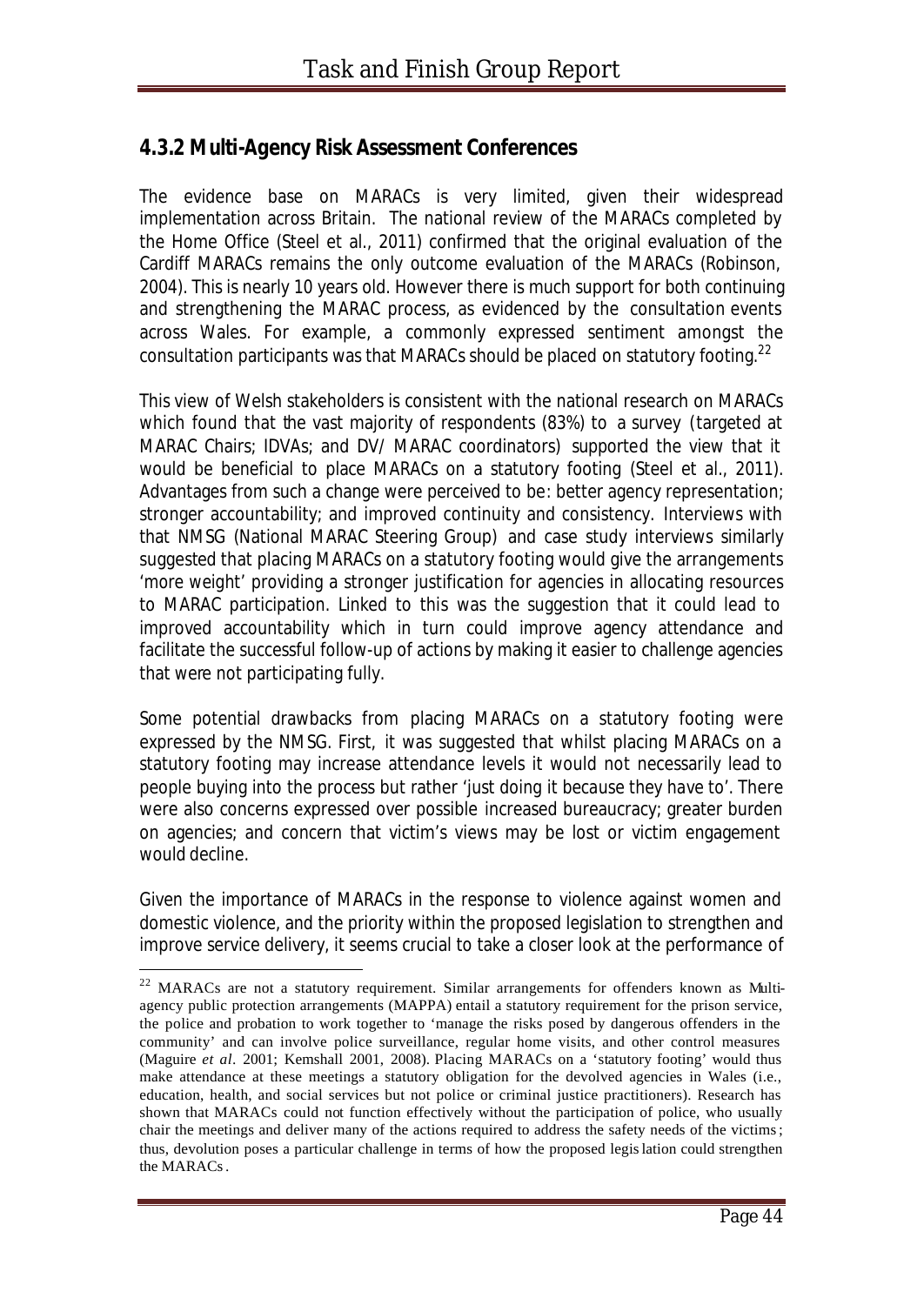### 4.3.2 Multi-Agency Risk Assessment Conferences

The evidence base on MARACs is very limited, given their widespread implementation across Britain. The national review of the MARACs completed by the Home Office (Steel et al., 2011) confirmed that the original evaluation of the Cardiff MARACs remains the only outcome evaluation of the MARACs (Robinson, 2004). This is nearly 10 years old. However there is much support for both continuing and strengthening the MARAC process, as evidenced by the consultation events across Wales. For example, a commonly expressed sentiment amongst the consultation participants was that MARACs should be placed on statutory footing.[22]

This view of Welsh stakeholders is consistent with the national research on MARACs which found that the vast majority of respondents (83%) to a survey (targeted at MARAC Chairs; IDVAs; and DV/ MARAC coordinators) supported the view that it would be beneficial to place MARACs on a statutory footing (Steel et al., 2011). Advantages from such a change were perceived to be: better agency representation; stronger accountability; and improved continuity and consistency. Interviews with that NMSG (National MARAC Steering Group) and case study interviews similarly suggested that placing MARACs on a statutory footing would give the arrangements 'more weight' providing a stronger justification for agencies in allocating resources to MARAC participation. Linked to this was the suggestion that it could lead to improved accountability which in turn could improve agency attendance and facilitate the successful follow-up of actions by making it easier to challenge agencies that were not participating fully.

Some potential drawbacks from placing MARACs on a statutory footing were expressed by the NMSG. First, it was suggested that whilst placing MARACs on a statutory footing may increase attendance levels it would not necessarily lead to people buying into the process but rather 'just doing it because they have to'. There were also concerns expressed over possible increased bureaucracy; greater burden on agencies; and concern that victim's views may be lost or victim engagement would decline.

Given the importance of MARACs in the response to violence against women and domestic violence, and the priority within the proposed legislation to strengthen and improve service delivery, it seems crucial to take a closer look at the performance of

---

[22] MARACs are not a statutory requirement. Similar arrangements for offenders known as Multi-agency public protection arrangements (MAPPA) entail a statutory requirement for the prison service, the police and probation to work together to 'manage the risks posed by dangerous offenders in the community' and can involve police surveillance, regular home visits, and other control measures (Maguire *et al*. 2001; Kemshall 2001, 2008). Placing MARACs on a 'statutory footing' would thus make attendance at these meetings a statutory obligation for the devolved agencies in Wales (i.e., education, health, and social services but not police or criminal justice practitioners). Research has shown that MARACs could not function effectively without the participation of police, who usually chair the meetings and deliver many of the actions required to address the safety needs of the victims; thus, devolution poses a particular challenge in terms of how the proposed legislation could strengthen the MARACs.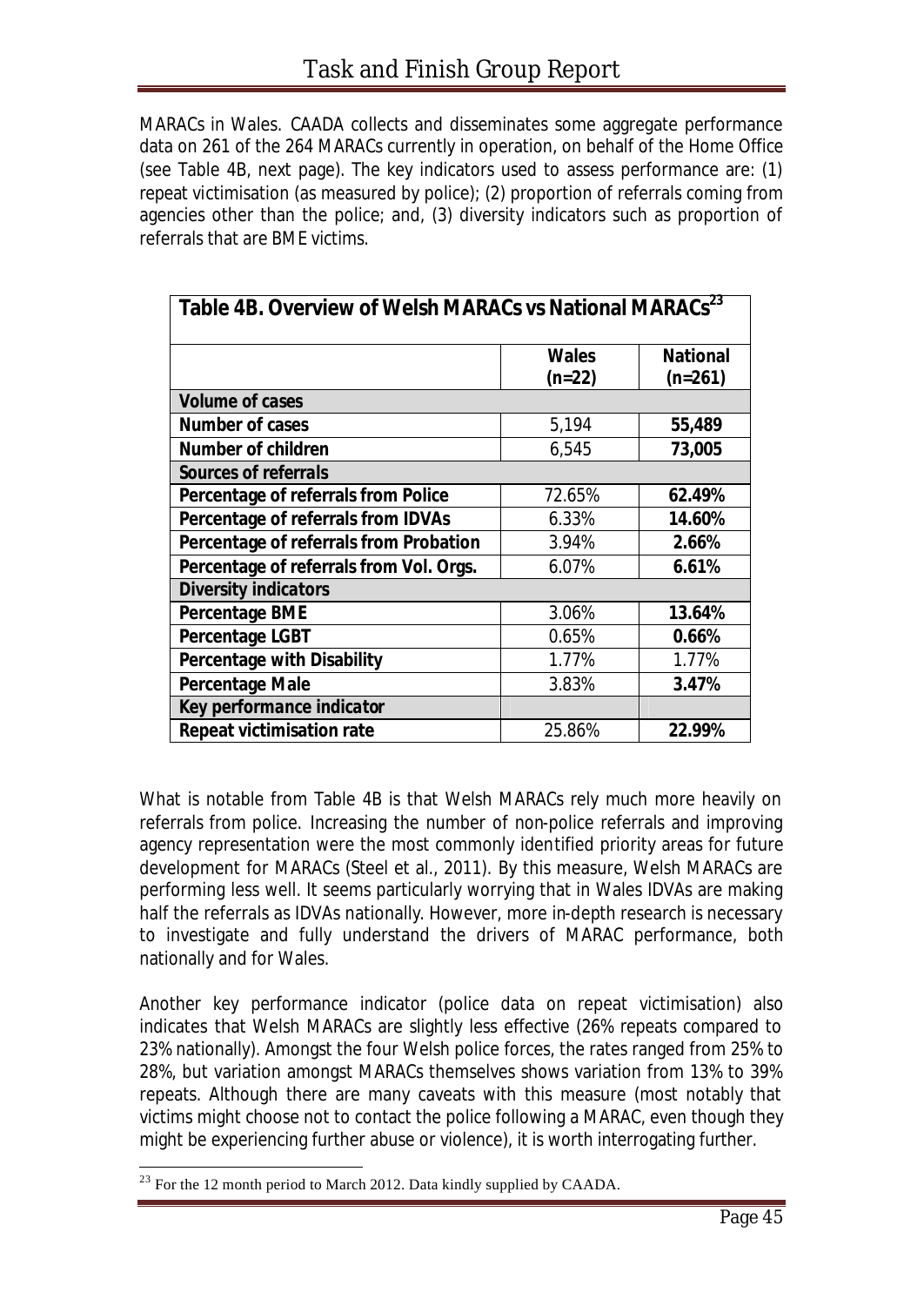MARACs in Wales. CAADA collects and disseminates some aggregate performance data on 261 of the 264 MARACs currently in operation, on behalf of the Home Office (see Table 4B, next page). The key indicators used to assess performance are: (1) repeat victimisation (as measured by police); (2) proportion of referrals coming from agencies other than the police; and, (3) diversity indicators such as proportion of referrals that are BME victims.

**Table 4B. Overview of Welsh MARACs vs National MARACs[23]**

| | Wales (n=22) | National (n=261) |
|---|---|---|
| **Volume of cases** | | |
| **Number of cases** | 5,194 | **55,489** |
| **Number of children** | 6,545 | **73,005** |
| **Sources of referrals** | | |
| **Percentage of referrals from Police** | 72.65% | **62.49%** |
| **Percentage of referrals from IDVAs** | 6.33% | **14.60%** |
| **Percentage of referrals from Probation** | 3.94% | **2.66%** |
| **Percentage of referrals from Vol. Orgs.** | 6.07% | **6.61%** |
| **Diversity indicators** | | |
| **Percentage BME** | 3.06% | **13.64%** |
| **Percentage LGBT** | 0.65% | **0.66%** |
| **Percentage with Disability** | 1.77% | 1.77% |
| **Percentage Male** | 3.83% | **3.47%** |
| ***Key performance indicator*** | | |
| **Repeat victimisation rate** | 25.86% | **22.99%** |

What is notable from Table 4B is that Welsh MARACs rely much more heavily on referrals from police. Increasing the number of non-police referrals and improving agency representation were the most commonly identified priority areas for future development for MARACs (Steel et al., 2011). By this measure, Welsh MARACs are performing less well. It seems particularly worrying that in Wales IDVAs are making half the referrals as IDVAs nationally. However, more in-depth research is necessary to investigate and fully understand the drivers of MARAC performance, both nationally and for Wales.

Another key performance indicator (police data on repeat victimisation) also indicates that Welsh MARACs are slightly less effective (26% repeats compared to 23% nationally). Amongst the four Welsh police forces, the rates ranged from 25% to 28%, but variation amongst MARACs themselves shows variation from 13% to 39% repeats. Although there are many caveats with this measure (most notably that victims might choose not to contact the police following a MARAC, even though they might be experiencing further abuse or violence), it is worth interrogating further.

[23] For the 12 month period to March 2012. Data kindly supplied by CAADA.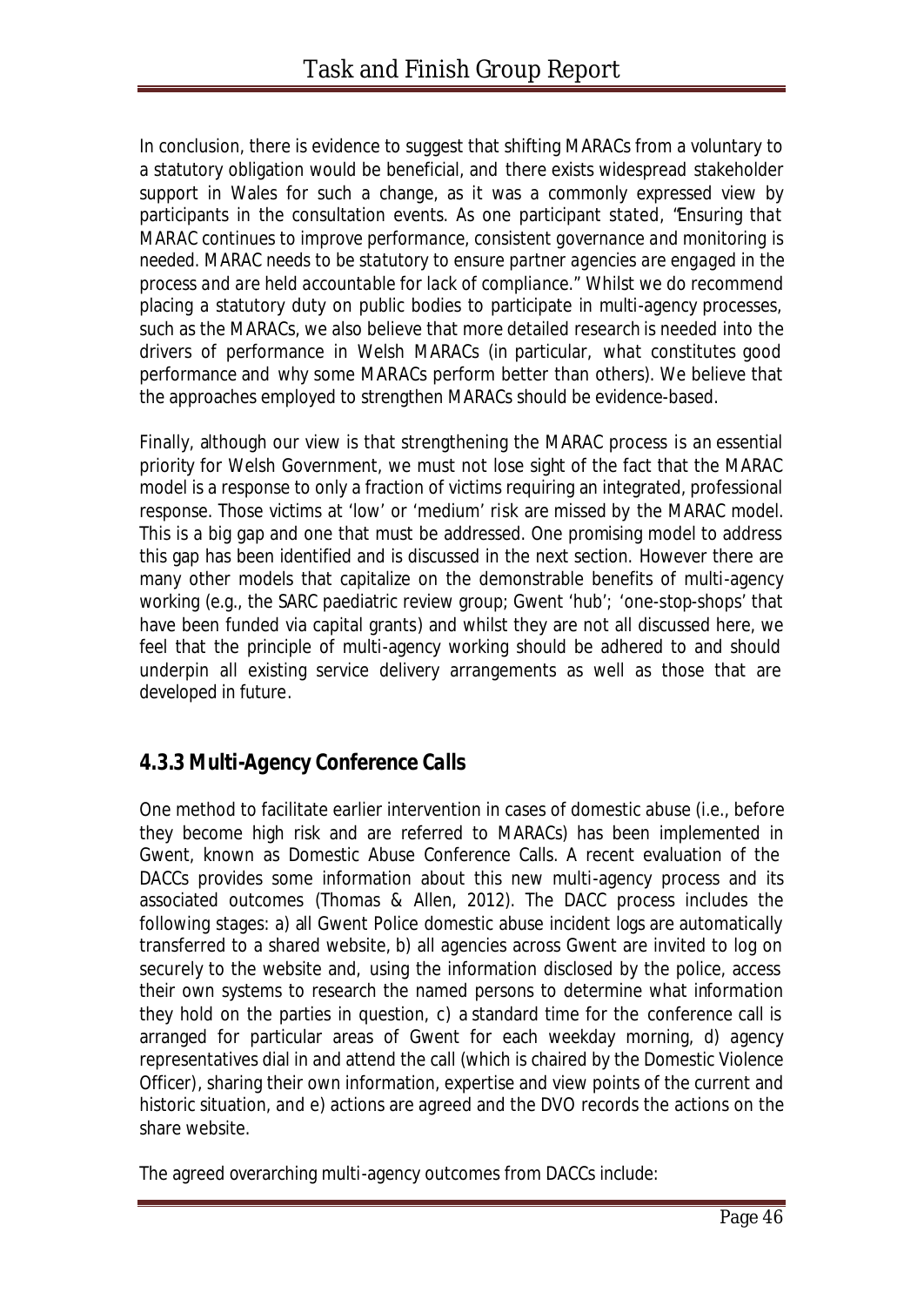In conclusion, there is evidence to suggest that shifting MARACs from a voluntary to a statutory obligation would be beneficial, and there exists widespread stakeholder support in Wales for such a change, as it was a commonly expressed view by participants in the consultation events. As one participant stated, *"Ensuring that MARAC continues to improve performance, consistent governance and monitoring is needed. MARAC needs to be statutory to ensure partner agencies are engaged in the process and are held accountable for lack of compliance."* Whilst we do recommend placing a statutory duty on public bodies to participate in multi-agency processes, such as the MARACs, we also believe that more detailed research is needed into the drivers of performance in Welsh MARACs (in particular, what constitutes good performance and why some MARACs perform better than others). We believe that the approaches employed to strengthen MARACs should be evidence-based.

Finally, although our view is that strengthening the MARAC process is an essential priority for Welsh Government, we must not lose sight of the fact that the MARAC model is a response to only a fraction of victims requiring an integrated, professional response. Those victims at 'low' or 'medium' risk are missed by the MARAC model. This is a big gap and one that must be addressed. One promising model to address this gap has been identified and is discussed in the next section. However there are many other models that capitalize on the demonstrable benefits of multi-agency working (e.g., the SARC paediatric review group; Gwent 'hub'; 'one-stop-shops' that have been funded via capital grants) and whilst they are not all discussed here, we feel that the principle of multi-agency working should be adhered to and should underpin all existing service delivery arrangements as well as those that are developed in future.

### 4.3.3 Multi-Agency Conference Calls

One method to facilitate earlier intervention in cases of domestic abuse (i.e., before they become high risk and are referred to MARACs) has been implemented in Gwent, known as Domestic Abuse Conference Calls. A recent evaluation of the DACCs provides some information about this new multi-agency process and its associated outcomes (Thomas & Allen, 2012). The DACC process includes the following stages: a) all Gwent Police domestic abuse incident logs are automatically transferred to a shared website, b) all agencies across Gwent are invited to log on securely to the website and, using the information disclosed by the police, access their own systems to research the named persons to determine what information they hold on the parties in question, c) a standard time for the conference call is arranged for particular areas of Gwent for each weekday morning, d) agency representatives dial in and attend the call (which is chaired by the Domestic Violence Officer), sharing their own information, expertise and view points of the current and historic situation, and e) actions are agreed and the DVO records the actions on the share website.

The agreed overarching multi-agency outcomes from DACCs include: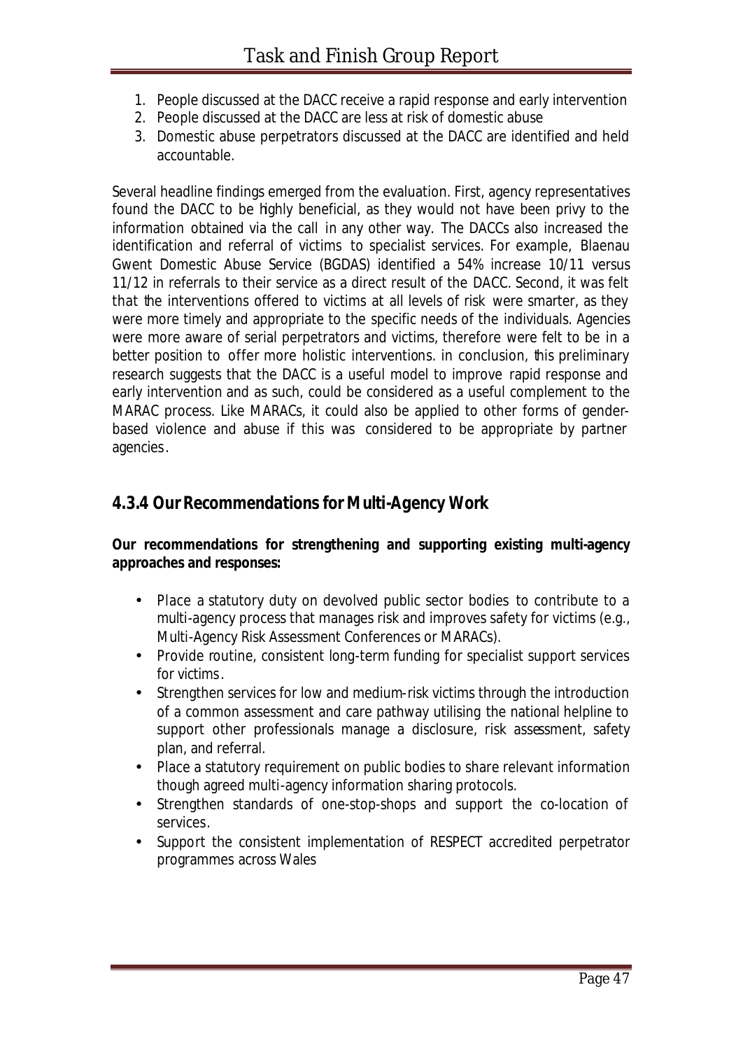1. People discussed at the DACC receive a rapid response and early intervention
2. People discussed at the DACC are less at risk of domestic abuse
3. Domestic abuse perpetrators discussed at the DACC are identified and held accountable.

Several headline findings emerged from the evaluation. First, agency representatives found the DACC to be highly beneficial, as they would not have been privy to the information obtained via the call in any other way. The DACCs also increased the identification and referral of victims to specialist services. For example, Blaenau Gwent Domestic Abuse Service (BGDAS) identified a 54% increase 10/11 versus 11/12 in referrals to their service as a direct result of the DACC. Second, it was felt that the interventions offered to victims at all levels of risk were smarter, as they were more timely and appropriate to the specific needs of the individuals. Agencies were more aware of serial perpetrators and victims, therefore were felt to be in a better position to offer more holistic interventions. in conclusion, this preliminary research suggests that the DACC is a useful model to improve rapid response and early intervention and as such, could be considered as a useful complement to the MARAC process. Like MARACs, it could also be applied to other forms of gender-based violence and abuse if this was considered to be appropriate by partner agencies.

### 4.3.4 Our Recommendations for Multi-Agency Work

**Our recommendations for strengthening and supporting existing multi-agency approaches and responses:**

- Place a statutory duty on devolved public sector bodies to contribute to a multi-agency process that manages risk and improves safety for victims (e.g., Multi-Agency Risk Assessment Conferences or MARACs).
- Provide routine, consistent long-term funding for specialist support services for victims.
- Strengthen services for low and medium-risk victims through the introduction of a common assessment and care pathway utilising the national helpline to support other professionals manage a disclosure, risk assessment, safety plan, and referral.
- Place a statutory requirement on public bodies to share relevant information though agreed multi-agency information sharing protocols.
- Strengthen standards of one-stop-shops and support the co-location of services.
- Support the consistent implementation of RESPECT accredited perpetrator programmes across Wales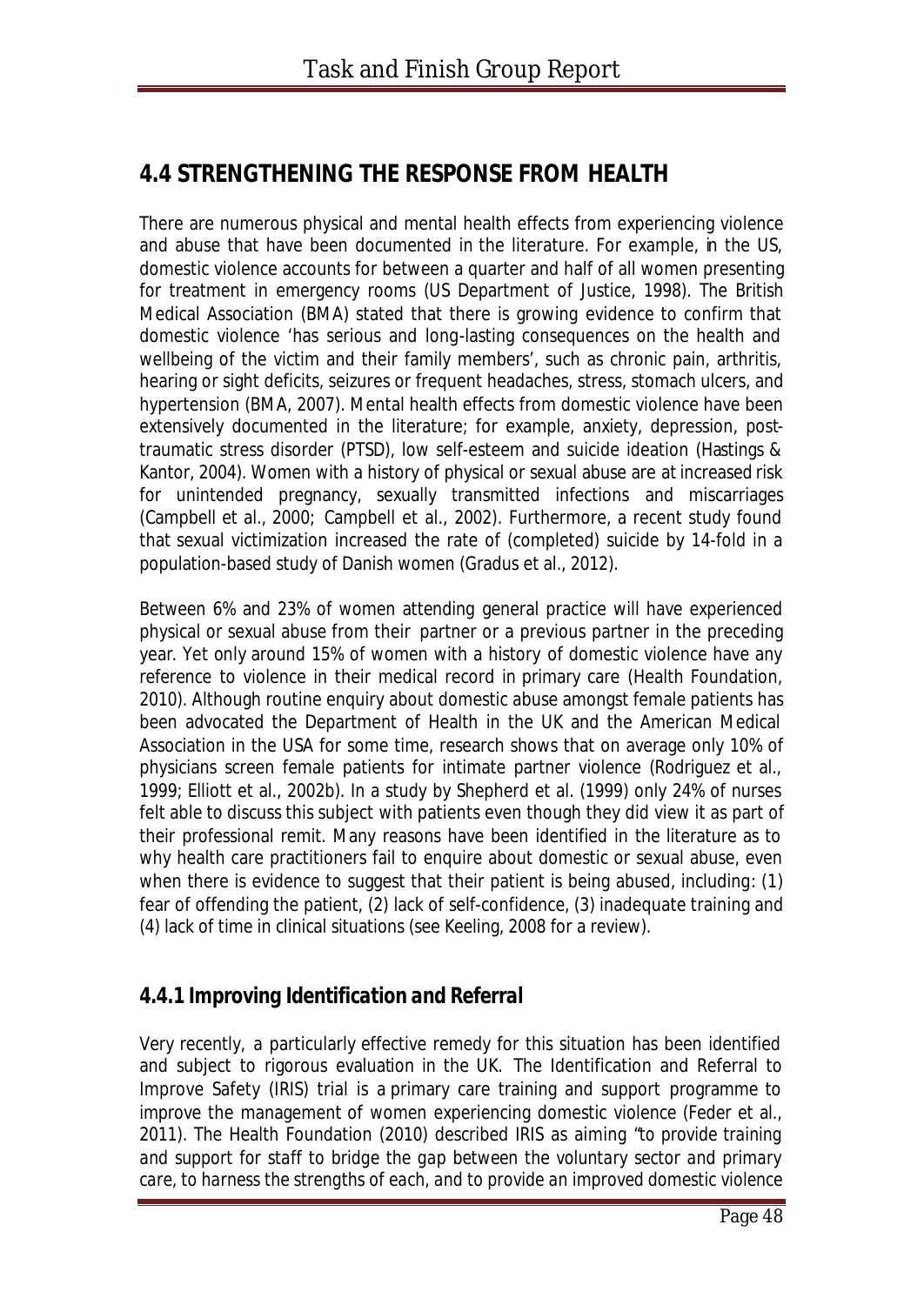## 4.4 STRENGTHENING THE RESPONSE FROM HEALTH

There are numerous physical and mental health effects from experiencing violence and abuse that have been documented in the literature. For example, in the US, domestic violence accounts for between a quarter and half of all women presenting for treatment in emergency rooms (US Department of Justice, 1998). The British Medical Association (BMA) stated that there is growing evidence to confirm that domestic violence 'has serious and long-lasting consequences on the health and wellbeing of the victim and their family members', such as chronic pain, arthritis, hearing or sight deficits, seizures or frequent headaches, stress, stomach ulcers, and hypertension (BMA, 2007). Mental health effects from domestic violence have been extensively documented in the literature; for example, anxiety, depression, post-traumatic stress disorder (PTSD), low self-esteem and suicide ideation (Hastings & Kantor, 2004). Women with a history of physical or sexual abuse are at increased risk for unintended pregnancy, sexually transmitted infections and miscarriages (Campbell et al., 2000; Campbell et al., 2002). Furthermore, a recent study found that sexual victimization increased the rate of (completed) suicide by 14-fold in a population-based study of Danish women (Gradus et al., 2012).

Between 6% and 23% of women attending general practice will have experienced physical or sexual abuse from their partner or a previous partner in the preceding year. Yet only around 15% of women with a history of domestic violence have any reference to violence in their medical record in primary care (Health Foundation, 2010). Although routine enquiry about domestic abuse amongst female patients has been advocated the Department of Health in the UK and the American Medical Association in the USA for some time, research shows that on average only 10% of physicians screen female patients for intimate partner violence (Rodriguez et al., 1999; Elliott et al., 2002b). In a study by Shepherd et al. (1999) only 24% of nurses felt able to discuss this subject with patients even though they did view it as part of their professional remit. Many reasons have been identified in the literature as to why health care practitioners fail to enquire about domestic or sexual abuse, even when there is evidence to suggest that their patient is being abused, including: (1) fear of offending the patient, (2) lack of self-confidence, (3) inadequate training and (4) lack of time in clinical situations (see Keeling, 2008 for a review).

### 4.4.1 Improving Identification and Referral

Very recently, a particularly effective remedy for this situation has been identified and subject to rigorous evaluation in the UK. The Identification and Referral to Improve Safety (IRIS) trial is a primary care training and support programme to improve the management of women experiencing domestic violence (Feder et al., 2011). The Health Foundation (2010) described IRIS as aiming *"to provide training and support for staff to bridge the gap between the voluntary sector and primary care, to harness the strengths of each, and to provide an improved domestic violence*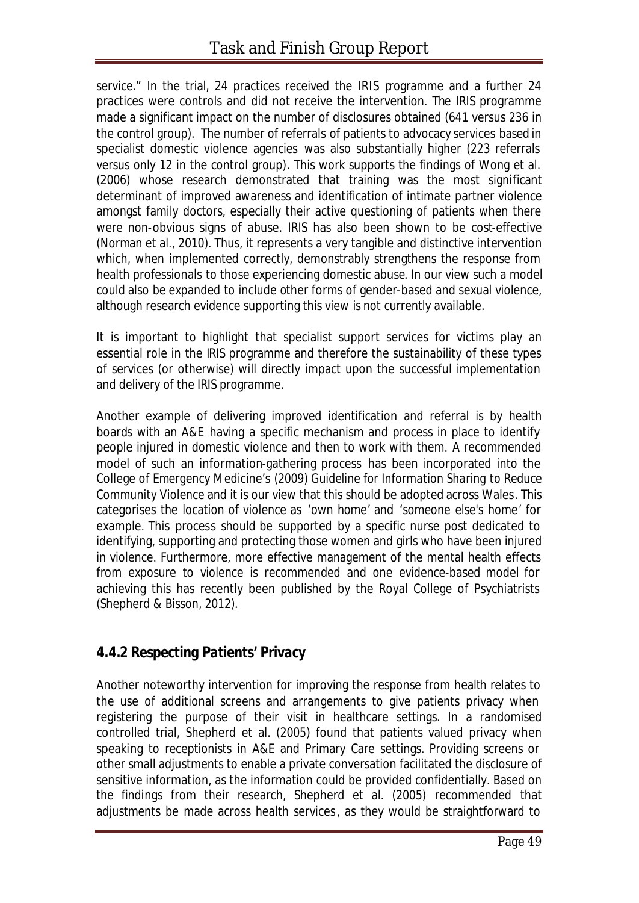service." In the trial, 24 practices received the IRIS programme and a further 24 practices were controls and did not receive the intervention. The IRIS programme made a significant impact on the number of disclosures obtained (641 versus 236 in the control group). The number of referrals of patients to advocacy services based in specialist domestic violence agencies was also substantially higher (223 referrals versus only 12 in the control group). This work supports the findings of Wong et al. (2006) whose research demonstrated that training was the most significant determinant of improved awareness and identification of intimate partner violence amongst family doctors, especially their active questioning of patients when there were non-obvious signs of abuse. IRIS has also been shown to be cost-effective (Norman et al., 2010). Thus, it represents a very tangible and distinctive intervention which, when implemented correctly, demonstrably strengthens the response from health professionals to those experiencing domestic abuse. In our view such a model could also be expanded to include other forms of gender-based and sexual violence, although research evidence supporting this view is not currently available.

It is important to highlight that specialist support services for victims play an essential role in the IRIS programme and therefore the sustainability of these types of services (or otherwise) will directly impact upon the successful implementation and delivery of the IRIS programme.

Another example of delivering improved identification and referral is by health boards with an A&E having a specific mechanism and process in place to identify people injured in domestic violence and then to work with them. A recommended model of such an information-gathering process has been incorporated into the College of Emergency Medicine's (2009) *Guideline for Information Sharing to Reduce Community Violence* and it is our view that this should be adopted across Wales. This categorises the location of violence as 'own home' and 'someone else's home' for example. This process should be supported by a specific nurse post dedicated to identifying, supporting and protecting those women and girls who have been injured in violence. Furthermore, more effective management of the mental health effects from exposure to violence is recommended and one evidence-based model for achieving this has recently been published by the Royal College of Psychiatrists (Shepherd & Bisson, 2012).

### 4.4.2 Respecting Patients' Privacy

Another noteworthy intervention for improving the response from health relates to the use of additional screens and arrangements to give patients privacy when registering the purpose of their visit in healthcare settings. In a randomised controlled trial, Shepherd et al. (2005) found that patients valued privacy when speaking to receptionists in A&E and Primary Care settings. Providing screens or other small adjustments to enable a private conversation facilitated the disclosure of sensitive information, as the information could be provided confidentially. Based on the findings from their research, Shepherd et al. (2005) recommended that adjustments be made across health services, as they would be straightforward to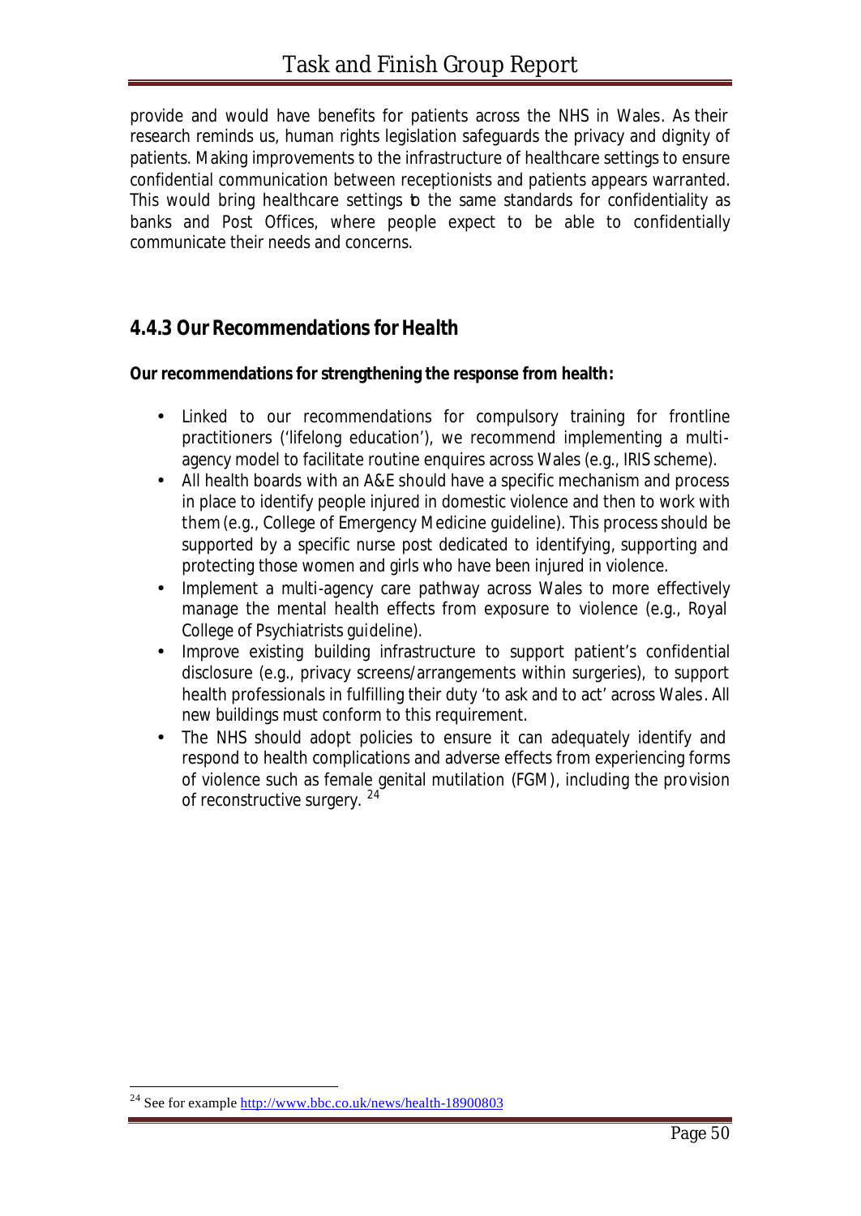provide and would have benefits for patients across the NHS in Wales. As their research reminds us, human rights legislation safeguards the privacy and dignity of patients. Making improvements to the infrastructure of healthcare settings to ensure confidential communication between receptionists and patients appears warranted. This would bring healthcare settings to the same standards for confidentiality as banks and Post Offices, where people expect to be able to confidentially communicate their needs and concerns.

### 4.4.3 Our Recommendations for Health

**Our recommendations for strengthening the response from health:**

- Linked to our recommendations for compulsory training for frontline practitioners ('lifelong education'), we recommend implementing a multi-agency model to facilitate routine enquires across Wales (e.g., IRIS scheme).
- All health boards with an A&E should have a specific mechanism and process in place to identify people injured in domestic violence and then to work with them (e.g., College of Emergency Medicine guideline). This process should be supported by a specific nurse post dedicated to identifying, supporting and protecting those women and girls who have been injured in violence.
- Implement a multi-agency care pathway across Wales to more effectively manage the mental health effects from exposure to violence (e.g., Royal College of Psychiatrists guideline).
- Improve existing building infrastructure to support patient's confidential disclosure (e.g., privacy screens/arrangements within surgeries), to support health professionals in fulfilling their duty 'to ask and to act' across Wales. All new buildings must conform to this requirement.
- The NHS should adopt policies to ensure it can adequately identify and respond to health complications and adverse effects from experiencing forms of violence such as female genital mutilation (FGM), including the provision of reconstructive surgery. [24]

---

[24] See for example http://www.bbc.co.uk/news/health-18900803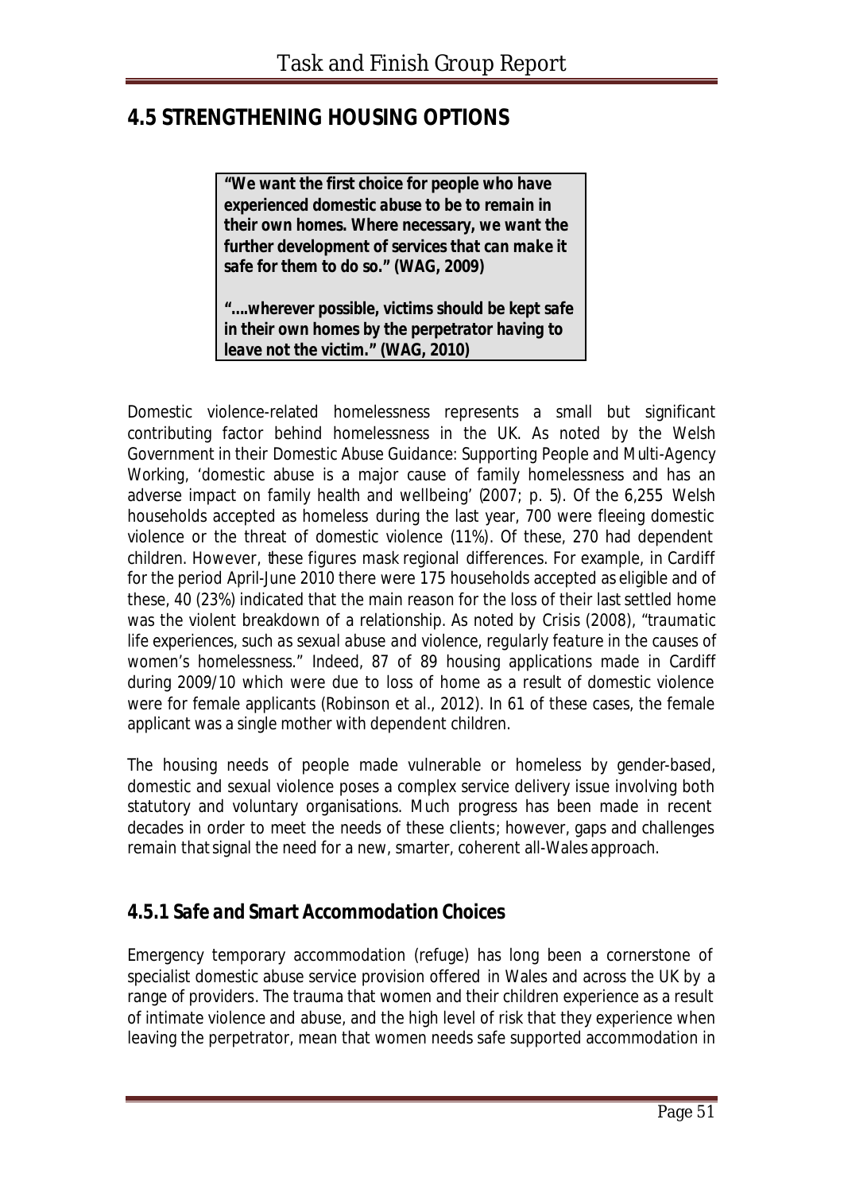## 4.5 STRENGTHENING HOUSING OPTIONS

> ***"We want the first choice for people who have experienced domestic abuse to be to remain in their own homes. Where necessary, we want the further development of services that can make it safe for them to do so." (WAG, 2009)***
>
> ***"....wherever possible, victims should be kept safe in their own homes by the perpetrator having to leave not the victim." (WAG, 2010)***

Domestic violence-related homelessness represents a small but significant contributing factor behind homelessness in the UK. As noted by the Welsh Government in their *Domestic Abuse Guidance: Supporting People and Multi-Agency Working*, 'domestic abuse is a major cause of family homelessness and has an adverse impact on family health and wellbeing' (2007; p. 5). Of the 6,255 Welsh households accepted as homeless during the last year, 700 were fleeing domestic violence or the threat of domestic violence (11%). Of these, 270 had dependent children. However, these figures mask regional differences. For example, in Cardiff for the period April-June 2010 there were 175 households accepted as eligible and of these, 40 (23%) indicated that the main reason for the loss of their last settled home was the violent breakdown of a relationship. As noted by Crisis (2008), "*traumatic life experiences, such as sexual abuse and violence, regularly feature in the causes of women's homelessness*." Indeed, 87 of 89 housing applications made in Cardiff during 2009/10 which were due to loss of home as a result of domestic violence were for female applicants (Robinson et al., 2012). In 61 of these cases, the female applicant was a single mother with dependent children.

The housing needs of people made vulnerable or homeless by gender-based, domestic and sexual violence poses a complex service delivery issue involving both statutory and voluntary organisations. Much progress has been made in recent decades in order to meet the needs of these clients; however, gaps and challenges remain that signal the need for a new, smarter, coherent all-Wales approach.

### *4.5.1 Safe and Smart Accommodation Choices*

Emergency temporary accommodation (refuge) has long been a cornerstone of specialist domestic abuse service provision offered in Wales and across the UK by a range of providers. The trauma that women and their children experience as a result of intimate violence and abuse, and the high level of risk that they experience when leaving the perpetrator, mean that women needs safe supported accommodation in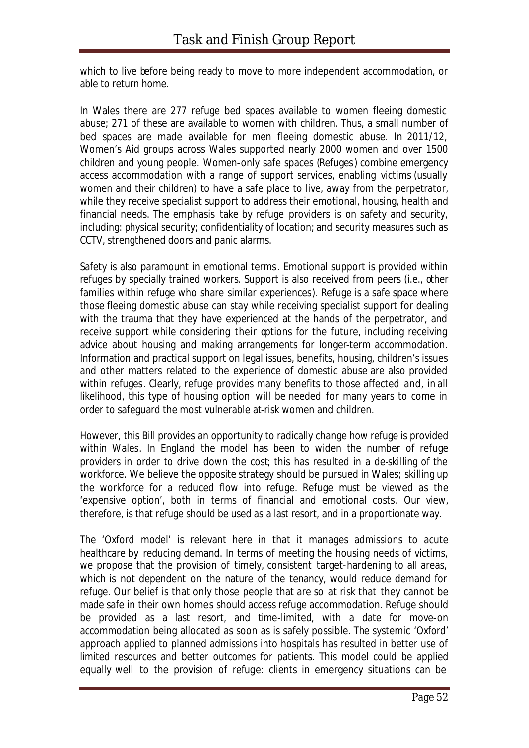which to live before being ready to move to more independent accommodation, or able to return home.

In Wales there are 277 refuge bed spaces available to women fleeing domestic abuse; 271 of these are available to women with children. Thus, a small number of bed spaces are made available for men fleeing domestic abuse. In 2011/12, Women's Aid groups across Wales supported nearly 2000 women and over 1500 children and young people. Women-only safe spaces (Refuges) combine emergency access accommodation with a range of support services, enabling victims (usually women and their children) to have a safe place to live, away from the perpetrator, while they receive specialist support to address their emotional, housing, health and financial needs. The emphasis take by refuge providers is on safety and security, including: physical security; confidentiality of location; and security measures such as CCTV, strengthened doors and panic alarms.

Safety is also paramount in emotional terms. Emotional support is provided within refuges by specially trained workers. Support is also received from peers (i.e., other families within refuge who share similar experiences). Refuge is a safe space where those fleeing domestic abuse can stay while receiving specialist support for dealing with the trauma that they have experienced at the hands of the perpetrator, and receive support while considering their options for the future, including receiving advice about housing and making arrangements for longer-term accommodation. Information and practical support on legal issues, benefits, housing, children's issues and other matters related to the experience of domestic abuse are also provided within refuges. Clearly, refuge provides many benefits to those affected and, in all likelihood, this type of housing option will be needed for many years to come in order to safeguard the most vulnerable at-risk women and children.

However, this Bill provides an opportunity to radically change how refuge is provided within Wales. In England the model has been to widen the number of refuge providers in order to drive down the cost; this has resulted in a de-skilling of the workforce. We believe the opposite strategy should be pursued in Wales; skilling up the workforce for a reduced flow into refuge. Refuge must be viewed as the 'expensive option', both in terms of financial and emotional costs. Our view, therefore, is that refuge should be used as a last resort, and in a proportionate way.

The 'Oxford model' is relevant here in that it manages admissions to acute healthcare by reducing demand. In terms of meeting the housing needs of victims, we propose that the provision of timely, consistent target-hardening to all areas, which is not dependent on the nature of the tenancy, would reduce demand for refuge. Our belief is that only those people that are so at risk that they cannot be made safe in their own homes should access refuge accommodation. Refuge should be provided as a last resort, and time-limited, with a date for move-on accommodation being allocated as soon as is safely possible. The systemic 'Oxford' approach applied to planned admissions into hospitals has resulted in better use of limited resources and better outcomes for patients. This model could be applied equally well to the provision of refuge: clients in emergency situations can be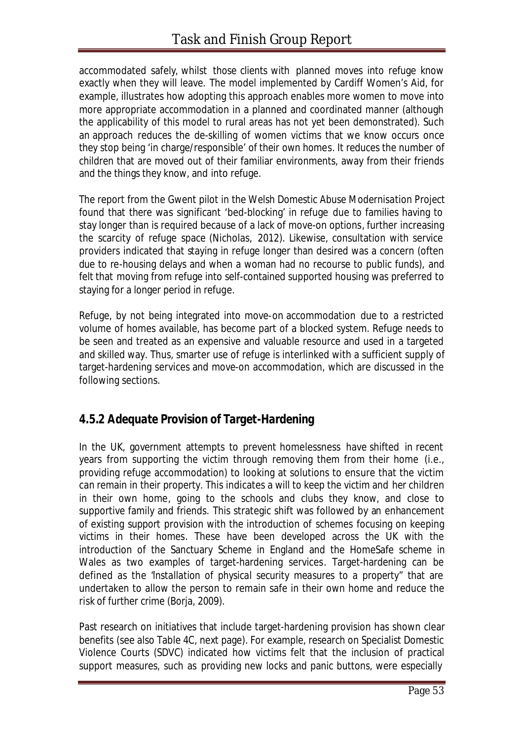accommodated safely, whilst those clients with planned moves into refuge know exactly when they will leave. The model implemented by Cardiff Women's Aid, for example, illustrates how adopting this approach enables more women to move into more appropriate accommodation in a planned and coordinated manner (although the applicability of this model to rural areas has not yet been demonstrated). Such an approach reduces the de-skilling of women victims that we know occurs once they stop being 'in charge/responsible' of their own homes. It reduces the number of children that are moved out of their familiar environments, away from their friends and the things they know, and into refuge.

The report from the Gwent pilot in the Welsh Domestic Abuse Modernisation Project found that there was significant 'bed-blocking' in refuge due to families having to stay longer than is required because of a lack of move-on options, further increasing the scarcity of refuge space (Nicholas, 2012). Likewise, consultation with service providers indicated that staying in refuge longer than desired was a concern (often due to re-housing delays and when a woman had no recourse to public funds), and felt that moving from refuge into self-contained supported housing was preferred to staying for a longer period in refuge.

Refuge, by not being integrated into move-on accommodation due to a restricted volume of homes available, has become part of a blocked system. Refuge needs to be seen and treated as an expensive and valuable resource and used in a targeted and skilled way. Thus, smarter use of refuge is interlinked with a sufficient supply of target-hardening services and move-on accommodation, which are discussed in the following sections.

### 4.5.2 Adequate Provision of Target-Hardening

In the UK, government attempts to prevent homelessness have shifted in recent years from supporting the victim through removing them from their home (i.e., providing refuge accommodation) to looking at solutions to ensure that the victim can remain in their property. This indicates a will to keep the victim and her children in their own home, going to the schools and clubs they know, and close to supportive family and friends. This strategic shift was followed by an enhancement of existing support provision with the introduction of schemes focusing on keeping victims in their homes. These have been developed across the UK with the introduction of the Sanctuary Scheme in England and the HomeSafe scheme in Wales as two examples of target-hardening services. Target-hardening can be defined as the 'Installation of physical security measures to a property" that are undertaken to allow the person to remain safe in their own home and reduce the risk of further crime (Borja, 2009).

Past research on initiatives that include target-hardening provision has shown clear benefits (see also Table 4C, next page). For example, research on Specialist Domestic Violence Courts (SDVC) indicated how victims felt that the inclusion of practical support measures, such as providing new locks and panic buttons, were especially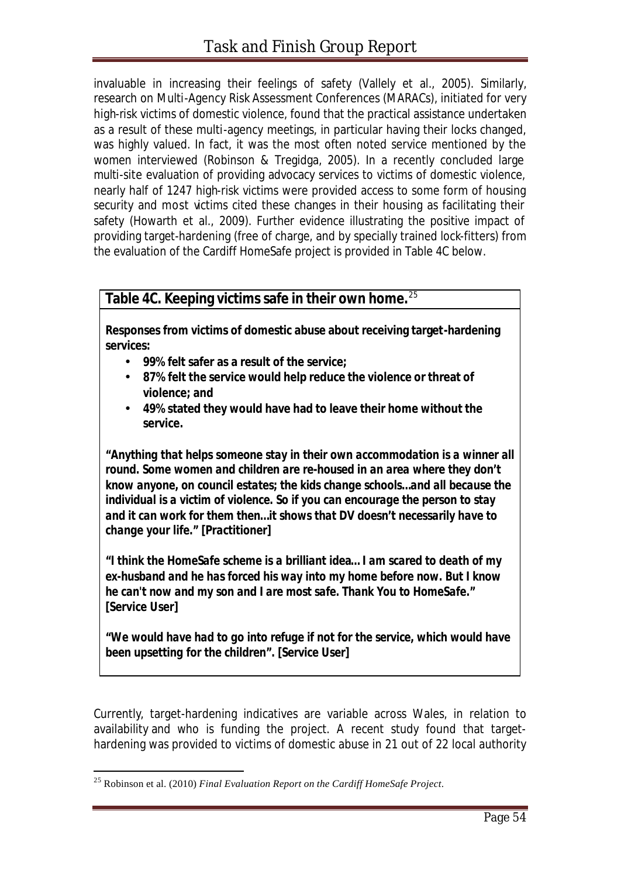invaluable in increasing their feelings of safety (Vallely et al., 2005). Similarly, research on Multi-Agency Risk Assessment Conferences (MARACs), initiated for very high-risk victims of domestic violence, found that the practical assistance undertaken as a result of these multi-agency meetings, in particular having their locks changed, was highly valued. In fact, it was the most often noted service mentioned by the women interviewed (Robinson & Tregidga, 2005). In a recently concluded large multi-site evaluation of providing advocacy services to victims of domestic violence, nearly half of 1247 high-risk victims were provided access to some form of housing security and most victims cited these changes in their housing as facilitating their safety (Howarth et al., 2009). Further evidence illustrating the positive impact of providing target-hardening (free of charge, and by specially trained lock-fitters) from the evaluation of the Cardiff HomeSafe project is provided in Table 4C below.

**Table 4C. Keeping victims safe in their own home.**[25]

**Responses from victims of domestic abuse about receiving target-hardening services:**

- **99% felt safer as a result of the service;**
- **87% felt the service would help reduce the violence or threat of violence; and**
- **49% stated they would have had to leave their home without the service.**

***"Anything that helps someone stay in their own accommodation is a winner all round. Some women and children are re-housed in an area where they don't know anyone, on council estates; the kids change schools…and all because the individual is a victim of violence. So if you can encourage the person to stay and it can work for them then…it shows that DV doesn't necessarily have to change your life." [Practitioner]***

***"I think the HomeSafe scheme is a brilliant idea… I am scared to death of my ex-husband and he has forced his way into my home before now. But I know he can't now and my son and I are most safe. Thank You to HomeSafe." [Service User]***

***"We would have had to go into refuge if not for the service, which would have been upsetting for the children". [Service User]***

Currently, target-hardening indicatives are variable across Wales, in relation to availability and who is funding the project. A recent study found that target-hardening was provided to victims of domestic abuse in 21 out of 22 local authority

[25] Robinson et al. (2010) *Final Evaluation Report on the Cardiff HomeSafe Project*.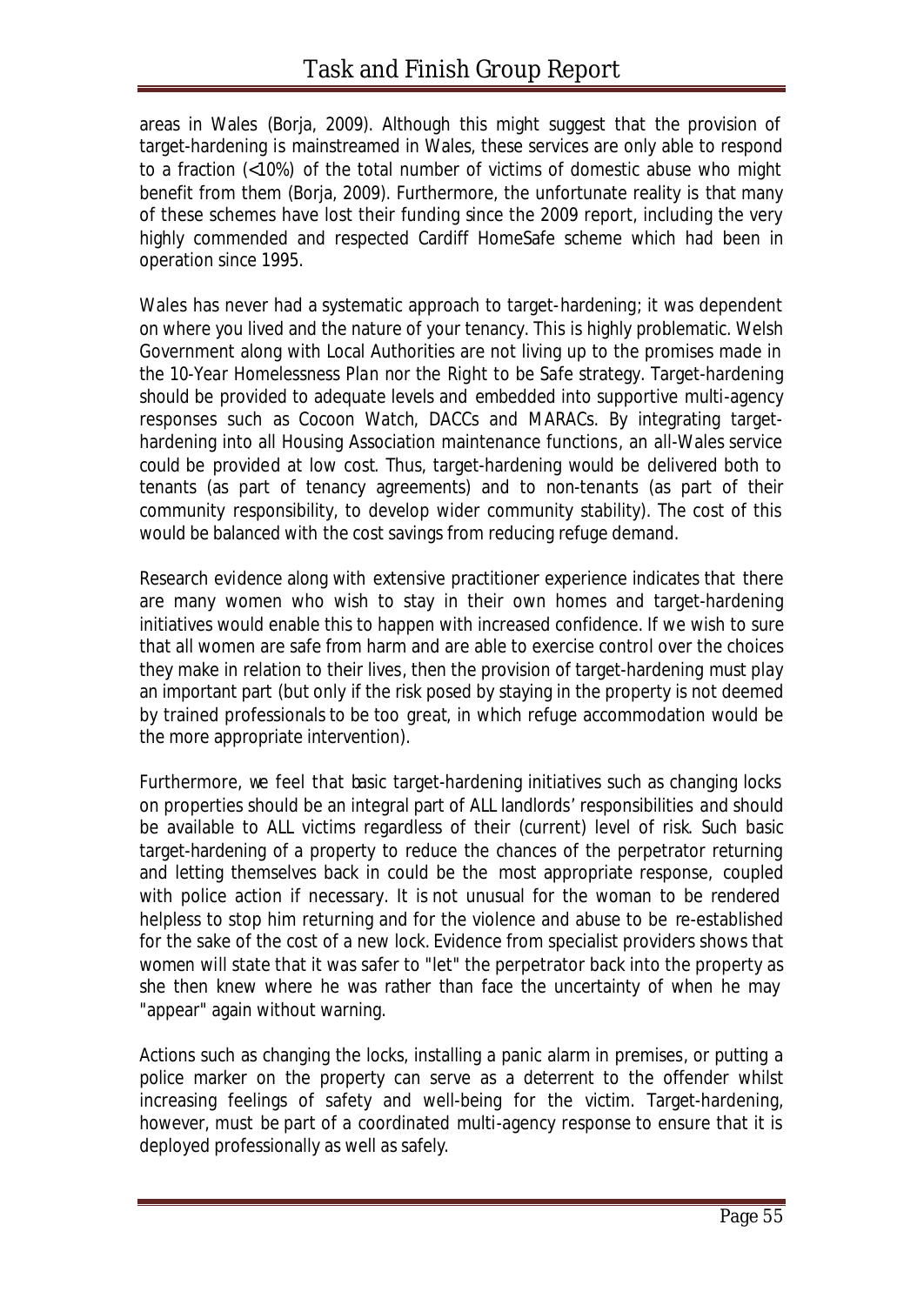areas in Wales (Borja, 2009). Although this might suggest that the provision of target-hardening is mainstreamed in Wales, these services are only able to respond to a fraction (<10%) of the total number of victims of domestic abuse who might benefit from them (Borja, 2009). Furthermore, the unfortunate reality is that many of these schemes have lost their funding since the 2009 report, including the very highly commended and respected Cardiff HomeSafe scheme which had been in operation since 1995.

Wales has never had a systematic approach to target-hardening; it was dependent on where you lived and the nature of your tenancy. This is highly problematic. Welsh Government along with Local Authorities are not living up to the promises made in the 10-Year Homelessness Plan nor the Right to be Safe strategy. Target-hardening should be provided to adequate levels and embedded into supportive multi-agency responses such as Cocoon Watch, DACCs and MARACs. By integrating target-hardening into all Housing Association maintenance functions, an all-Wales service could be provided at low cost. Thus, target-hardening would be delivered both to tenants (as part of tenancy agreements) and to non-tenants (as part of their community responsibility, to develop wider community stability). The cost of this would be balanced with the cost savings from reducing refuge demand.

Research evidence along with extensive practitioner experience indicates that there are many women who wish to stay in their own homes and target-hardening initiatives would enable this to happen with increased confidence. If we wish to sure that all women are safe from harm and are able to exercise control over the choices they make in relation to their lives, then the provision of target-hardening must play an important part (but only if the risk posed by staying in the property is not deemed by trained professionals to be too great, in which refuge accommodation would be the more appropriate intervention).

Furthermore, we feel that basic target-hardening initiatives such as changing locks on properties should be an integral part of ALL landlords' responsibilities and should be available to ALL victims regardless of their (current) level of risk. Such basic target-hardening of a property to reduce the chances of the perpetrator returning and letting themselves back in could be the most appropriate response, coupled with police action if necessary. It is not unusual for the woman to be rendered helpless to stop him returning and for the violence and abuse to be re-established for the sake of the cost of a new lock. Evidence from specialist providers shows that women will state that it was safer to "let" the perpetrator back into the property as she then knew where he was rather than face the uncertainty of when he may "appear" again without warning.

Actions such as changing the locks, installing a panic alarm in premises, or putting a police marker on the property can serve as a deterrent to the offender whilst increasing feelings of safety and well-being for the victim. Target-hardening, however, must be part of a coordinated multi-agency response to ensure that it is deployed professionally as well as safely.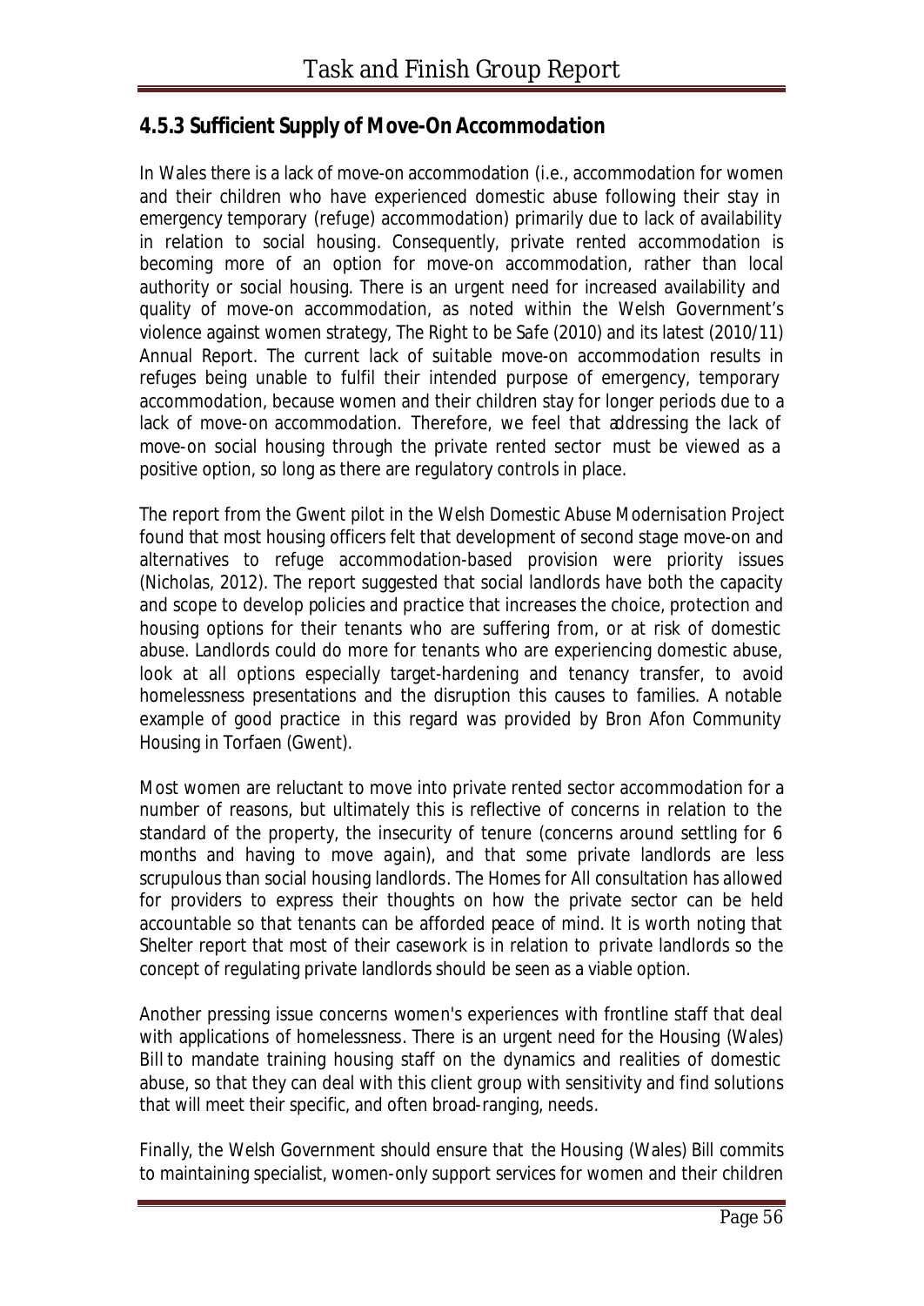## 4.5.3 Sufficient Supply of Move-On Accommodation

In Wales there is a lack of move-on accommodation (i.e., accommodation for women and their children who have experienced domestic abuse following their stay in emergency temporary (refuge) accommodation) primarily due to lack of availability in relation to social housing. Consequently, private rented accommodation is becoming more of an option for move-on accommodation, rather than local authority or social housing. There is an urgent need for increased availability and quality of move-on accommodation, as noted within the Welsh Government's violence against women strategy, The Right to be Safe (2010) and its latest (2010/11) Annual Report. The current lack of suitable move-on accommodation results in refuges being unable to fulfil their intended purpose of emergency, temporary accommodation, because women and their children stay for longer periods due to a lack of move-on accommodation. Therefore, we feel that addressing the lack of move-on social housing through the private rented sector must be viewed as a positive option, so long as there are regulatory controls in place.

The report from the Gwent pilot in the Welsh Domestic Abuse Modernisation Project found that most housing officers felt that development of second stage move-on and alternatives to refuge accommodation-based provision were priority issues (Nicholas, 2012). The report suggested that social landlords have both the capacity and scope to develop policies and practice that increases the choice, protection and housing options for their tenants who are suffering from, or at risk of domestic abuse. Landlords could do more for tenants who are experiencing domestic abuse, look at all options especially target-hardening and tenancy transfer, to avoid homelessness presentations and the disruption this causes to families. A notable example of good practice in this regard was provided by Bron Afon Community Housing in Torfaen (Gwent).

Most women are reluctant to move into private rented sector accommodation for a number of reasons, but ultimately this is reflective of concerns in relation to the standard of the property, the insecurity of tenure (concerns around settling for 6 months and having to move again), and that some private landlords are less scrupulous than social housing landlords. The Homes for All consultation has allowed for providers to express their thoughts on how the private sector can be held accountable so that tenants can be afforded peace of mind. It is worth noting that Shelter report that most of their casework is in relation to private landlords so the concept of regulating private landlords should be seen as a viable option.

Another pressing issue concerns women's experiences with frontline staff that deal with applications of homelessness. There is an urgent need for the Housing (Wales) Bill to mandate training housing staff on the dynamics and realities of domestic abuse, so that they can deal with this client group with sensitivity and find solutions that will meet their specific, and often broad-ranging, needs.

Finally, the Welsh Government should ensure that the Housing (Wales) Bill commits to maintaining specialist, women-only support services for women and their children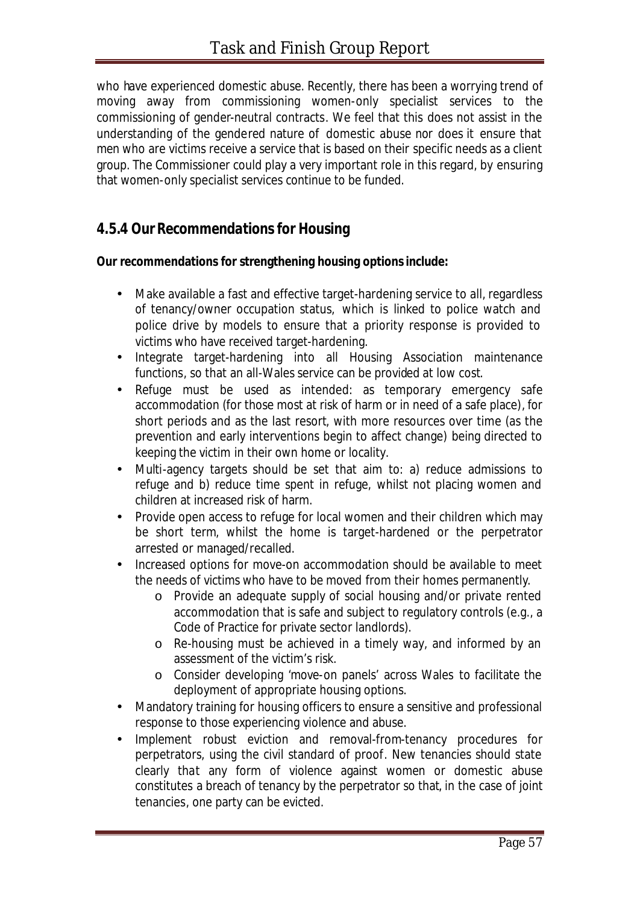who have experienced domestic abuse. Recently, there has been a worrying trend of moving away from commissioning women-only specialist services to the commissioning of gender-neutral contracts. We feel that this does not assist in the understanding of the gendered nature of domestic abuse nor does it ensure that men who are victims receive a service that is based on their specific needs as a client group. The Commissioner could play a very important role in this regard, by ensuring that women-only specialist services continue to be funded.

### 4.5.4 Our Recommendations for Housing

**Our recommendations for strengthening housing options include:**

- Make available a fast and effective target-hardening service to all, regardless of tenancy/owner occupation status, which is linked to police watch and police drive by models to ensure that a priority response is provided to victims who have received target-hardening.
- Integrate target-hardening into all Housing Association maintenance functions, so that an all-Wales service can be provided at low cost.
- Refuge must be used as intended: as temporary emergency safe accommodation (for those most at risk of harm or in need of a safe place), for short periods and as the last resort, with more resources over time (as the prevention and early interventions begin to affect change) being directed to keeping the victim in their own home or locality.
- Multi-agency targets should be set that aim to: a) reduce admissions to refuge and b) reduce time spent in refuge, whilst not placing women and children at increased risk of harm.
- Provide open access to refuge for local women and their children which may be short term, whilst the home is target-hardened or the perpetrator arrested or managed/recalled.
- Increased options for move-on accommodation should be available to meet the needs of victims who have to be moved from their homes permanently.
  - Provide an adequate supply of social housing and/or private rented accommodation that is safe and subject to regulatory controls (e.g., a Code of Practice for private sector landlords).
  - Re-housing must be achieved in a timely way, and informed by an assessment of the victim's risk.
  - Consider developing 'move-on panels' across Wales to facilitate the deployment of appropriate housing options.
- Mandatory training for housing officers to ensure a sensitive and professional response to those experiencing violence and abuse.
- Implement robust eviction and removal-from-tenancy procedures for perpetrators, using the civil standard of proof. New tenancies should state clearly that any form of violence against women or domestic abuse constitutes a breach of tenancy by the perpetrator so that, in the case of joint tenancies, one party can be evicted.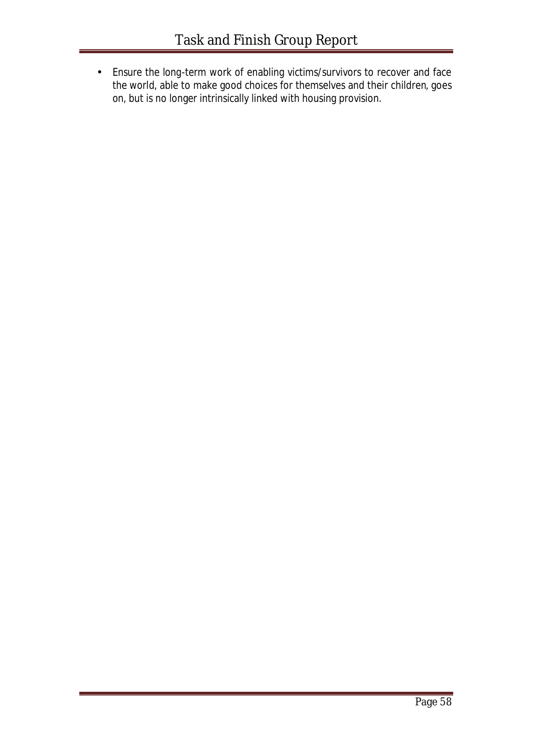- Ensure the long-term work of enabling victims/survivors to recover and face the world, able to make good choices for themselves and their children, goes on, but is no longer intrinsically linked with housing provision.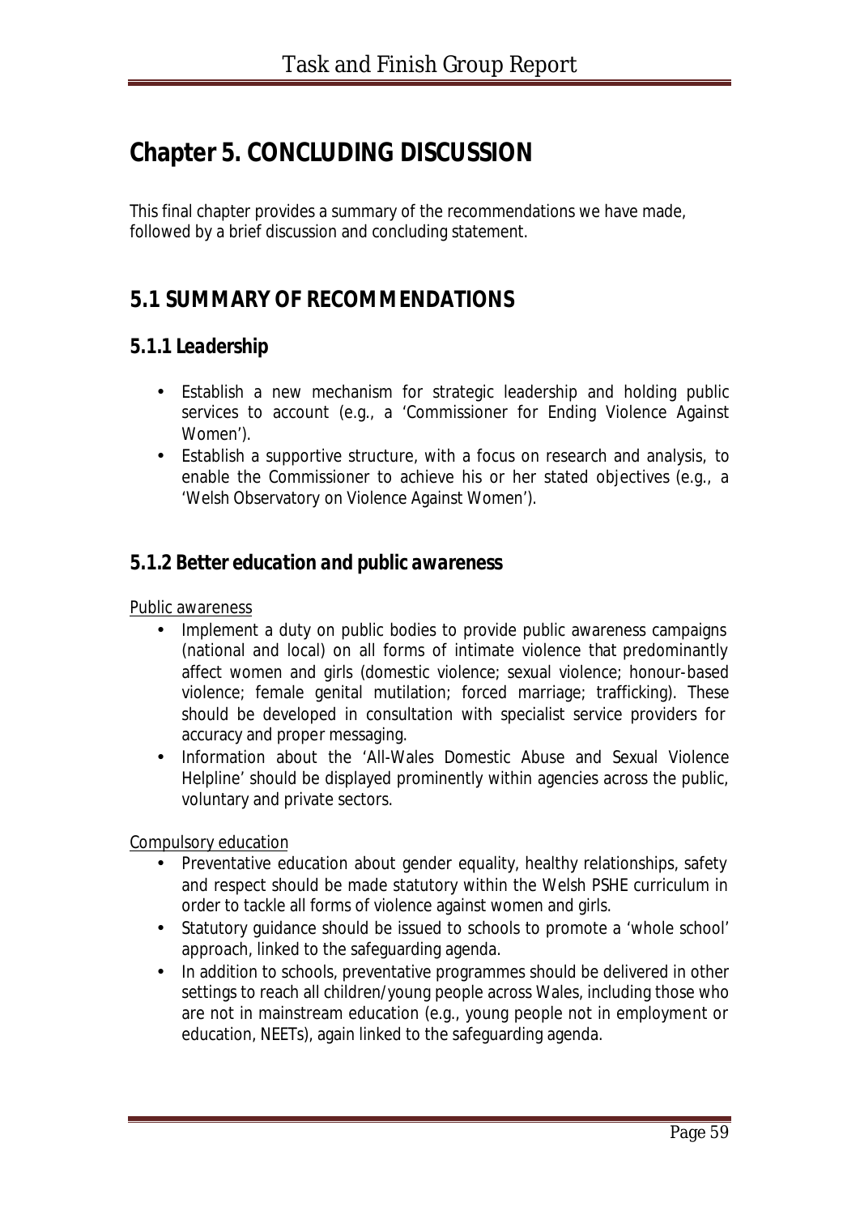# Chapter 5. CONCLUDING DISCUSSION

This final chapter provides a summary of the recommendations we have made, followed by a brief discussion and concluding statement.

## 5.1 SUMMARY OF RECOMMENDATIONS

### 5.1.1 Leadership

- Establish a new mechanism for strategic leadership and holding public services to account (e.g., a 'Commissioner for Ending Violence Against Women').
- Establish a supportive structure, with a focus on research and analysis, to enable the Commissioner to achieve his or her stated objectives (e.g., a 'Welsh Observatory on Violence Against Women').

### 5.1.2 Better education and public awareness

<u>Public awareness</u>

- Implement a duty on public bodies to provide public awareness campaigns (national and local) on all forms of intimate violence that predominantly affect women and girls (domestic violence; sexual violence; honour-based violence; female genital mutilation; forced marriage; trafficking). These should be developed in consultation with specialist service providers for accuracy and proper messaging.
- Information about the 'All-Wales Domestic Abuse and Sexual Violence Helpline' should be displayed prominently within agencies across the public, voluntary and private sectors.

<u>Compulsory education</u>

- Preventative education about gender equality, healthy relationships, safety and respect should be made statutory within the Welsh PSHE curriculum in order to tackle all forms of violence against women and girls.
- Statutory guidance should be issued to schools to promote a 'whole school' approach, linked to the safeguarding agenda.
- In addition to schools, preventative programmes should be delivered in other settings to reach all children/young people across Wales, including those who are not in mainstream education (e.g., young people not in employment or education, NEETs), again linked to the safeguarding agenda.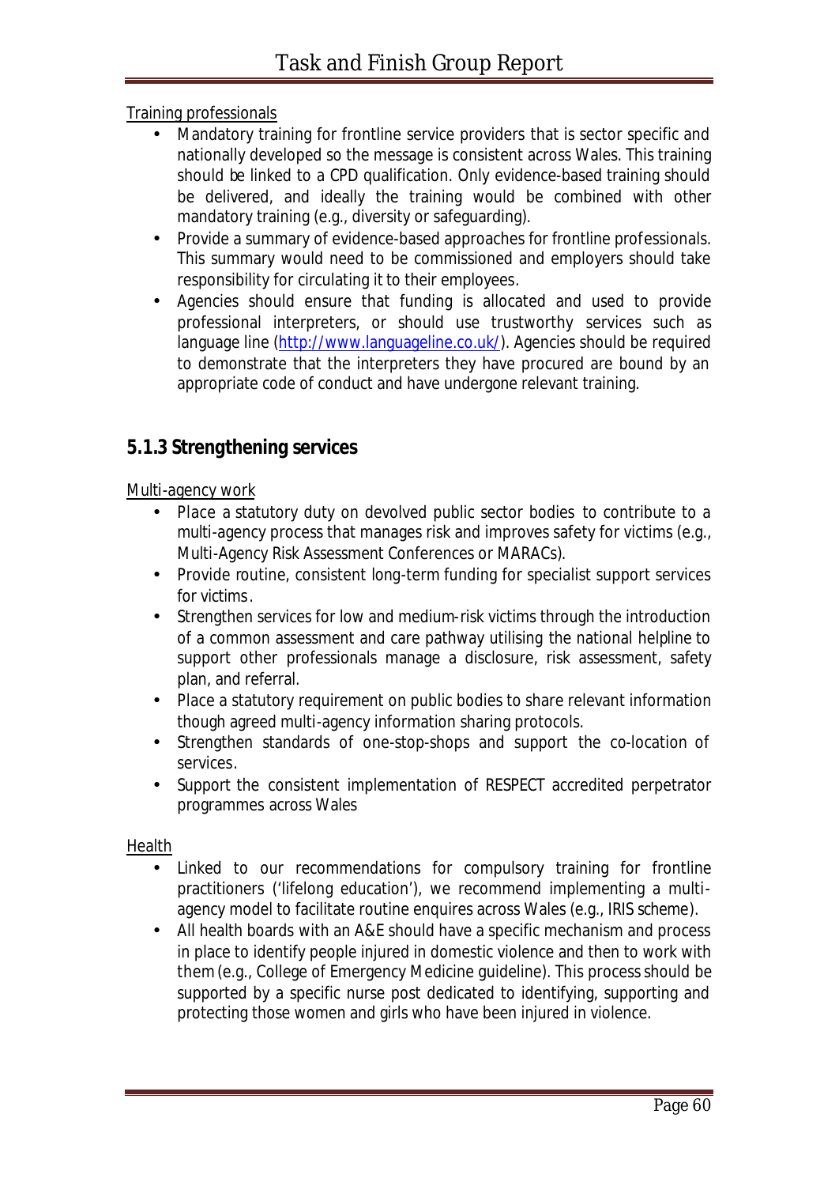Training professionals

- Mandatory training for frontline service providers that is sector specific and nationally developed so the message is consistent across Wales. This training should be linked to a CPD qualification. Only evidence-based training should be delivered, and ideally the training would be combined with other mandatory training (e.g., diversity or safeguarding).
- Provide a summary of evidence-based approaches for frontline professionals. This summary would need to be commissioned and employers should take responsibility for circulating it to their employees.
- Agencies should ensure that funding is allocated and used to provide professional interpreters, or should use trustworthy services such as language line (http://www.languageline.co.uk/). Agencies should be required to demonstrate that the interpreters they have procured are bound by an appropriate code of conduct and have undergone relevant training.

### 5.1.3 Strengthening services

Multi-agency work

- Place a statutory duty on devolved public sector bodies to contribute to a multi-agency process that manages risk and improves safety for victims (e.g., Multi-Agency Risk Assessment Conferences or MARACs).
- Provide routine, consistent long-term funding for specialist support services for victims.
- Strengthen services for low and medium-risk victims through the introduction of a common assessment and care pathway utilising the national helpline to support other professionals manage a disclosure, risk assessment, safety plan, and referral.
- Place a statutory requirement on public bodies to share relevant information though agreed multi-agency information sharing protocols.
- Strengthen standards of one-stop-shops and support the co-location of services.
- Support the consistent implementation of RESPECT accredited perpetrator programmes across Wales

Health

- Linked to our recommendations for compulsory training for frontline practitioners ('lifelong education'), we recommend implementing a multi-agency model to facilitate routine enquires across Wales (e.g., IRIS scheme).
- All health boards with an A&E should have a specific mechanism and process in place to identify people injured in domestic violence and then to work with them (e.g., College of Emergency Medicine guideline). This process should be supported by a specific nurse post dedicated to identifying, supporting and protecting those women and girls who have been injured in violence.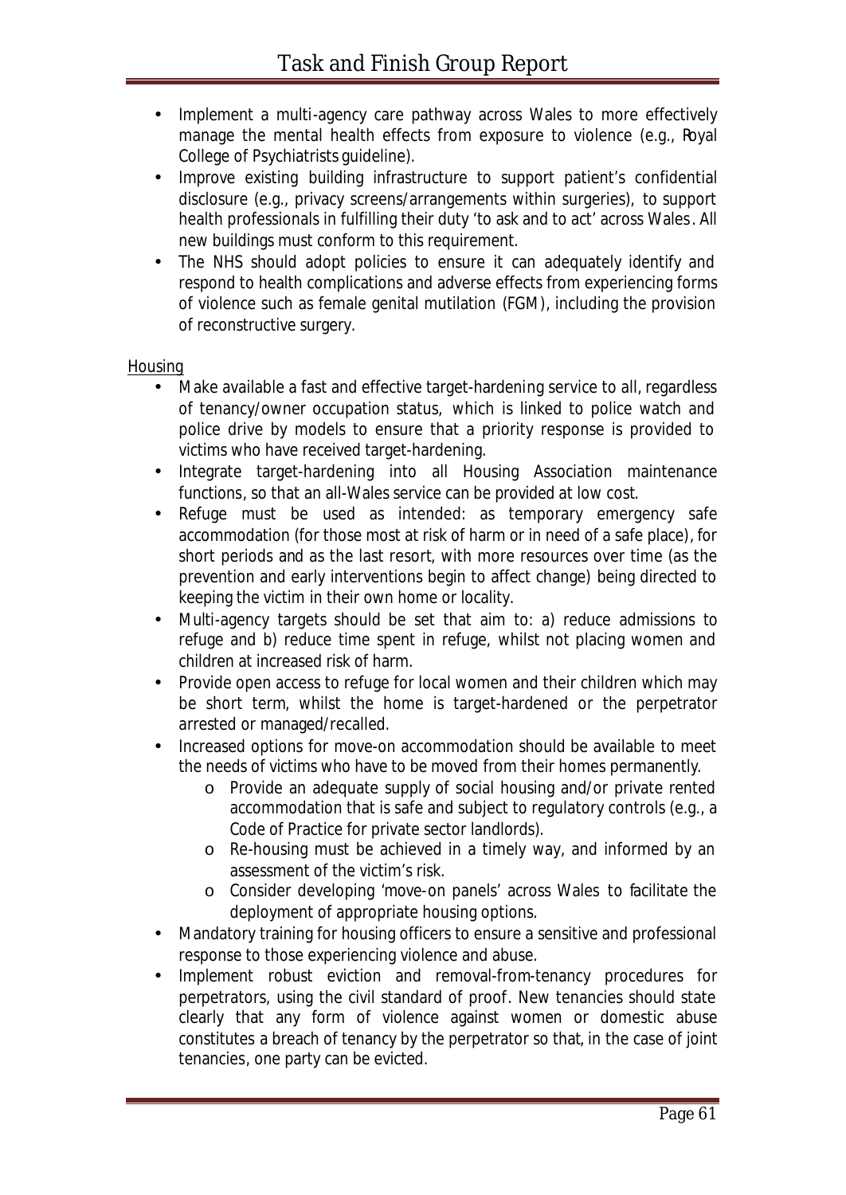- Implement a multi-agency care pathway across Wales to more effectively manage the mental health effects from exposure to violence (e.g., Royal College of Psychiatrists guideline).
- Improve existing building infrastructure to support patient's confidential disclosure (e.g., privacy screens/arrangements within surgeries), to support health professionals in fulfilling their duty 'to ask and to act' across Wales. All new buildings must conform to this requirement.
- The NHS should adopt policies to ensure it can adequately identify and respond to health complications and adverse effects from experiencing forms of violence such as female genital mutilation (FGM), including the provision of reconstructive surgery.

Housing

- Make available a fast and effective target-hardening service to all, regardless of tenancy/owner occupation status, which is linked to police watch and police drive by models to ensure that a priority response is provided to victims who have received target-hardening.
- Integrate target-hardening into all Housing Association maintenance functions, so that an all-Wales service can be provided at low cost.
- Refuge must be used as intended: as temporary emergency safe accommodation (for those most at risk of harm or in need of a safe place), for short periods and as the last resort, with more resources over time (as the prevention and early interventions begin to affect change) being directed to keeping the victim in their own home or locality.
- Multi-agency targets should be set that aim to: a) reduce admissions to refuge and b) reduce time spent in refuge, whilst not placing women and children at increased risk of harm.
- Provide open access to refuge for local women and their children which may be short term, whilst the home is target-hardened or the perpetrator arrested or managed/recalled.
- Increased options for move-on accommodation should be available to meet the needs of victims who have to be moved from their homes permanently.
  - Provide an adequate supply of social housing and/or private rented accommodation that is safe and subject to regulatory controls (e.g., a Code of Practice for private sector landlords).
  - Re-housing must be achieved in a timely way, and informed by an assessment of the victim's risk.
  - Consider developing 'move-on panels' across Wales to facilitate the deployment of appropriate housing options.
- Mandatory training for housing officers to ensure a sensitive and professional response to those experiencing violence and abuse.
- Implement robust eviction and removal-from-tenancy procedures for perpetrators, using the civil standard of proof. New tenancies should state clearly that any form of violence against women or domestic abuse constitutes a breach of tenancy by the perpetrator so that, in the case of joint tenancies, one party can be evicted.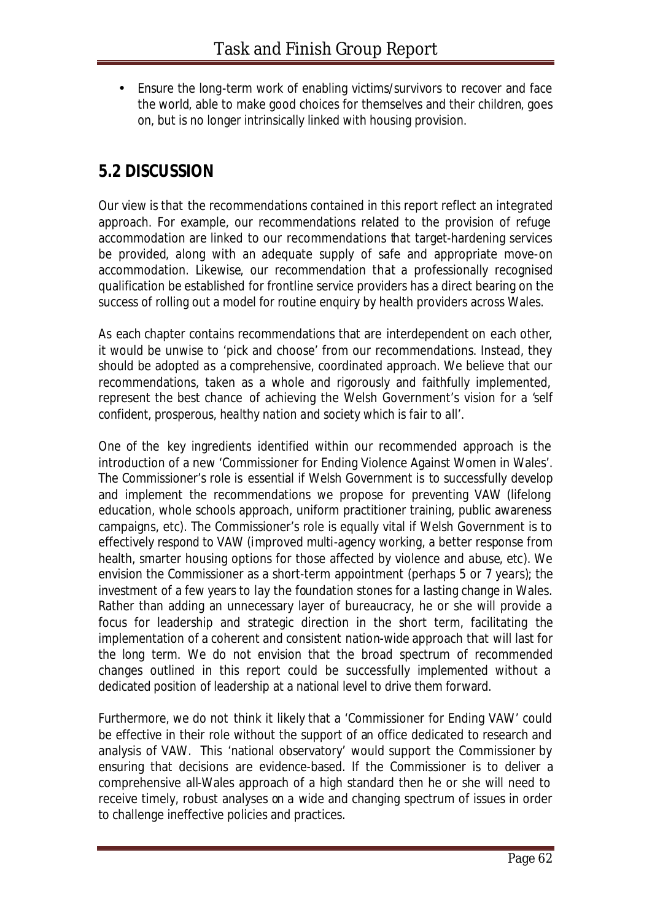- Ensure the long-term work of enabling victims/survivors to recover and face the world, able to make good choices for themselves and their children, goes on, but is no longer intrinsically linked with housing provision.

## 5.2 DISCUSSION

Our view is that the recommendations contained in this report reflect an integrated approach. For example, our recommendations related to the provision of refuge accommodation are linked to our recommendations that target-hardening services be provided, along with an adequate supply of safe and appropriate move-on accommodation. Likewise, our recommendation that a professionally recognised qualification be established for frontline service providers has a direct bearing on the success of rolling out a model for routine enquiry by health providers across Wales.

As each chapter contains recommendations that are interdependent on each other, it would be unwise to 'pick and choose' from our recommendations. Instead, they should be adopted as a comprehensive, coordinated approach. We believe that our recommendations, taken as a whole and rigorously and faithfully implemented, represent the best chance of achieving the Welsh Government's vision for a 'self confident, prosperous, healthy nation and society which is fair to all'.

One of the key ingredients identified within our recommended approach is the introduction of a new 'Commissioner for Ending Violence Against Women in Wales'. The Commissioner's role is essential if Welsh Government is to successfully develop and implement the recommendations we propose for preventing VAW (lifelong education, whole schools approach, uniform practitioner training, public awareness campaigns, etc). The Commissioner's role is equally vital if Welsh Government is to effectively respond to VAW (improved multi-agency working, a better response from health, smarter housing options for those affected by violence and abuse, etc). We envision the Commissioner as a short-term appointment (perhaps 5 or 7 years); the investment of a few years to lay the foundation stones for a lasting change in Wales. Rather than adding an unnecessary layer of bureaucracy, he or she will provide a focus for leadership and strategic direction in the short term, facilitating the implementation of a coherent and consistent nation-wide approach that will last for the long term. We do not envision that the broad spectrum of recommended changes outlined in this report could be successfully implemented without a dedicated position of leadership at a national level to drive them forward.

Furthermore, we do not think it likely that a 'Commissioner for Ending VAW' could be effective in their role without the support of an office dedicated to research and analysis of VAW. This 'national observatory' would support the Commissioner by ensuring that decisions are evidence-based. If the Commissioner is to deliver a comprehensive all-Wales approach of a high standard then he or she will need to receive timely, robust analyses on a wide and changing spectrum of issues in order to challenge ineffective policies and practices.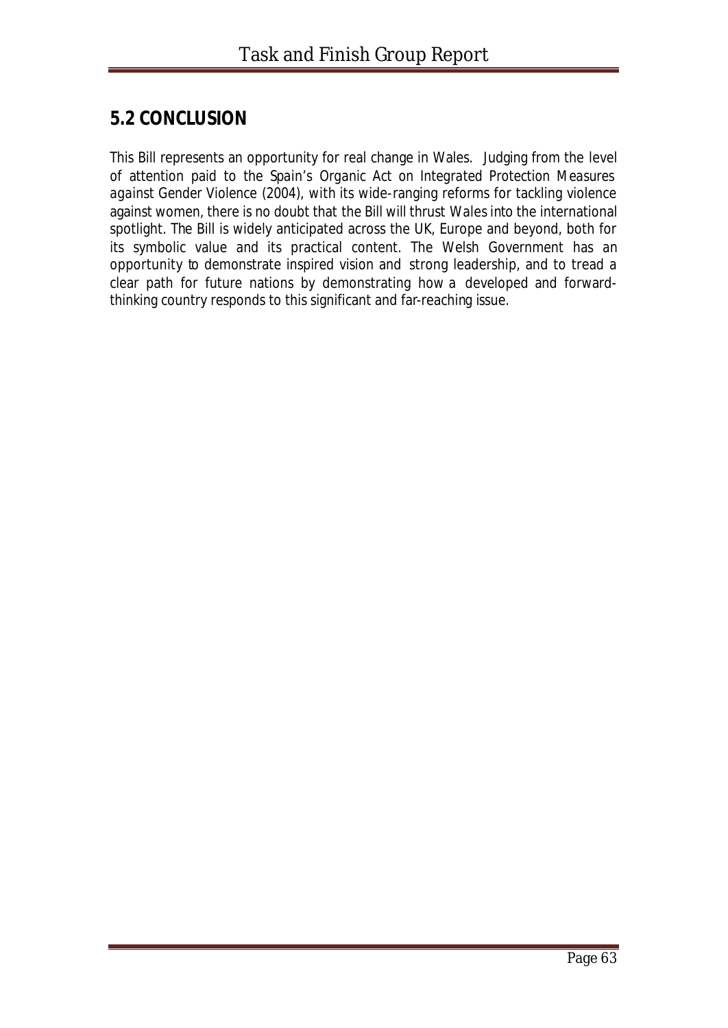## 5.2 CONCLUSION

This Bill represents an opportunity for real change in Wales. Judging from the level of attention paid to the Spain's Organic Act on Integrated Protection Measures against Gender Violence (2004), with its wide-ranging reforms for tackling violence against women, there is no doubt that the Bill will thrust Wales into the international spotlight. The Bill is widely anticipated across the UK, Europe and beyond, both for its symbolic value and its practical content. The Welsh Government has an opportunity to demonstrate inspired vision and strong leadership, and to tread a clear path for future nations by demonstrating how a developed and forward-thinking country responds to this significant and far-reaching issue.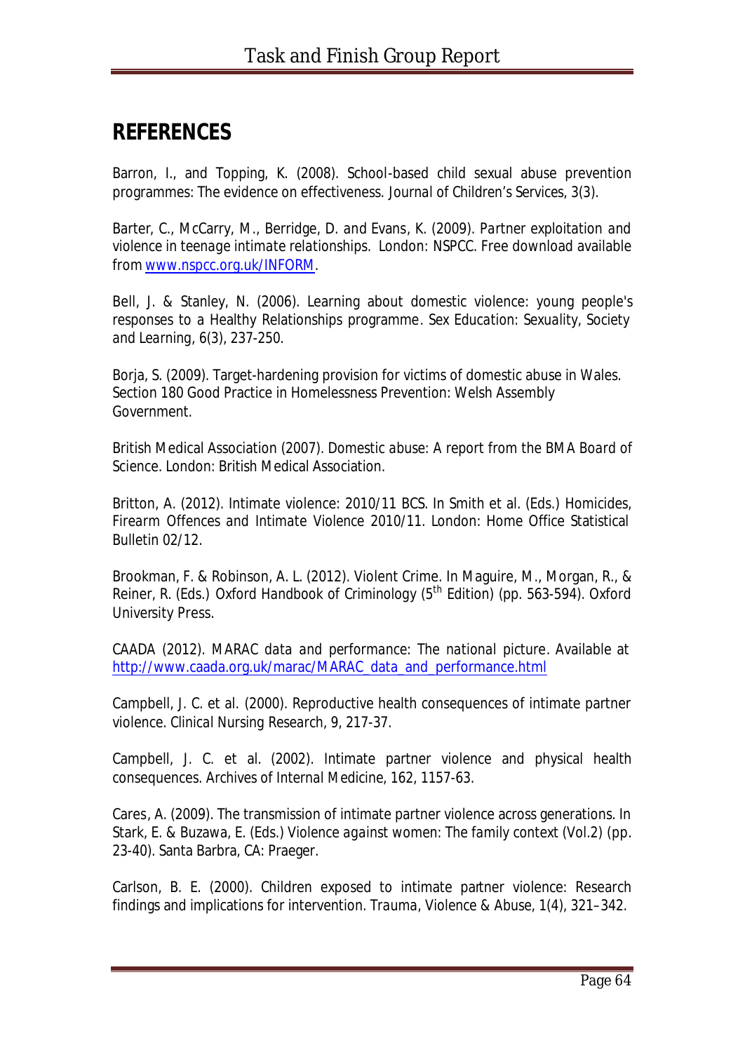# REFERENCES

Barron, I., and Topping, K. (2008). School-based child sexual abuse prevention programmes: The evidence on effectiveness. *Journal of Children's Services*, 3(3).

Barter, C., McCarry, M., Berridge, D. and Evans, K. (2009). *Partner exploitation and violence in teenage intimate relationships*. London: NSPCC. Free download available from www.nspcc.org.uk/INFORM.

Bell, J. & Stanley, N. (2006). Learning about domestic violence: young people's responses to a Healthy Relationships programme. *Sex Education: Sexuality, Society and Learning*, 6(3), 237-250.

Borja, S. (2009). Target-hardening provision for victims of domestic abuse in Wales. Section 180 Good Practice in Homelessness Prevention: Welsh Assembly Government.

British Medical Association (2007). *Domestic abuse: A report from the BMA Board of Science*. London: British Medical Association.

Britton, A. (2012). Intimate violence: 2010/11 BCS. In Smith et al. (Eds.) Homicides, Firearm Offences and Intimate Violence 2010/11. London: Home Office Statistical Bulletin 02/12.

Brookman, F. & Robinson, A. L. (2012). Violent Crime. In Maguire, M., Morgan, R., & Reiner, R. (Eds.) Oxford Handbook of Criminology (5th Edition) (pp. 563-594). Oxford University Press.

CAADA (2012). *MARAC data and performance: The national picture*. Available at http://www.caada.org.uk/marac/MARAC_data_and_performance.html

Campbell, J. C. et al. (2000). Reproductive health consequences of intimate partner violence. *Clinical Nursing Research*, 9, 217-37.

Campbell, J. C. et al. (2002). Intimate partner violence and physical health consequences. *Archives of Internal Medicine*, 162, 1157-63.

Cares, A. (2009). The transmission of intimate partner violence across generations. In Stark, E. & Buzawa, E. (Eds.) *Violence against women: The family context* (Vol.2) (pp. 23-40). Santa Barbra, CA: Praeger.

Carlson, B. E. (2000). Children exposed to intimate partner violence: Research findings and implications for intervention. *Trauma, Violence & Abuse*, 1(4), 321–342.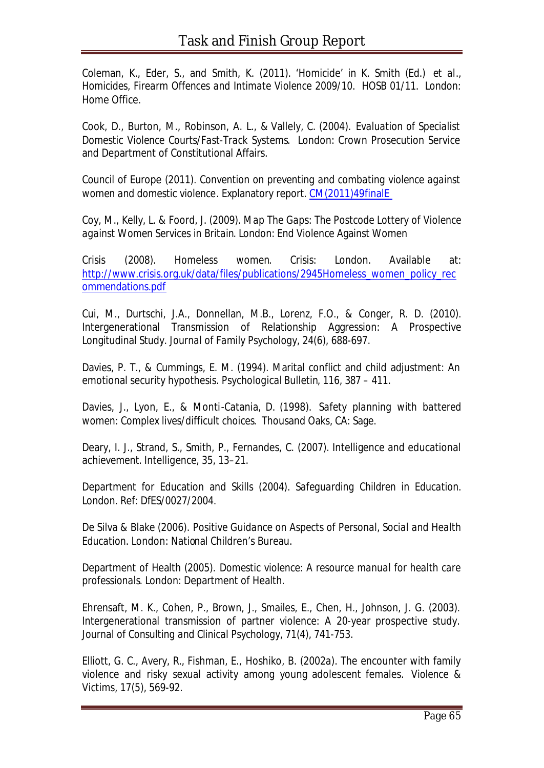Coleman, K., Eder, S., and Smith, K. (2011). 'Homicide' in K. Smith (Ed.) *et al.*, *Homicides, Firearm Offences and Intimate Violence 2009/10*. HOSB 01/11. London: Home Office.

Cook, D., Burton, M., Robinson, A. L., & Vallely, C. (2004). *Evaluation of Specialist Domestic Violence Courts/Fast-Track Systems*. London: Crown Prosecution Service and Department of Constitutional Affairs.

Council of Europe (2011). *Convention on preventing and combating violence against women and domestic violence*. Explanatory report. CM(2011)49finalE

Coy, M., Kelly, L. & Foord, J. (2009). *Map The Gaps: The Postcode Lottery of Violence against Women Services in Britain*. London: End Violence Against Women

Crisis (2008). Homeless women. Crisis: London. Available at: http://www.crisis.org.uk/data/files/publications/2945Homeless_women_policy_recommendations.pdf

Cui, M., Durtschi, J.A., Donnellan, M.B., Lorenz, F.O., & Conger, R. D. (2010). Intergenerational Transmission of Relationship Aggression: A Prospective Longitudinal Study. *Journal of Family Psychology*, 24(6), 688-697.

Davies, P. T., & Cummings, E. M. (1994). Marital conflict and child adjustment: An emotional security hypothesis. *Psychological Bulletin*, 116, 387 – 411.

Davies, J., Lyon, E., & Monti-Catania, D. (1998). *Safety planning with battered women: Complex lives/difficult choices*. Thousand Oaks, CA: Sage.

Deary, I. J., Strand, S., Smith, P., Fernandes, C. (2007). Intelligence and educational achievement. Intelligence, 35, 13–21.

Department for Education and Skills (2004). Safeguarding Children in Education. London. Ref: DfES/0027/2004.

De Silva & Blake (2006). *Positive Guidance on Aspects of Personal, Social and Health Education*. London: National Children's Bureau.

Department of Health (2005). *Domestic violence: A resource manual for health care professionals*. London: Department of Health.

Ehrensaft, M. K., Cohen, P., Brown, J., Smailes, E., Chen, H., Johnson, J. G. (2003). Intergenerational transmission of partner violence: A 20-year prospective study. *Journal of Consulting and Clinical Psychology*, 71(4), 741-753.

Elliott, G. C., Avery, R., Fishman, E., Hoshiko, B. (2002a). The encounter with family violence and risky sexual activity among young adolescent females. Violence & Victims, 17(5), 569-92.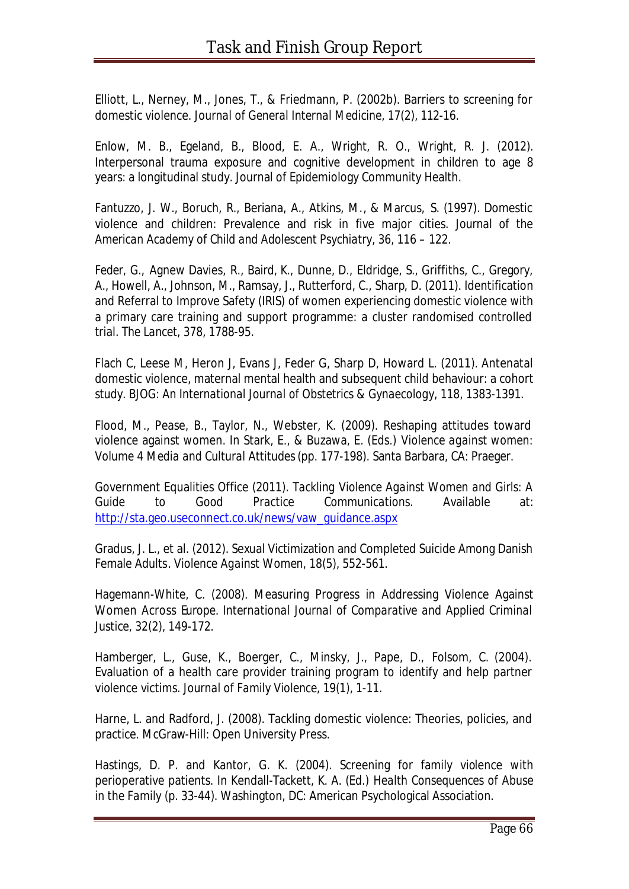Elliott, L., Nerney, M., Jones, T., & Friedmann, P. (2002b). Barriers to screening for domestic violence. *Journal of General Internal Medicine*, 17(2), 112-16.

Enlow, M. B., Egeland, B., Blood, E. A., Wright, R. O., Wright, R. J. (2012). Interpersonal trauma exposure and cognitive development in children to age 8 years: a longitudinal study. Journal of Epidemiology Community Health.

Fantuzzo, J. W., Boruch, R., Beriana, A., Atkins, M., & Marcus, S. (1997). Domestic violence and children: Prevalence and risk in five major cities. *Journal of the American Academy of Child and Adolescent Psychiatry*, 36, 116 – 122.

Feder, G., Agnew Davies, R., Baird, K., Dunne, D., Eldridge, S., Griffiths, C., Gregory, A., Howell, A., Johnson, M., Ramsay, J., Rutterford, C., Sharp, D. (2011). Identification and Referral to Improve Safety (IRIS) of women experiencing domestic violence with a primary care training and support programme: a cluster randomised controlled trial. *The Lancet*, 378, 1788-95.

Flach C, Leese M, Heron J, Evans J, Feder G, Sharp D, Howard L. (2011). Antenatal domestic violence, maternal mental health and subsequent child behaviour: a cohort study. *BJOG: An International Journal of Obstetrics & Gynaecology*, 118, 1383-1391.

Flood, M., Pease, B., Taylor, N., Webster, K. (2009). Reshaping attitudes toward violence against women. In Stark, E., & Buzawa, E. (Eds.) *Violence against women: Volume 4 Media and Cultural Attitudes* (pp. 177-198). Santa Barbara, CA: Praeger.

Government Equalities Office (2011). *Tackling Violence Against Women and Girls: A Guide to Good Practice Communications*. Available at: http://sta.geo.useconnect.co.uk/news/vaw_guidance.aspx

Gradus, J. L., et al. (2012). Sexual Victimization and Completed Suicide Among Danish Female Adults. *Violence Against Women*, 18(5), 552-561.

Hagemann-White, C. (2008). Measuring Progress in Addressing Violence Against Women Across Europe. *International Journal of Comparative and Applied Criminal Justice*, 32(2), 149-172.

Hamberger, L., Guse, K., Boerger, C., Minsky, J., Pape, D., Folsom, C. (2004). Evaluation of a health care provider training program to identify and help partner violence victims. *Journal of Family Violence*, 19(1), 1-11.

Harne, L. and Radford, J. (2008). Tackling domestic violence: Theories, policies, and practice. McGraw-Hill: Open University Press.

Hastings, D. P. and Kantor, G. K. (2004). Screening for family violence with perioperative patients. In Kendall-Tackett, K. A. (Ed.) *Health Consequences of Abuse in the Family* (p. 33-44). Washington, DC: American Psychological Association.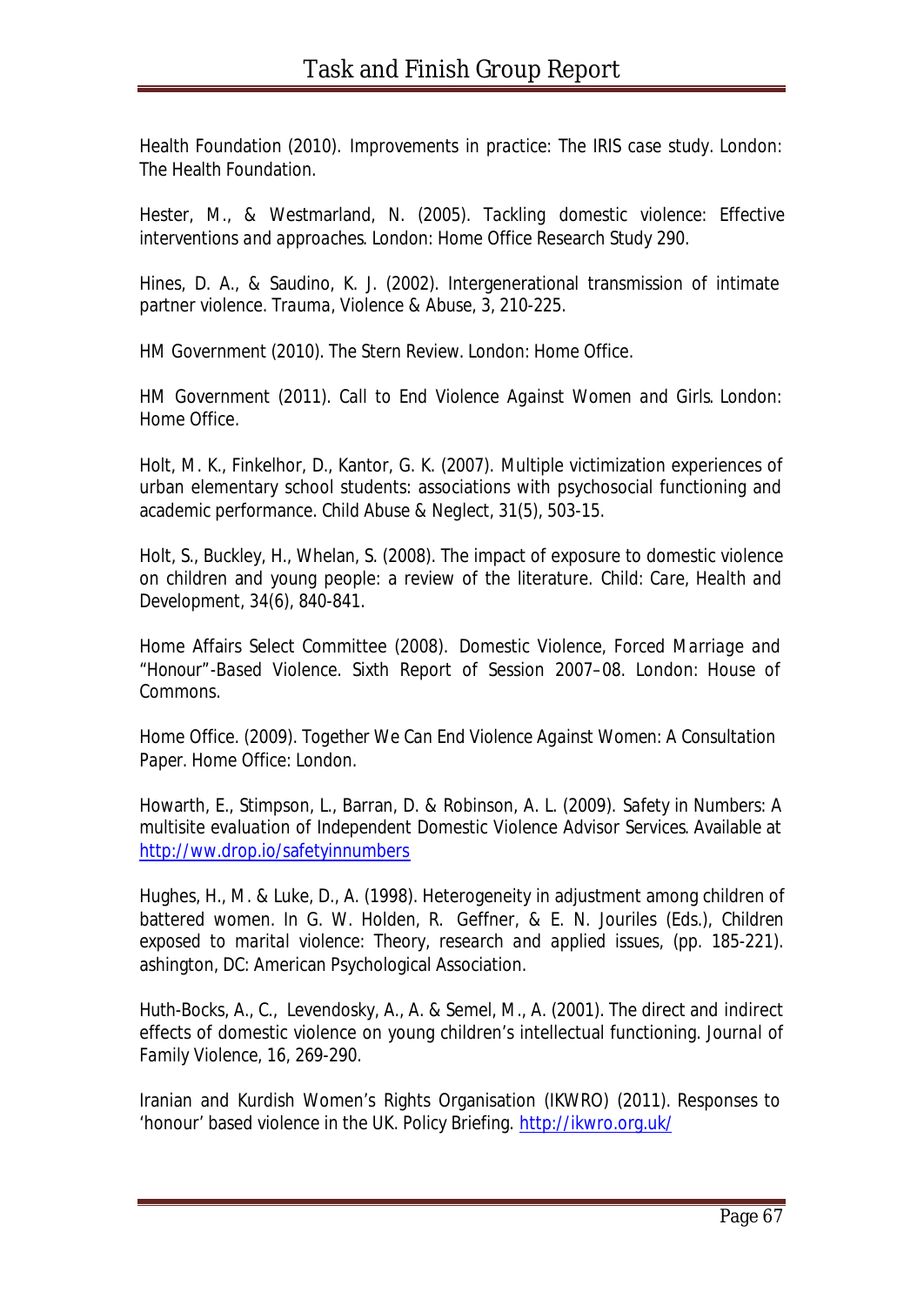Health Foundation (2010). *Improvements in practice: The IRIS case study.* London: The Health Foundation.

Hester, M., & Westmarland, N. (2005). *Tackling domestic violence: Effective interventions and approaches.* London: Home Office Research Study 290.

Hines, D. A., & Saudino, K. J. (2002). Intergenerational transmission of intimate partner violence. *Trauma, Violence & Abuse, 3,* 210-225.

HM Government (2010). The Stern Review. London: Home Office.

HM Government (2011). *Call to End Violence Against Women and Girls.* London: Home Office.

Holt, M. K., Finkelhor, D., Kantor, G. K. (2007). Multiple victimization experiences of urban elementary school students: associations with psychosocial functioning and academic performance. *Child Abuse & Neglect, 31*(5), 503-15.

Holt, S., Buckley, H., Whelan, S. (2008). The impact of exposure to domestic violence on children and young people: a review of the literature. *Child: Care, Health and Development, 34*(6), 840-841.

Home Affairs Select Committee (2008). *Domestic Violence, Forced Marriage and "Honour"-Based Violence.* Sixth Report of Session 2007–08. London: House of Commons.

Home Office. (2009). *Together We Can End Violence Against Women: A Consultation Paper.* Home Office: London.

Howarth, E., Stimpson, L., Barran, D. & Robinson, A. L. (2009). *Safety in Numbers: A multisite evaluation of Independent Domestic Violence Advisor Services.* Available at [http://ww.drop.io/safetyinnumbers](http://ww.drop.io/safetyinnumbers)

Hughes, H., M. & Luke, D., A. (1998). Heterogeneity in adjustment among children of battered women. In G. W. Holden, R. Geffner, & E. N. Jouriles (Eds.), *Children exposed to marital violence: Theory, research and applied issues,* (pp. 185-221). ashington, DC: American Psychological Association.

Huth-Bocks, A., C., Levendosky, A., A. & Semel, M., A. (2001). The direct and indirect effects of domestic violence on young children's intellectual functioning. *Journal of Family Violence, 16,* 269-290.

Iranian and Kurdish Women's Rights Organisation (IKWRO) (2011). Responses to 'honour' based violence in the UK. Policy Briefing. [http://ikwro.org.uk/](http://ikwro.org.uk/)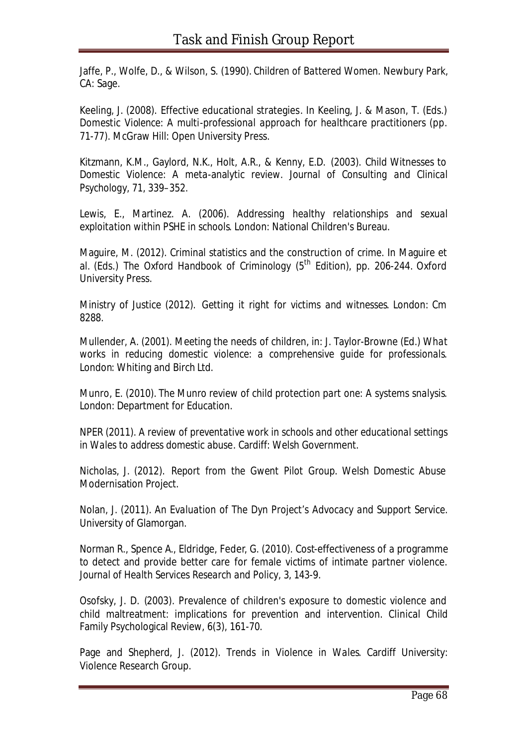Jaffe, P., Wolfe, D., & Wilson, S. (1990). *Children of Battered Women*. Newbury Park, CA: Sage.

Keeling, J. (2008). Effective educational strategies. In Keeling, J. & Mason, T. (Eds.) *Domestic Violence: A multi-professional approach for healthcare practitioners* (pp. 71-77). McGraw Hill: Open University Press.

Kitzmann, K.M., Gaylord, N.K., Holt, A.R., & Kenny, E.D. (2003). Child Witnesses to Domestic Violence: A meta-analytic review. *Journal of Consulting and Clinical Psychology*, 71, 339–352.

Lewis, E., Martinez. A. (2006). *Addressing healthy relationships and sexual exploitation within PSHE in schools*. London: National Children's Bureau.

Maguire, M. (2012). Criminal statistics and the construction of crime. In Maguire et al. (Eds.) *The Oxford Handbook of Criminology* (5th Edition), pp. 206-244. Oxford University Press.

Ministry of Justice (2012). *Getting it right for victims and witnesses*. London: Cm 8288.

Mullender, A. (2001). Meeting the needs of children, in: J. Taylor-Browne (Ed.) *What works in reducing domestic violence: a comprehensive guide for professionals*. London: Whiting and Birch Ltd.

Munro, E. (2010). *The Munro review of child protection part one: A systems snalysis*. London: Department for Education.

NPER (2011). *A review of preventative work in schools and other educational settings in Wales to address domestic abuse*. Cardiff: Welsh Government.

Nicholas, J. (2012). *Report from the Gwent Pilot Group*. Welsh Domestic Abuse Modernisation Project.

Nolan, J. (2011). *An Evaluation of The Dyn Project's Advocacy and Support Service*. University of Glamorgan.

Norman R., Spence A., Eldridge, Feder, G. (2010). Cost-effectiveness of a programme to detect and provide better care for female victims of intimate partner violence. *Journal of Health Services Research and Policy*, 3, 143-9.

Osofsky, J. D. (2003). Prevalence of children's exposure to domestic violence and child maltreatment: implications for prevention and intervention. *Clinical Child Family Psychological Review*, 6(3), 161-70.

Page and Shepherd, J. (2012). *Trends in Violence in Wales*. Cardiff University: Violence Research Group.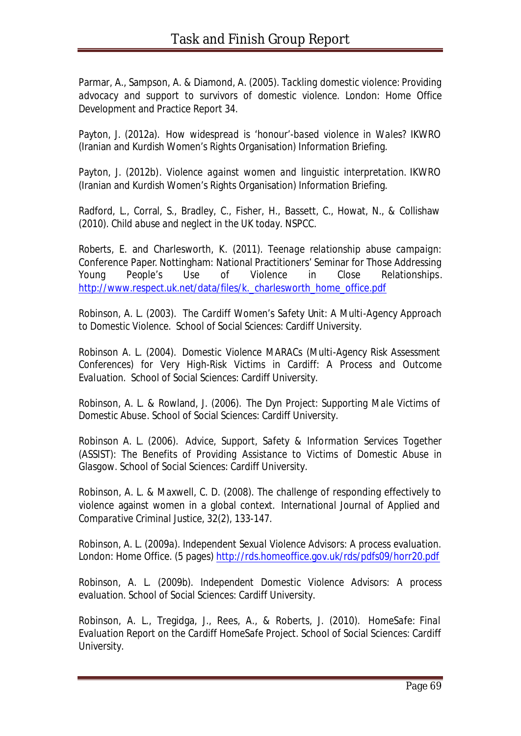Parmar, A., Sampson, A. & Diamond, A. (2005). Tackling domestic violence: Providing advocacy and support to survivors of domestic violence. London: Home Office Development and Practice Report 34.

Payton, J. (2012a). How widespread is 'honour'-based violence in Wales? IKWRO (Iranian and Kurdish Women's Rights Organisation) Information Briefing.

Payton, J. (2012b). Violence against women and linguistic interpretation. IKWRO (Iranian and Kurdish Women's Rights Organisation) Information Briefing.

Radford, L., Corral, S., Bradley, C., Fisher, H., Bassett, C., Howat, N., & Collishaw (2010). Child abuse and neglect in the UK today. NSPCC.

Roberts, E. and Charlesworth, K. (2011). Teenage relationship abuse campaign: Conference Paper. Nottingham: National Practitioners' Seminar for Those Addressing Young People's Use of Violence in Close Relationships. http://www.respect.uk.net/data/files/k._charlesworth_home_office.pdf

Robinson, A. L. (2003). The Cardiff Women's Safety Unit: A Multi-Agency Approach to Domestic Violence. School of Social Sciences: Cardiff University.

Robinson A. L. (2004). Domestic Violence MARACs (Multi-Agency Risk Assessment Conferences) for Very High-Risk Victims in Cardiff: A Process and Outcome Evaluation. School of Social Sciences: Cardiff University.

Robinson, A. L. & Rowland, J. (2006). The Dyn Project: Supporting Male Victims of Domestic Abuse. School of Social Sciences: Cardiff University.

Robinson A. L. (2006). Advice, Support, Safety & Information Services Together (ASSIST): The Benefits of Providing Assistance to Victims of Domestic Abuse in Glasgow. School of Social Sciences: Cardiff University.

Robinson, A. L. & Maxwell, C. D. (2008). The challenge of responding effectively to violence against women in a global context. International Journal of Applied and Comparative Criminal Justice, 32(2), 133-147.

Robinson, A. L. (2009a). Independent Sexual Violence Advisors: A process evaluation. London: Home Office. (5 pages) http://rds.homeoffice.gov.uk/rds/pdfs09/horr20.pdf

Robinson, A. L. (2009b). Independent Domestic Violence Advisors: A process evaluation. School of Social Sciences: Cardiff University.

Robinson, A. L., Tregidga, J., Rees, A., & Roberts, J. (2010). HomeSafe: Final Evaluation Report on the Cardiff HomeSafe Project. School of Social Sciences: Cardiff University.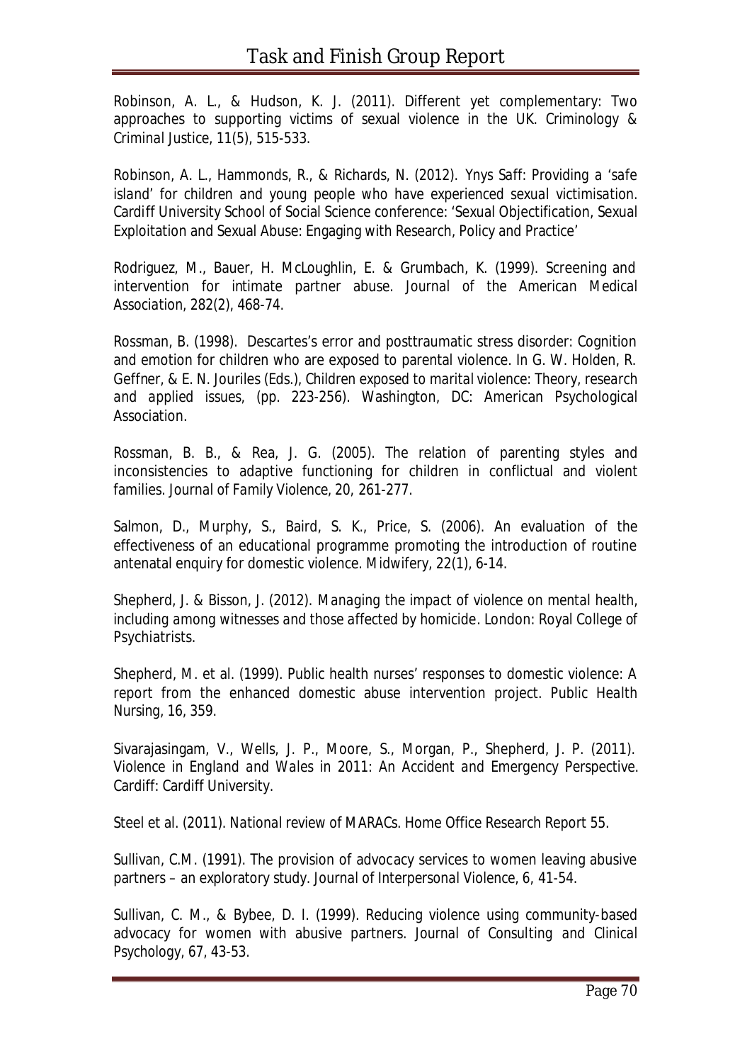Robinson, A. L., & Hudson, K. J. (2011). Different yet complementary: Two approaches to supporting victims of sexual violence in the UK. *Criminology & Criminal Justice*, 11(5), 515-533.

Robinson, A. L., Hammonds, R., & Richards, N. (2012). *Ynys Saff: Providing a 'safe island' for children and young people who have experienced sexual victimisation*. Cardiff University School of Social Science conference: 'Sexual Objectification, Sexual Exploitation and Sexual Abuse: Engaging with Research, Policy and Practice'

Rodriguez, M., Bauer, H. McLoughlin, E. & Grumbach, K. (1999). Screening and intervention for intimate partner abuse. *Journal of the American Medical Association*, 282(2), 468-74.

Rossman, B. (1998). Descartes's error and posttraumatic stress disorder: Cognition and emotion for children who are exposed to parental violence. In G. W. Holden, R. Geffner, & E. N. Jouriles (Eds.), *Children exposed to marital violence: Theory, research and applied issues*, (pp. 223-256). Washington, DC: American Psychological Association.

Rossman, B. B., & Rea, J. G. (2005). The relation of parenting styles and inconsistencies to adaptive functioning for children in conflictual and violent families. *Journal of Family Violence*, 20, 261-277.

Salmon, D., Murphy, S., Baird, S. K., Price, S. (2006). An evaluation of the effectiveness of an educational programme promoting the introduction of routine antenatal enquiry for domestic violence. *Midwifery*, 22(1), 6-14.

Shepherd, J. & Bisson, J. (2012). *Managing the impact of violence on mental health, including among witnesses and those affected by homicide*. London: Royal College of Psychiatrists.

Shepherd, M. et al. (1999). Public health nurses' responses to domestic violence: A report from the enhanced domestic abuse intervention project. *Public Health Nursing*, 16, 359.

Sivarajasingam, V., Wells, J. P., Moore, S., Morgan, P., Shepherd, J. P. (2011). *Violence in England and Wales in 2011: An Accident and Emergency Perspective*. Cardiff: Cardiff University.

Steel et al. (2011). *National review of MARACs*. Home Office Research Report 55.

Sullivan, C.M. (1991). The provision of advocacy services to women leaving abusive partners – an exploratory study. *Journal of Interpersonal Violence*, 6, 41-54.

Sullivan, C. M., & Bybee, D. I. (1999). Reducing violence using community-based advocacy for women with abusive partners. *Journal of Consulting and Clinical Psychology*, 67, 43-53.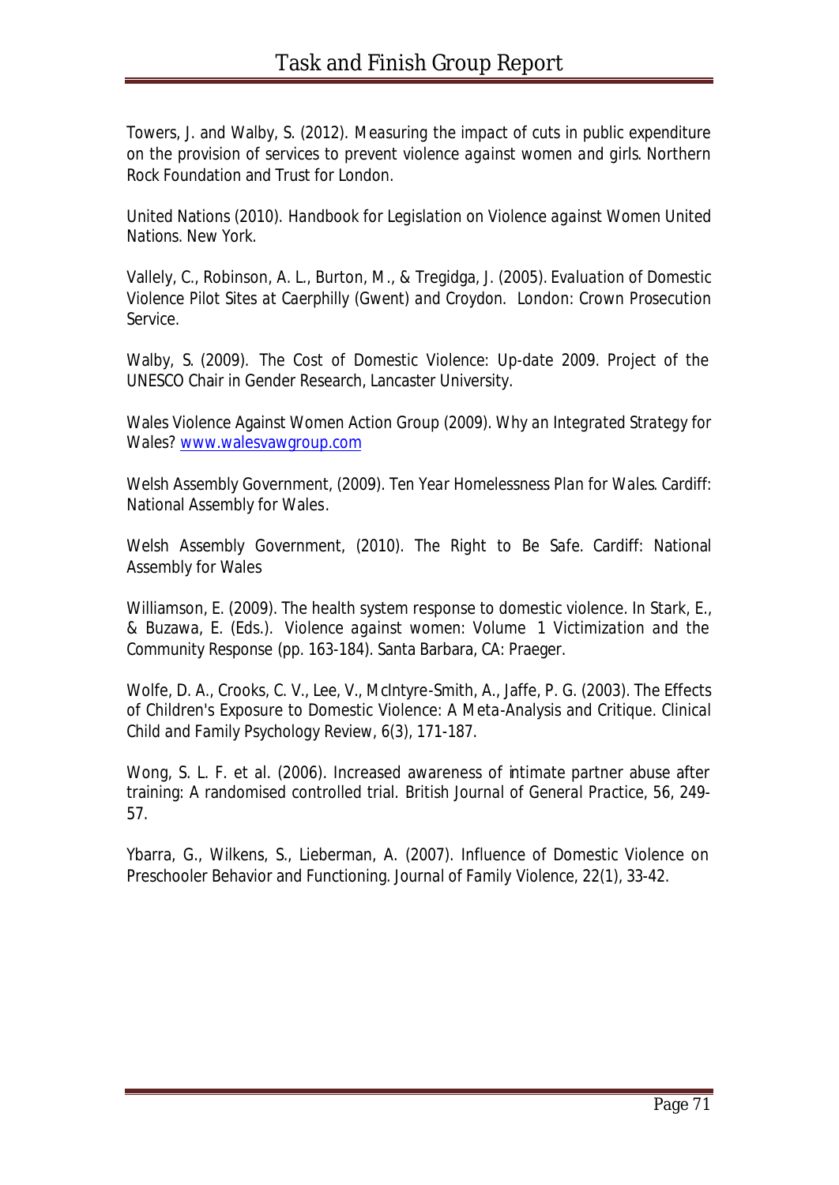Towers, J. and Walby, S. (2012). *Measuring the impact of cuts in public expenditure on the provision of services to prevent violence against women and girls*. Northern Rock Foundation and Trust for London.

United Nations (2010). *Handbook for Legislation on Violence against Women* United Nations. New York.

Vallely, C., Robinson, A. L., Burton, M., & Tregidga, J. (2005). *Evaluation of Domestic Violence Pilot Sites at Caerphilly (Gwent) and Croydon*. London: Crown Prosecution Service.

Walby, S. (2009). *The Cost of Domestic Violence: Up-date 2009*. Project of the UNESCO Chair in Gender Research, Lancaster University.

Wales Violence Against Women Action Group (2009). *Why an Integrated Strategy for Wales?* [www.walesvawgroup.com](http://www.walesvawgroup.com)

Welsh Assembly Government, (2009). *Ten Year Homelessness Plan for Wales*. Cardiff: National Assembly for Wales.

Welsh Assembly Government, (2010). *The Right to Be Safe*. Cardiff: National Assembly for Wales

Williamson, E. (2009). The health system response to domestic violence. In Stark, E., & Buzawa, E. (Eds.). *Violence against women: Volume 1 Victimization and the Community Response* (pp. 163-184). Santa Barbara, CA: Praeger.

Wolfe, D. A., Crooks, C. V., Lee, V., McIntyre-Smith, A., Jaffe, P. G. (2003). The Effects of Children's Exposure to Domestic Violence: A Meta-Analysis and Critique. *Clinical Child and Family Psychology Review*, 6(3), 171-187.

Wong, S. L. F. et al. (2006). Increased awareness of intimate partner abuse after training: A randomised controlled trial. *British Journal of General Practice*, 56, 249-57.

Ybarra, G., Wilkens, S., Lieberman, A. (2007). Influence of Domestic Violence on Preschooler Behavior and Functioning. *Journal of Family Violence*, 22(1), 33-42.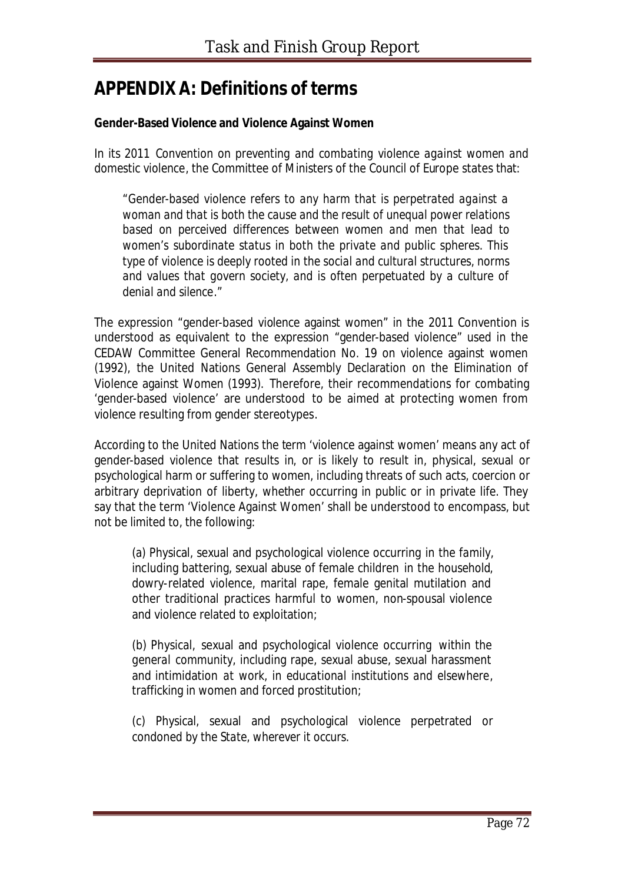# APPENDIX A: Definitions of terms

**Gender-Based Violence and Violence Against Women**

In its 2011 *Convention on preventing and combating violence against women and domestic violence*, the Committee of Ministers of the Council of Europe states that:

> *"Gender-based violence refers to any harm that is perpetrated against a woman and that is both the cause and the result of unequal power relations based on perceived differences between women and men that lead to women's subordinate status in both the private and public spheres. This type of violence is deeply rooted in the social and cultural structures, norms and values that govern society, and is often perpetuated by a culture of denial and silence."*

The expression "gender-based violence against women" in the 2011 Convention is understood as equivalent to the expression "gender-based violence" used in the CEDAW Committee General Recommendation No. 19 on violence against women (1992), the United Nations General Assembly Declaration on the Elimination of Violence against Women (1993). Therefore, their recommendations for combating 'gender-based violence' are understood to be aimed at protecting women from violence resulting from gender stereotypes.

According to the United Nations the term 'violence against women' means any act of gender-based violence that results in, or is likely to result in, physical, sexual or psychological harm or suffering to women, including threats of such acts, coercion or arbitrary deprivation of liberty, whether occurring in public or in private life. They say that the term 'Violence Against Women' shall be understood to encompass, but not be limited to, the following:

> (a) Physical, sexual and psychological violence occurring in the family, including battering, sexual abuse of female children in the household, dowry-related violence, marital rape, female genital mutilation and other traditional practices harmful to women, non-spousal violence and violence related to exploitation;
>
> (b) Physical, sexual and psychological violence occurring within the general community, including rape, sexual abuse, sexual harassment and intimidation at work, in educational institutions and elsewhere, trafficking in women and forced prostitution;
>
> (c) Physical, sexual and psychological violence perpetrated or condoned by the State, wherever it occurs.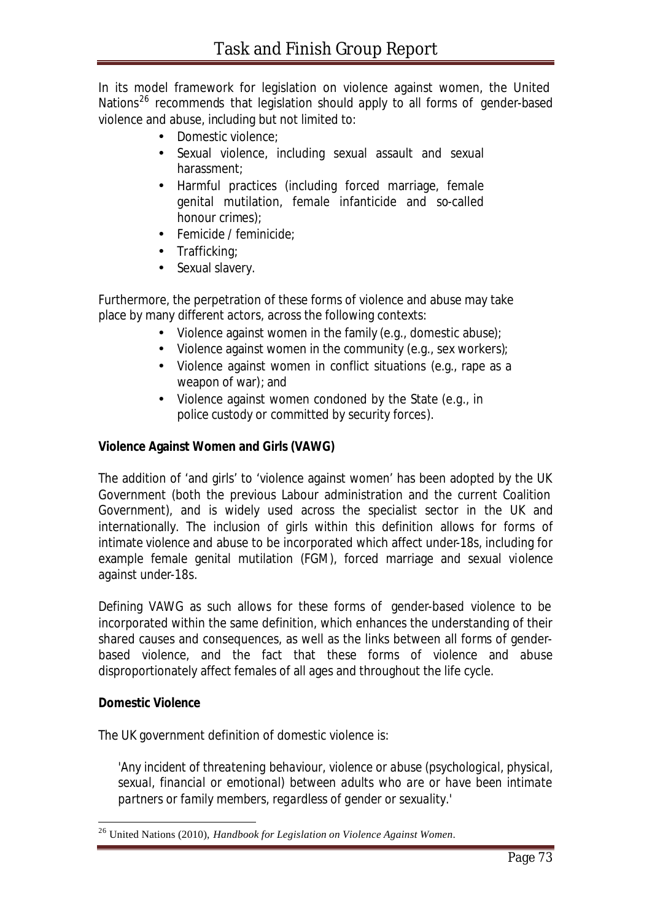In its model framework for legislation on violence against women, the United Nations[26] recommends that legislation should apply to all forms of gender-based violence and abuse, including but not limited to:

- Domestic violence;
- Sexual violence, including sexual assault and sexual harassment;
- Harmful practices (including forced marriage, female genital mutilation, female infanticide and so-called honour crimes);
- Femicide / feminicide;
- Trafficking;
- Sexual slavery.

Furthermore, the perpetration of these forms of violence and abuse may take place by many different actors, across the following contexts:

- Violence against women in the family (e.g., domestic abuse);
- Violence against women in the community (e.g., sex workers);
- Violence against women in conflict situations (e.g., rape as a weapon of war); and
- Violence against women condoned by the State (e.g., in police custody or committed by security forces).

**Violence Against Women and Girls (VAWG)**

The addition of 'and girls' to 'violence against women' has been adopted by the UK Government (both the previous Labour administration and the current Coalition Government), and is widely used across the specialist sector in the UK and internationally. The inclusion of girls within this definition allows for forms of intimate violence and abuse to be incorporated which affect under-18s, including for example female genital mutilation (FGM), forced marriage and sexual violence against under-18s.

Defining VAWG as such allows for these forms of gender-based violence to be incorporated within the same definition, which enhances the understanding of their shared causes and consequences, as well as the links between all forms of gender-based violence, and the fact that these forms of violence and abuse disproportionately affect females of all ages and throughout the life cycle.

**Domestic Violence**

The UK government definition of domestic violence is:

> *'Any incident of threatening behaviour, violence or abuse (psychological, physical, sexual, financial or emotional) between adults who are or have been intimate partners or family members, regardless of gender or sexuality.'*

[26] United Nations (2010), *Handbook for Legislation on Violence Against Women*.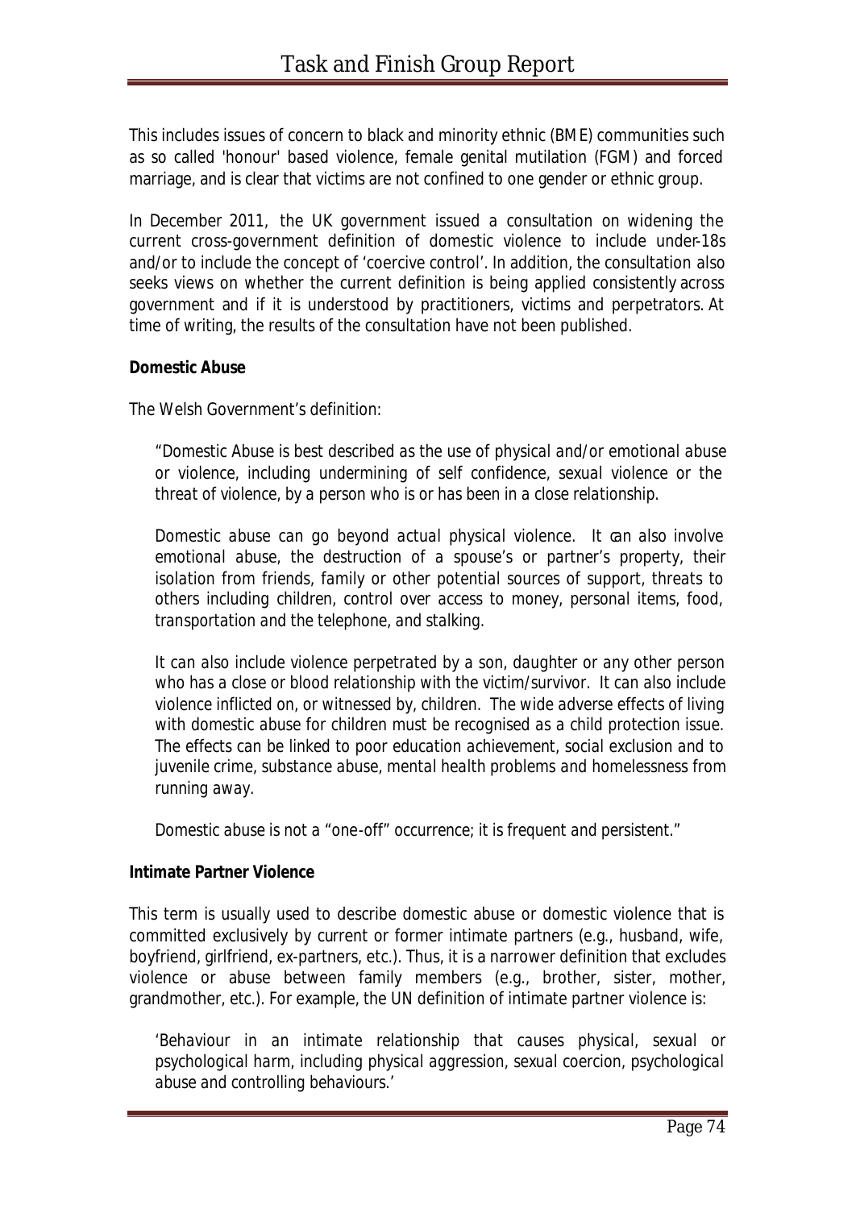This includes issues of concern to black and minority ethnic (BME) communities such as so called 'honour' based violence, female genital mutilation (FGM) and forced marriage, and is clear that victims are not confined to one gender or ethnic group.

In December 2011, the UK government issued a consultation on widening the current cross-government definition of domestic violence to include under-18s and/or to include the concept of 'coercive control'. In addition, the consultation also seeks views on whether the current definition is being applied consistently across government and if it is understood by practitioners, victims and perpetrators. At time of writing, the results of the consultation have not been published.

**Domestic Abuse**

The Welsh Government's definition:

> *"Domestic Abuse is best described as the use of physical and/or emotional abuse or violence, including undermining of self confidence, sexual violence or the threat of violence, by a person who is or has been in a close relationship.*
>
> *Domestic abuse can go beyond actual physical violence. It can also involve emotional abuse, the destruction of a spouse's or partner's property, their isolation from friends, family or other potential sources of support, threats to others including children, control over access to money, personal items, food, transportation and the telephone, and stalking.*
>
> *It can also include violence perpetrated by a son, daughter or any other person who has a close or blood relationship with the victim/survivor. It can also include violence inflicted on, or witnessed by, children. The wide adverse effects of living with domestic abuse for children must be recognised as a child protection issue. The effects can be linked to poor education achievement, social exclusion and to juvenile crime, substance abuse, mental health problems and homelessness from running away.*
>
> *Domestic abuse is not a "one-off" occurrence; it is frequent and persistent."*

**Intimate Partner Violence**

This term is usually used to describe domestic abuse or domestic violence that is committed exclusively by current or former intimate partners (e.g., husband, wife, boyfriend, girlfriend, ex-partners, etc.). Thus, it is a narrower definition that excludes violence or abuse between family members (e.g., brother, sister, mother, grandmother, etc.). For example, the UN definition of intimate partner violence is:

> *'Behaviour in an intimate relationship that causes physical, sexual or psychological harm, including physical aggression, sexual coercion, psychological abuse and controlling behaviours.'*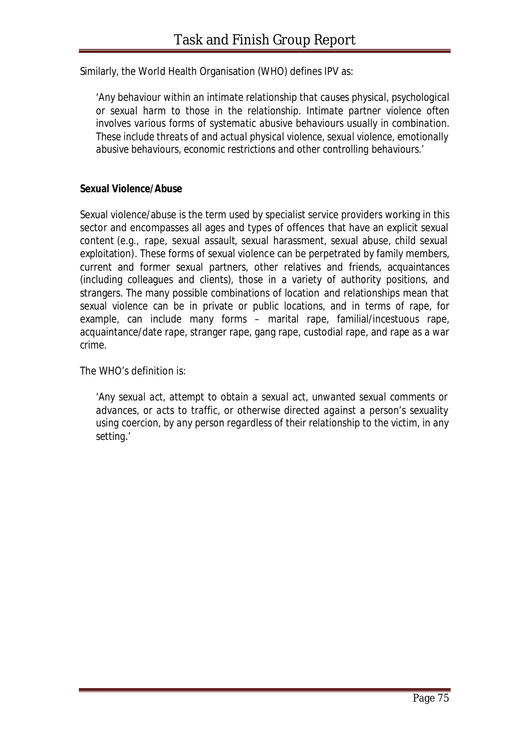Similarly, the World Health Organisation (WHO) defines IPV as:

> *'Any behaviour within an intimate relationship that causes physical, psychological or sexual harm to those in the relationship. Intimate partner violence often involves various forms of systematic abusive behaviours usually in combination. These include threats of and actual physical violence, sexual violence, emotionally abusive behaviours, economic restrictions and other controlling behaviours.'*

**Sexual Violence/Abuse**

Sexual violence/abuse is the term used by specialist service providers working in this sector and encompasses all ages and types of offences that have an explicit sexual content (e.g., rape, sexual assault, sexual harassment, sexual abuse, child sexual exploitation). These forms of sexual violence can be perpetrated by family members, current and former sexual partners, other relatives and friends, acquaintances (including colleagues and clients), those in a variety of authority positions, and strangers. The many possible combinations of location and relationships mean that sexual violence can be in private or public locations, and in terms of rape, for example, can include many forms – marital rape, familial/incestuous rape, acquaintance/date rape, stranger rape, gang rape, custodial rape, and rape as a war crime.

The WHO's definition is:

> *'Any sexual act, attempt to obtain a sexual act, unwanted sexual comments or advances, or acts to traffic, or otherwise directed against a person's sexuality using coercion, by any person regardless of their relationship to the victim, in any setting.'*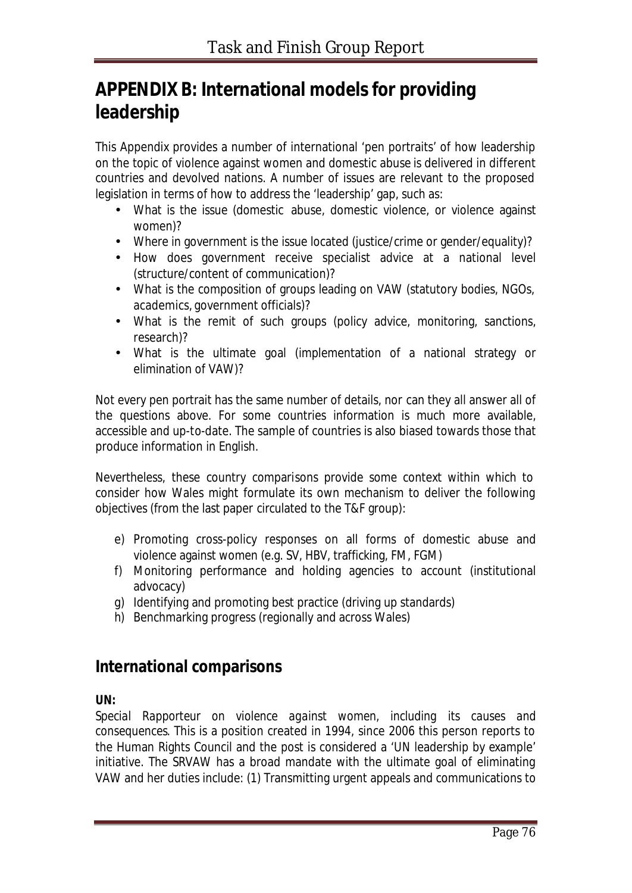# APPENDIX B: International models for providing leadership

This Appendix provides a number of international 'pen portraits' of how leadership on the topic of violence against women and domestic abuse is delivered in different countries and devolved nations. A number of issues are relevant to the proposed legislation in terms of how to address the 'leadership' gap, such as:

- What is the issue (domestic abuse, domestic violence, or violence against women)?
- Where in government is the issue located (justice/crime or gender/equality)?
- How does government receive specialist advice at a national level (structure/content of communication)?
- What is the composition of groups leading on VAW (statutory bodies, NGOs, academics, government officials)?
- What is the remit of such groups (policy advice, monitoring, sanctions, research)?
- What is the ultimate goal (implementation of a national strategy or elimination of VAW)?

Not every pen portrait has the same number of details, nor can they all answer all of the questions above. For some countries information is much more available, accessible and up-to-date. The sample of countries is also biased towards those that produce information in English.

Nevertheless, these country comparisons provide some context within which to consider how Wales might formulate its own mechanism to deliver the following objectives (from the last paper circulated to the T&F group):

e) Promoting cross-policy responses on all forms of domestic abuse and violence against women (e.g. SV, HBV, trafficking, FM, FGM)
f) Monitoring performance and holding agencies to account (institutional advocacy)
g) Identifying and promoting best practice (driving up standards)
h) Benchmarking progress (regionally and across Wales)

## International comparisons

**UN:**

*Special Rapporteur on violence against women, including its causes and consequences*. This is a position created in 1994, since 2006 this person reports to the Human Rights Council and the post is considered a 'UN leadership by example' initiative. The SRVAW has a broad mandate with the ultimate goal of eliminating VAW and her duties include: (1) Transmitting urgent appeals and communications to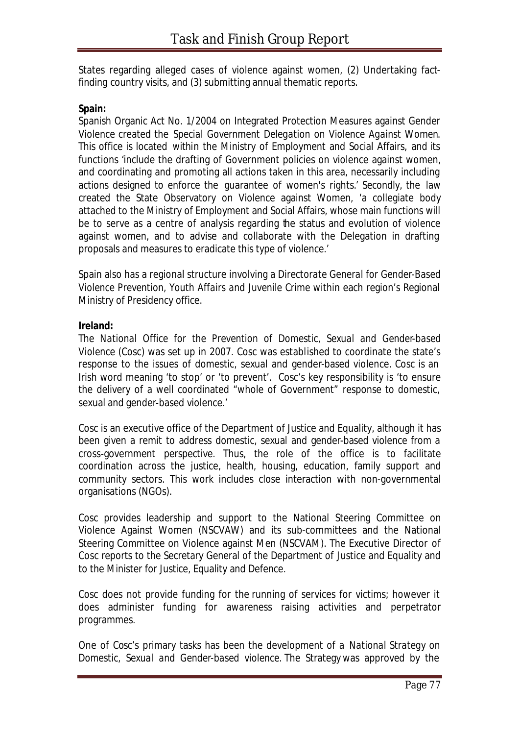States regarding alleged cases of violence against women, (2) Undertaking fact-finding country visits, and (3) submitting annual thematic reports.

**Spain:**

Spanish Organic Act No. 1/2004 on Integrated Protection Measures against Gender Violence created the *Special Government Delegation on Violence Against Women*. This office is located within the Ministry of Employment and Social Affairs, and its functions 'include the drafting of Government policies on violence against women, and coordinating and promoting all actions taken in this area, necessarily including actions designed to enforce the guarantee of women's rights.' Secondly, the law created the State Observatory on Violence against Women, 'a collegiate body attached to the Ministry of Employment and Social Affairs, whose main functions will be to serve as a centre of analysis regarding the status and evolution of violence against women, and to advise and collaborate with the Delegation in drafting proposals and measures to eradicate this type of violence.'

Spain also has a regional structure involving a *Directorate General for Gender-Based Violence Prevention, Youth Affairs and Juvenile Crime* within each region's Regional Ministry of Presidency office.

**Ireland:**

The *National Office for the Prevention of Domestic, Sexual and Gender-based Violence* (Cosc) was set up in 2007. Cosc was established to coordinate the state's response to the issues of domestic, sexual and gender-based violence. Cosc is an Irish word meaning 'to stop' or 'to prevent'. Cosc's key responsibility is 'to ensure the delivery of a well coordinated "whole of Government" response to domestic, sexual and gender-based violence.'

Cosc is an executive office of the Department of Justice and Equality, although it has been given a remit to address domestic, sexual and gender-based violence from a cross-government perspective. Thus, the role of the office is to facilitate coordination across the justice, health, housing, education, family support and community sectors. This work includes close interaction with non-governmental organisations (NGOs).

Cosc provides leadership and support to the National Steering Committee on Violence Against Women (NSCVAW) and its sub-committees and the National Steering Committee on Violence against Men (NSCVAM). The Executive Director of Cosc reports to the Secretary General of the Department of Justice and Equality and to the Minister for Justice, Equality and Defence.

Cosc does not provide funding for the running of services for victims; however it does administer funding for awareness raising activities and perpetrator programmes.

One of Cosc's primary tasks has been the development of a *National Strategy on Domestic, Sexual and Gender-based violence*. The Strategy was approved by the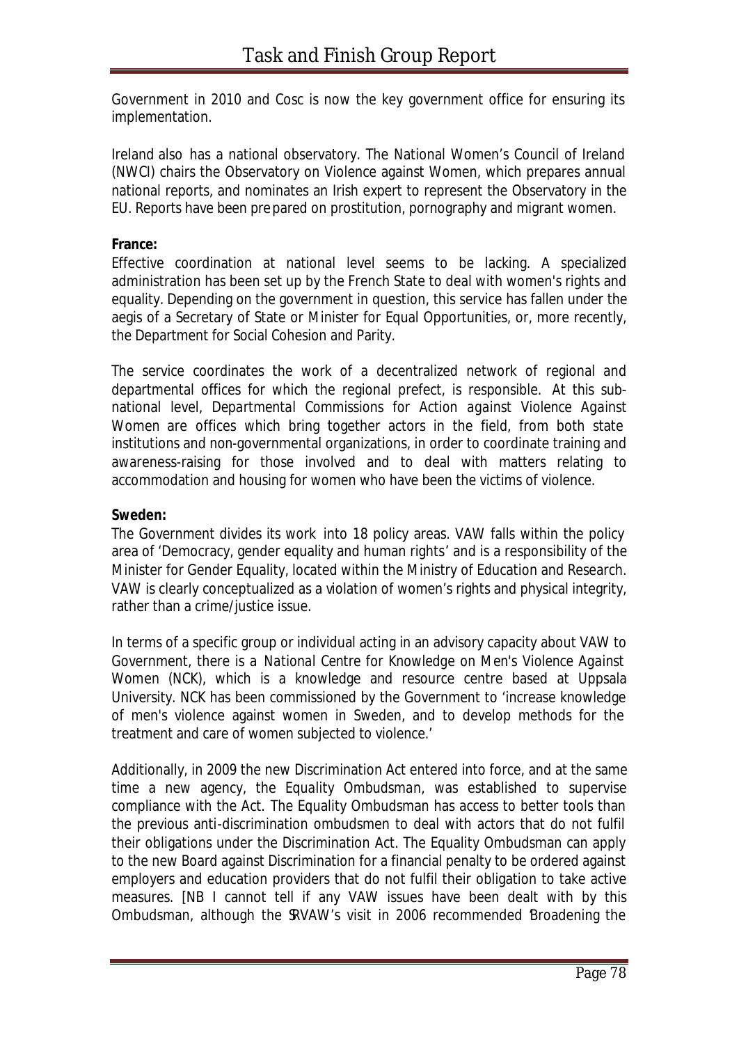Government in 2010 and Cosc is now the key government office for ensuring its implementation.

Ireland also has a national observatory. The National Women's Council of Ireland (NWCI) chairs the Observatory on Violence against Women, which prepares annual national reports, and nominates an Irish expert to represent the Observatory in the EU. Reports have been prepared on prostitution, pornography and migrant women.

**France:**

Effective coordination at national level seems to be lacking. A specialized administration has been set up by the French State to deal with women's rights and equality. Depending on the government in question, this service has fallen under the aegis of a Secretary of State or Minister for Equal Opportunities, or, more recently, the Department for Social Cohesion and Parity.

The service coordinates the work of a decentralized network of regional and departmental offices for which the regional prefect, is responsible. At this sub-national level, *Departmental Commissions for Action against Violence Against Women* are offices which bring together actors in the field, from both state institutions and non-governmental organizations, in order to coordinate training and awareness-raising for those involved and to deal with matters relating to accommodation and housing for women who have been the victims of violence.

**Sweden:**

The Government divides its work into 18 policy areas. VAW falls within the policy area of 'Democracy, gender equality and human rights' and is a responsibility of the Minister for Gender Equality, located within the Ministry of Education and Research. VAW is clearly conceptualized as a violation of women's rights and physical integrity, rather than a crime/justice issue.

In terms of a specific group or individual acting in an advisory capacity about VAW to Government, there is a *National Centre for Knowledge on Men's Violence Against Women* (NCK), which is a knowledge and resource centre based at Uppsala University. NCK has been commissioned by the Government to 'increase knowledge of men's violence against women in Sweden, and to develop methods for the treatment and care of women subjected to violence.'

Additionally, in 2009 the new Discrimination Act entered into force, and at the same time a new agency, the *Equality Ombudsman*, was established to supervise compliance with the Act. The Equality Ombudsman has access to better tools than the previous anti-discrimination ombudsmen to deal with actors that do not fulfil their obligations under the Discrimination Act. The Equality Ombudsman can apply to the new Board against Discrimination for a financial penalty to be ordered against employers and education providers that do not fulfil their obligation to take active measures. [NB I cannot tell if any VAW issues have been dealt with by this Ombudsman, although the SRVAW's visit in 2006 recommended 'Broadening the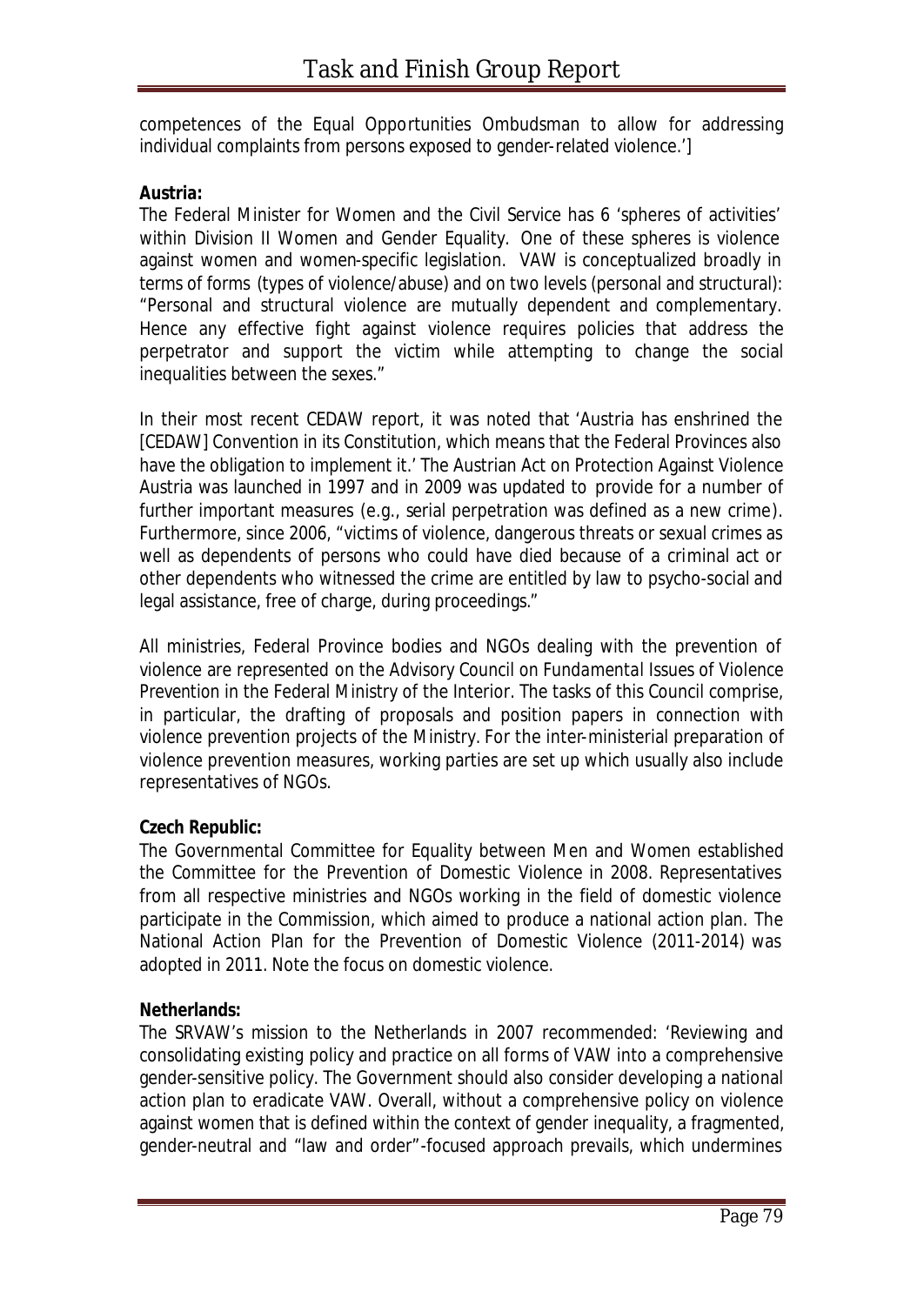competences of the Equal Opportunities Ombudsman to allow for addressing individual complaints from persons exposed to gender-related violence.']

**Austria:**

The Federal Minister for Women and the Civil Service has 6 'spheres of activities' within Division II Women and Gender Equality. One of these spheres is violence against women and women-specific legislation. VAW is conceptualized broadly in terms of forms (types of violence/abuse) and on two levels (personal and structural): "Personal and structural violence are mutually dependent and complementary. Hence any effective fight against violence requires policies that address the perpetrator and support the victim while attempting to change the social inequalities between the sexes."

In their most recent CEDAW report, it was noted that 'Austria has enshrined the [CEDAW] Convention in its Constitution, which means that the Federal Provinces also have the obligation to implement it.' The Austrian Act on Protection Against Violence Austria was launched in 1997 and in 2009 was updated to provide for a number of further important measures (e.g., serial perpetration was defined as a new crime). Furthermore, since 2006, "victims of violence, dangerous threats or sexual crimes as well as dependents of persons who could have died because of a criminal act or other dependents who witnessed the crime are entitled by law to psycho-social and legal assistance, free of charge, during proceedings."

All ministries, Federal Province bodies and NGOs dealing with the prevention of violence are represented on the Advisory Council on Fundamental Issues of Violence Prevention in the Federal Ministry of the Interior. The tasks of this Council comprise, in particular, the drafting of proposals and position papers in connection with violence prevention projects of the Ministry. For the inter-ministerial preparation of violence prevention measures, working parties are set up which usually also include representatives of NGOs.

**Czech Republic:**

The Governmental Committee for Equality between Men and Women established the Committee for the Prevention of Domestic Violence in 2008. Representatives from all respective ministries and NGOs working in the field of domestic violence participate in the Commission, which aimed to produce a national action plan. The National Action Plan for the Prevention of Domestic Violence (2011-2014) was adopted in 2011. Note the focus on domestic violence.

**Netherlands:**

The SRVAW's mission to the Netherlands in 2007 recommended: 'Reviewing and consolidating existing policy and practice on all forms of VAW into a comprehensive gender-sensitive policy. The Government should also consider developing a national action plan to eradicate VAW. Overall, without a comprehensive policy on violence against women that is defined within the context of gender inequality, a fragmented, gender-neutral and "law and order"-focused approach prevails, which undermines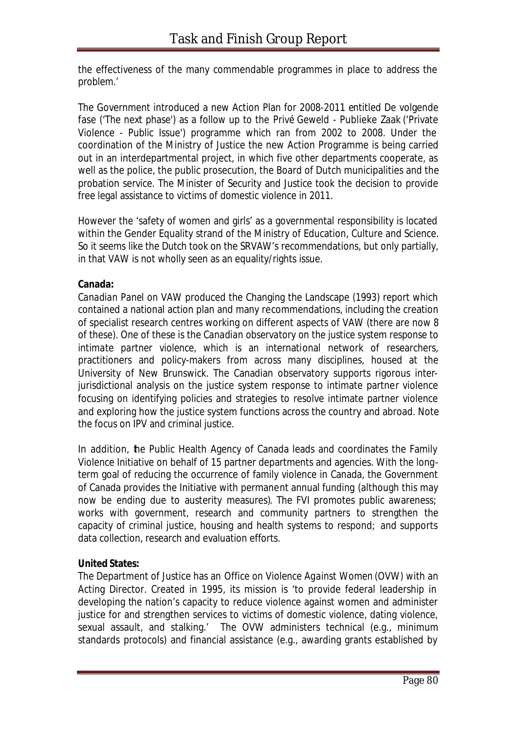the effectiveness of the many commendable programmes in place to address the problem.'

The Government introduced a new Action Plan for 2008-2011 entitled De volgende fase ('The next phase') as a follow up to the Privé Geweld - Publieke Zaak ('Private Violence - Public Issue') programme which ran from 2002 to 2008. Under the coordination of the Ministry of Justice the new Action Programme is being carried out in an interdepartmental project, in which five other departments cooperate, as well as the police, the public prosecution, the Board of Dutch municipalities and the probation service. The Minister of Security and Justice took the decision to provide free legal assistance to victims of domestic violence in 2011.

However the 'safety of women and girls' as a governmental responsibility is located within the Gender Equality strand of the Ministry of Education, Culture and Science. So it seems like the Dutch took on the SRVAW's recommendations, but only partially, in that VAW is not wholly seen as an equality/rights issue.

**Canada:**

Canadian Panel on VAW produced the Changing the Landscape (1993) report which contained a national action plan and many recommendations, including the creation of specialist research centres working on different aspects of VAW (there are now 8 of these). One of these is the *Canadian observatory on the justice system response to intimate partner violence*, which is an international network of researchers, practitioners and policy-makers from across many disciplines, housed at the University of New Brunswick. The Canadian observatory supports rigorous inter-jurisdictional analysis on the justice system response to intimate partner violence focusing on identifying policies and strategies to resolve intimate partner violence and exploring how the justice system functions across the country and abroad. Note the focus on IPV and criminal justice.

In addition, the Public Health Agency of Canada leads and coordinates the Family Violence Initiative on behalf of 15 partner departments and agencies. With the long-term goal of reducing the occurrence of family violence in Canada, the Government of Canada provides the Initiative with permanent annual funding (although this may now be ending due to austerity measures). The FVI promotes public awareness; works with government, research and community partners to strengthen the capacity of criminal justice, housing and health systems to respond; and supports data collection, research and evaluation efforts.

**United States:**

The Department of Justice has an Office on Violence Against Women (OVW) with an Acting Director. Created in 1995, its mission is 'to provide federal leadership in developing the nation's capacity to reduce violence against women and administer justice for and strengthen services to victims of domestic violence, dating violence, sexual assault, and stalking.' The OVW administers technical (e.g., minimum standards protocols) and financial assistance (e.g., awarding grants established by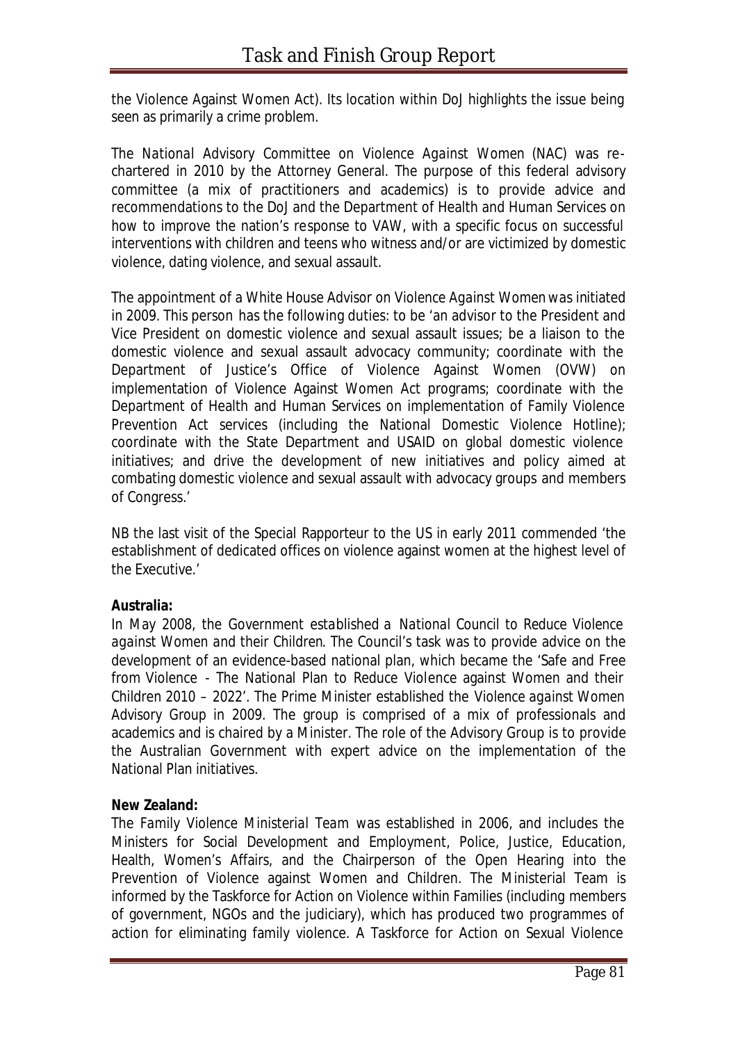the Violence Against Women Act). Its location within DoJ highlights the issue being seen as primarily a crime problem.

The *National Advisory Committee on Violence Against Women* (NAC) was re-chartered in 2010 by the Attorney General. The purpose of this federal advisory committee (a mix of practitioners and academics) is to provide advice and recommendations to the DoJ and the Department of Health and Human Services on how to improve the nation's response to VAW, with a specific focus on successful interventions with children and teens who witness and/or are victimized by domestic violence, dating violence, and sexual assault.

The appointment of a *White House Advisor on Violence Against Women* was initiated in 2009. This person has the following duties: to be 'an advisor to the President and Vice President on domestic violence and sexual assault issues; be a liaison to the domestic violence and sexual assault advocacy community; coordinate with the Department of Justice's Office of Violence Against Women (OVW) on implementation of Violence Against Women Act programs; coordinate with the Department of Health and Human Services on implementation of Family Violence Prevention Act services (including the National Domestic Violence Hotline); coordinate with the State Department and USAID on global domestic violence initiatives; and drive the development of new initiatives and policy aimed at combating domestic violence and sexual assault with advocacy groups and members of Congress.'

NB the last visit of the Special Rapporteur to the US in early 2011 commended 'the establishment of dedicated offices on violence against women at the highest level of the Executive.'

**Australia:**

In May 2008, the Government established a *National Council to Reduce Violence against Women and their Children*. The Council's task was to provide advice on the development of an evidence-based national plan, which became the 'Safe and Free from Violence - The National Plan to Reduce Violence against Women and their Children 2010 – 2022'. The Prime Minister established the *Violence against Women Advisory Group* in 2009. The group is comprised of a mix of professionals and academics and is chaired by a Minister. The role of the Advisory Group is to provide the Australian Government with expert advice on the implementation of the National Plan initiatives.

**New Zealand:**

The *Family Violence Ministerial Team* was established in 2006, and includes the Ministers for Social Development and Employment, Police, Justice, Education, Health, Women's Affairs, and the Chairperson of the Open Hearing into the Prevention of Violence against Women and Children. The Ministerial Team is informed by the Taskforce for Action on Violence within Families (including members of government, NGOs and the judiciary), which has produced two programmes of action for eliminating family violence. A Taskforce for Action on Sexual Violence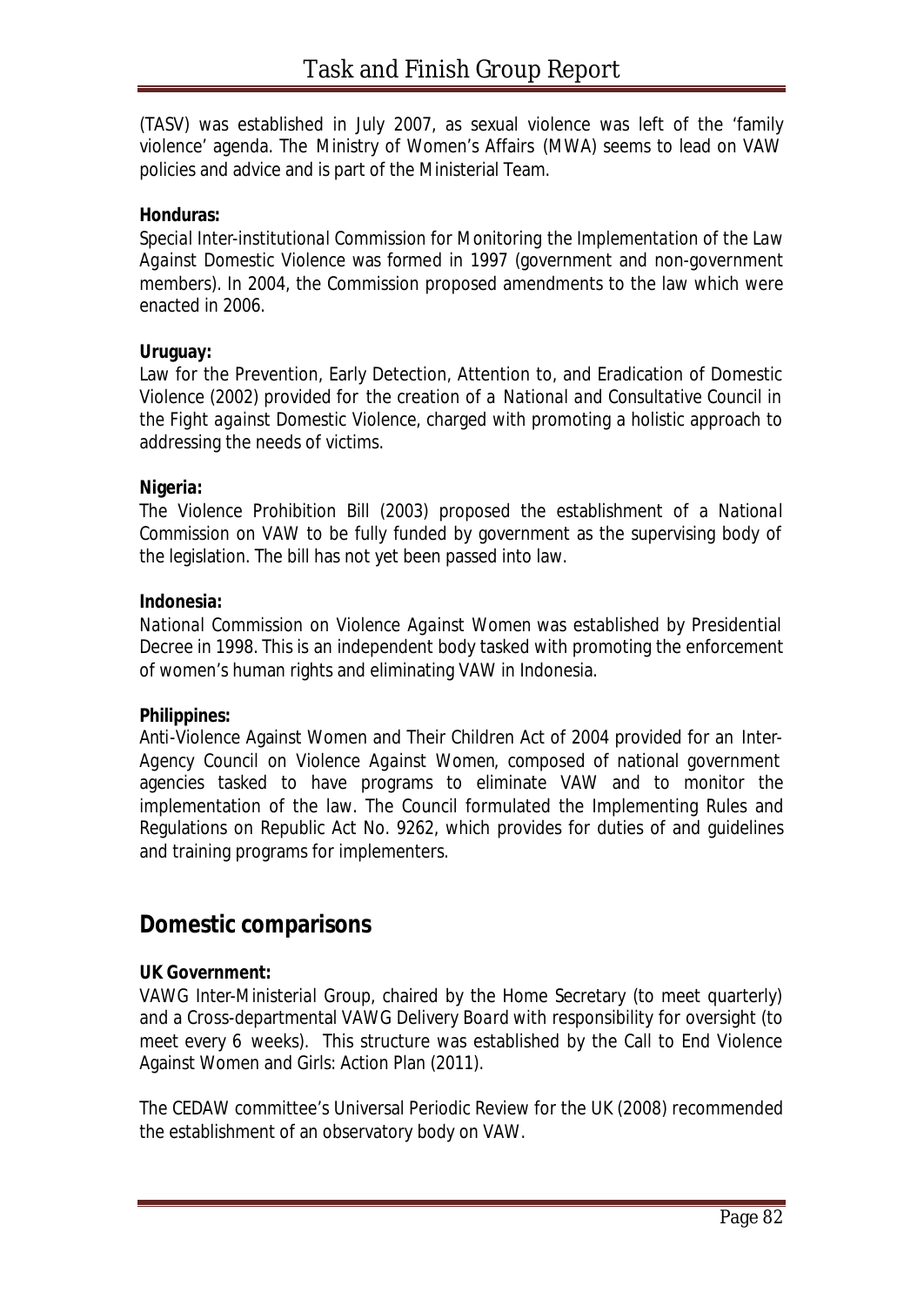(TASV) was established in July 2007, as sexual violence was left of the 'family violence' agenda. The *Ministry of Women's Affairs (MWA)* seems to lead on VAW policies and advice and is part of the Ministerial Team.

**Honduras:**
*Special Inter-institutional Commission for Monitoring the Implementation of the Law Against Domestic Violence* was formed in 1997 (government and non-government members). In 2004, the Commission proposed amendments to the law which were enacted in 2006.

**Uruguay:**
Law for the Prevention, Early Detection, Attention to, and Eradication of Domestic Violence (2002) provided for the creation of a *National and Consultative Council in the Fight against Domestic Violence*, charged with promoting a holistic approach to addressing the needs of victims.

**Nigeria:**
The Violence Prohibition Bill (2003) proposed the establishment of a *National Commission on VAW* to be fully funded by government as the supervising body of the legislation. The bill has not yet been passed into law.

**Indonesia:**
*National Commission on Violence Against Women* was established by Presidential Decree in 1998. This is an independent body tasked with promoting the enforcement of women's human rights and eliminating VAW in Indonesia.

**Philippines:**
Anti-Violence Against Women and Their Children Act of 2004 provided for an *Inter-Agency Council on Violence Against Women*, composed of national government agencies tasked to have programs to eliminate VAW and to monitor the implementation of the law. The Council formulated the Implementing Rules and Regulations on Republic Act No. 9262, which provides for duties of and guidelines and training programs for implementers.

## Domestic comparisons

**UK Government:**
*VAWG Inter-Ministerial Group*, chaired by the Home Secretary (to meet quarterly) and a *Cross-departmental VAWG Delivery Board* with responsibility for oversight (to meet every 6 weeks). This structure was established by the Call to End Violence Against Women and Girls: Action Plan (2011).

The CEDAW committee's Universal Periodic Review for the UK (2008) recommended the establishment of an observatory body on VAW.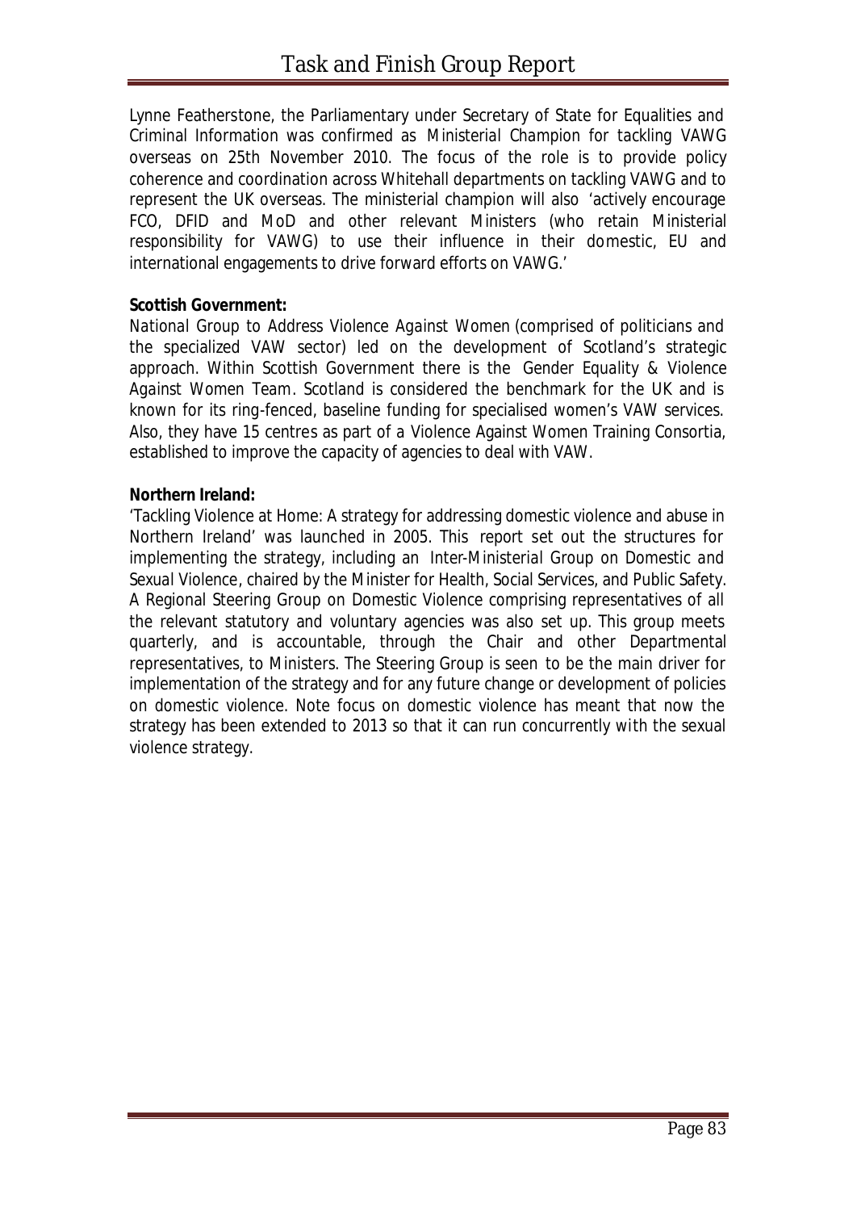Lynne Featherstone, the Parliamentary under Secretary of State for Equalities and Criminal Information was confirmed as Ministerial Champion for tackling VAWG overseas on 25th November 2010. The focus of the role is to provide policy coherence and coordination across Whitehall departments on tackling VAWG and to represent the UK overseas. The ministerial champion will also 'actively encourage FCO, DFID and MoD and other relevant Ministers (who retain Ministerial responsibility for VAWG) to use their influence in their domestic, EU and international engagements to drive forward efforts on VAWG.'

**Scottish Government:**

National Group to Address Violence Against Women (comprised of politicians and the specialized VAW sector) led on the development of Scotland's strategic approach. Within Scottish Government there is the Gender Equality & Violence Against Women Team. Scotland is considered the benchmark for the UK and is known for its ring-fenced, baseline funding for specialised women's VAW services. Also, they have 15 centres as part of a Violence Against Women Training Consortia, established to improve the capacity of agencies to deal with VAW.

**Northern Ireland:**

'Tackling Violence at Home: A strategy for addressing domestic violence and abuse in Northern Ireland' was launched in 2005. This report set out the structures for implementing the strategy, including an Inter-Ministerial Group on Domestic and Sexual Violence, chaired by the Minister for Health, Social Services, and Public Safety. A Regional Steering Group on Domestic Violence comprising representatives of all the relevant statutory and voluntary agencies was also set up. This group meets quarterly, and is accountable, through the Chair and other Departmental representatives, to Ministers. The Steering Group is seen to be the main driver for implementation of the strategy and for any future change or development of policies on domestic violence. Note focus on domestic violence has meant that now the strategy has been extended to 2013 so that it can run concurrently with the sexual violence strategy.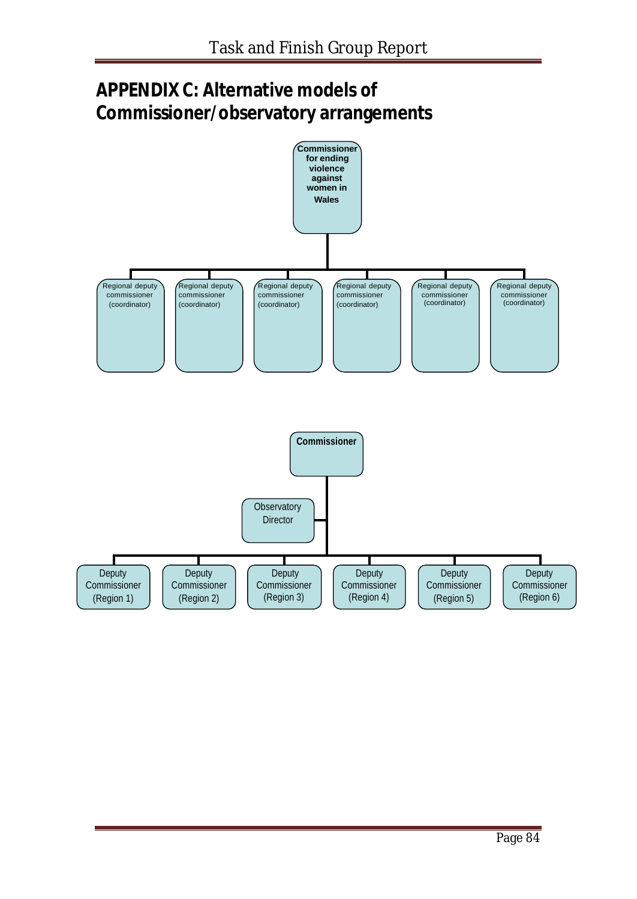# APPENDIX C: Alternative models of Commissioner/observatory arrangements

**Commissioner for ending violence against women in Wales**

- Regional deputy commissioner (coordinator)
- Regional deputy commissioner (coordinator)
- Regional deputy commissioner (coordinator)
- Regional deputy commissioner (coordinator)
- Regional deputy commissioner (coordinator)
- Regional deputy commissioner (coordinator)

**Commissioner**

- Observatory Director
- Deputy Commissioner (Region 1)
- Deputy Commissioner (Region 2)
- Deputy Commissioner (Region 3)
- Deputy Commissioner (Region 4)
- Deputy Commissioner (Region 5)
- Deputy Commissioner (Region 6)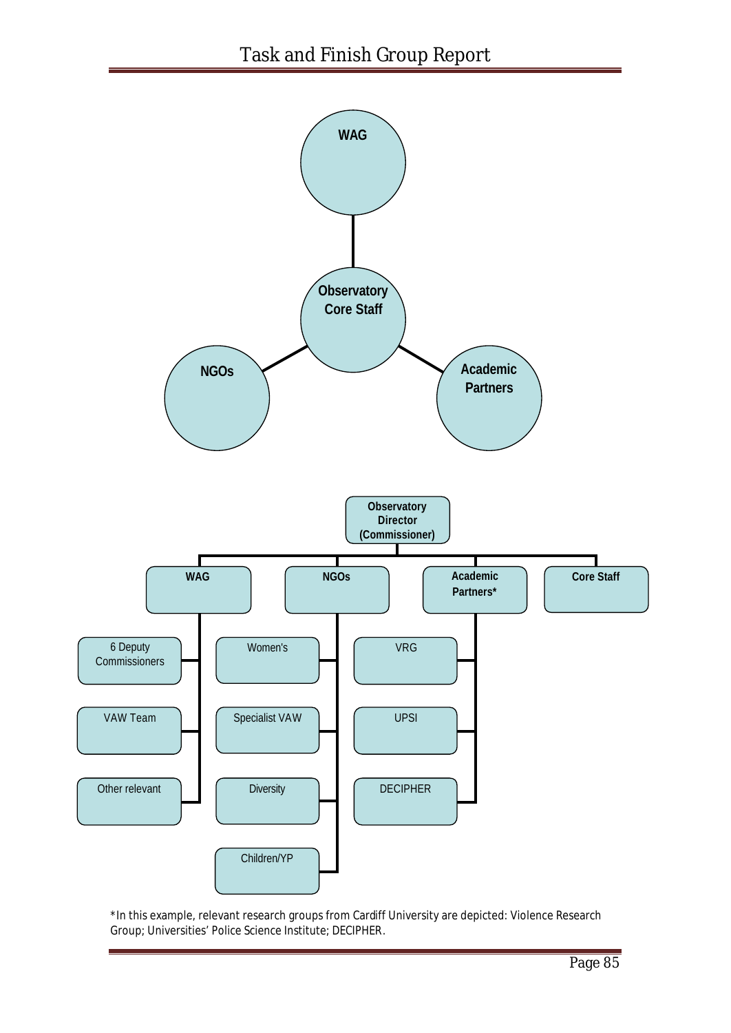WAG

Observatory Core Staff

NGOs

Academic Partners

Observatory Director (Commissioner)

- WAG
  - 6 Deputy Commissioners
  - VAW Team
  - Other relevant
- NGOs
  - Women's
  - Specialist VAW
  - Diversity
  - Children/YP
- Academic Partners*
  - VRG
  - UPSI
  - DECIPHER
- Core Staff

*In this example, relevant research groups from Cardiff University are depicted: Violence Research Group; Universities' Police Science Institute; DECIPHER.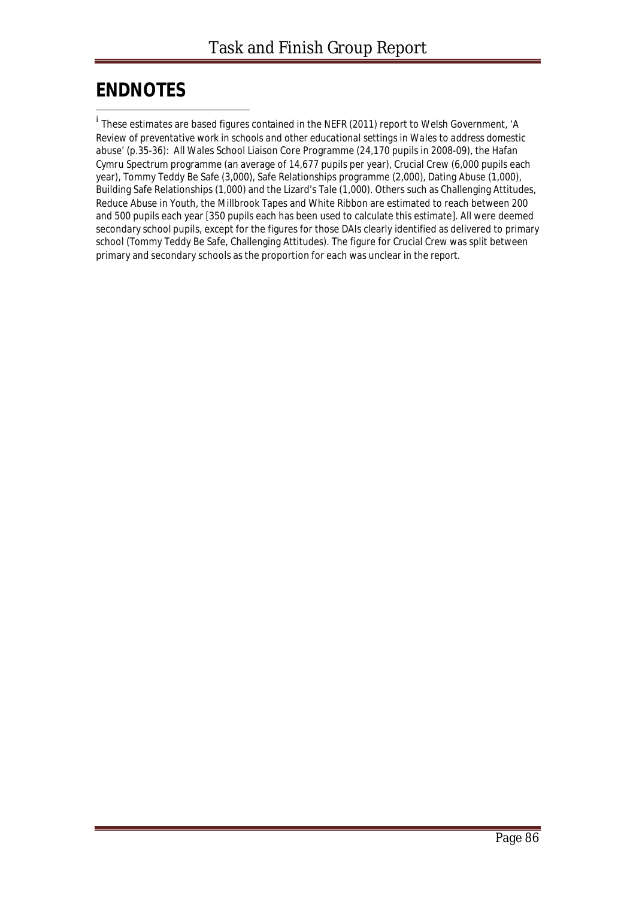# ENDNOTES

[i] These estimates are based figures contained in the NEFR (2011) report to Welsh Government, 'A Review of preventative work in schools and other educational settings in Wales to address domestic abuse' (p.35-36): All Wales School Liaison Core Programme (24,170 pupils in 2008-09), the Hafan Cymru Spectrum programme (an average of 14,677 pupils per year), Crucial Crew (6,000 pupils each year), Tommy Teddy Be Safe (3,000), Safe Relationships programme (2,000), Dating Abuse (1,000), Building Safe Relationships (1,000) and the Lizard's Tale (1,000). Others such as Challenging Attitudes, Reduce Abuse in Youth, the Millbrook Tapes and White Ribbon are estimated to reach between 200 and 500 pupils each year [350 pupils each has been used to calculate this estimate]. All were deemed secondary school pupils, except for the figures for those DAIs clearly identified as delivered to primary school (Tommy Teddy Be Safe, Challenging Attitudes). The figure for Crucial Crew was split between primary and secondary schools as the proportion for each was unclear in the report.